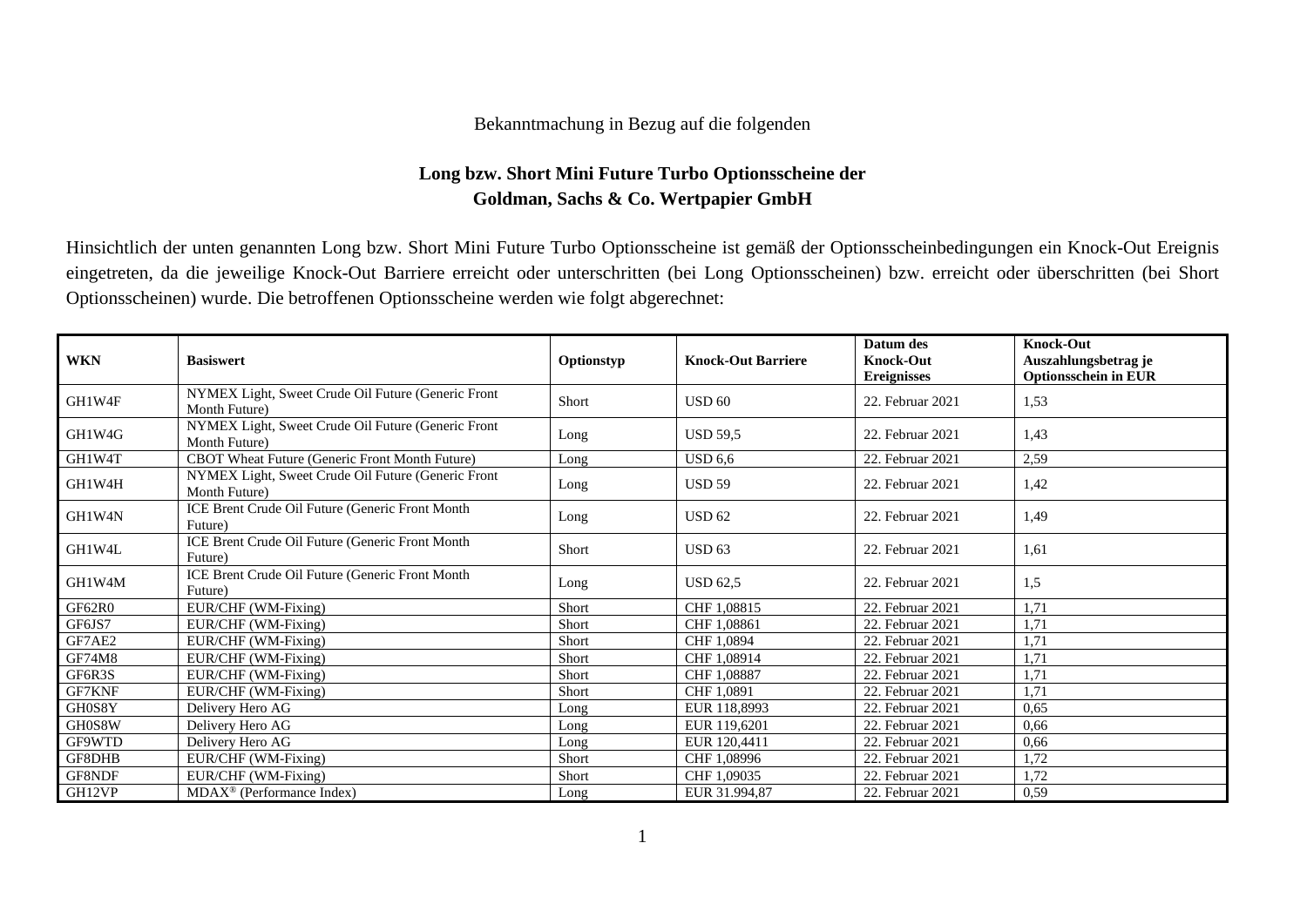Bekanntmachung in Bezug auf die folgenden

**Long bzw. Short Mini Future Turbo Optionsscheine der Goldman, Sachs & Co. Wertpapier GmbH**

Hinsichtlich der unten genannten Long bzw. Short Mini Future Turbo Optionsscheine ist gemäß der Optionsscheinbedingungen ein Knock-Out Ereignis eingetreten, da die jeweilige Knock-Out Barriere erreicht oder unterschritten (bei Long Optionsscheinen) bzw. erreicht oder überschritten (bei Short Optionsscheinen) wurde. Die betroffenen Optionsscheine werden wie folgt abgerechnet:

| WKN | Basiswert | Optionstyp | Knock-Out Barriere | Datum des Knock-Out Ereignisses | Knock-Out Auszahlungsbetrag je Optionsschein in EUR |
|---|---|---|---|---|---|
| GH1W4F | NYMEX Light, Sweet Crude Oil Future (Generic Front Month Future) | Short | USD 60 | 22. Februar 2021 | 1,53 |
| GH1W4G | NYMEX Light, Sweet Crude Oil Future (Generic Front Month Future) | Long | USD 59,5 | 22. Februar 2021 | 1,43 |
| GH1W4T | CBOT Wheat Future (Generic Front Month Future) | Long | USD 6,6 | 22. Februar 2021 | 2,59 |
| GH1W4H | NYMEX Light, Sweet Crude Oil Future (Generic Front Month Future) | Long | USD 59 | 22. Februar 2021 | 1,42 |
| GH1W4N | ICE Brent Crude Oil Future (Generic Front Month Future) | Long | USD 62 | 22. Februar 2021 | 1,49 |
| GH1W4L | ICE Brent Crude Oil Future (Generic Front Month Future) | Short | USD 63 | 22. Februar 2021 | 1,61 |
| GH1W4M | ICE Brent Crude Oil Future (Generic Front Month Future) | Long | USD 62,5 | 22. Februar 2021 | 1,5 |
| GF62R0 | EUR/CHF (WM-Fixing) | Short | CHF 1,08815 | 22. Februar 2021 | 1,71 |
| GF6JS7 | EUR/CHF (WM-Fixing) | Short | CHF 1,08861 | 22. Februar 2021 | 1,71 |
| GF7AE2 | EUR/CHF (WM-Fixing) | Short | CHF 1,0894 | 22. Februar 2021 | 1,71 |
| GF74M8 | EUR/CHF (WM-Fixing) | Short | CHF 1,08914 | 22. Februar 2021 | 1,71 |
| GF6R3S | EUR/CHF (WM-Fixing) | Short | CHF 1,08887 | 22. Februar 2021 | 1,71 |
| GF7KNF | EUR/CHF (WM-Fixing) | Short | CHF 1,0891 | 22. Februar 2021 | 1,71 |
| GH0S8Y | Delivery Hero AG | Long | EUR 118,8993 | 22. Februar 2021 | 0,65 |
| GH0S8W | Delivery Hero AG | Long | EUR 119,6201 | 22. Februar 2021 | 0,66 |
| GF9WTD | Delivery Hero AG | Long | EUR 120,4411 | 22. Februar 2021 | 0,66 |
| GF8DHB | EUR/CHF (WM-Fixing) | Short | CHF 1,08996 | 22. Februar 2021 | 1,72 |
| GF8NDF | EUR/CHF (WM-Fixing) | Short | CHF 1,09035 | 22. Februar 2021 | 1,72 |
| GH12VP | MDAX® (Performance Index) | Long | EUR 31.994,87 | 22. Februar 2021 | 0,59 |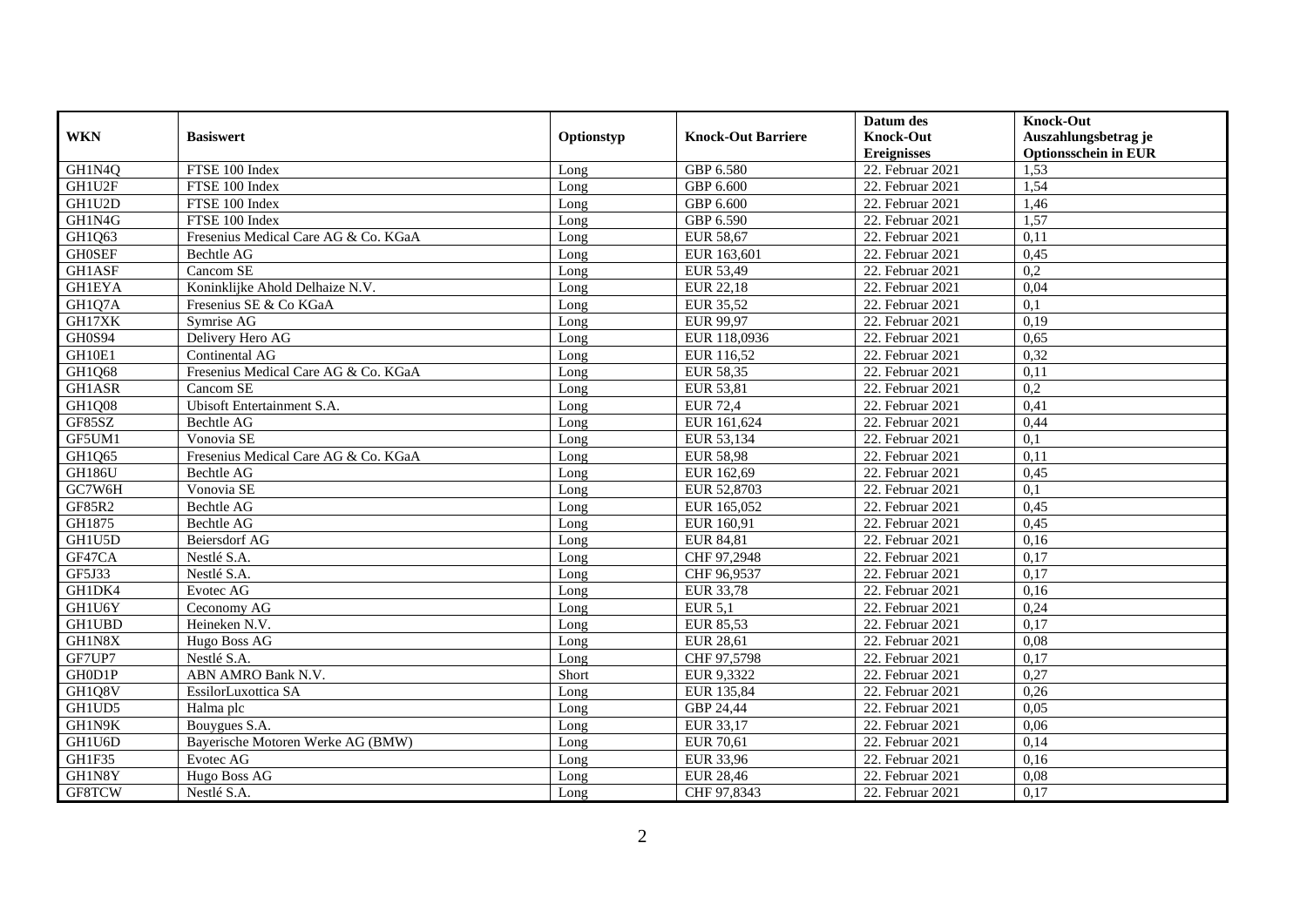| WKN | Basiswert | Optionstyp | Knock-Out Barriere | Datum des Knock-Out Ereignisses | Knock-Out Auszahlungsbetrag je Optionsschein in EUR |
|---|---|---|---|---|---|
| GH1N4Q | FTSE 100 Index | Long | GBP 6.580 | 22. Februar 2021 | 1,53 |
| GH1U2F | FTSE 100 Index | Long | GBP 6.600 | 22. Februar 2021 | 1,54 |
| GH1U2D | FTSE 100 Index | Long | GBP 6.600 | 22. Februar 2021 | 1,46 |
| GH1N4G | FTSE 100 Index | Long | GBP 6.590 | 22. Februar 2021 | 1,57 |
| GH1Q63 | Fresenius Medical Care AG & Co. KGaA | Long | EUR 58,67 | 22. Februar 2021 | 0,11 |
| GH0SEF | Bechtle AG | Long | EUR 163,601 | 22. Februar 2021 | 0,45 |
| GH1ASF | Cancom SE | Long | EUR 53,49 | 22. Februar 2021 | 0,2 |
| GH1EYA | Koninklijke Ahold Delhaize N.V. | Long | EUR 22,18 | 22. Februar 2021 | 0,04 |
| GH1Q7A | Fresenius SE & Co KGaA | Long | EUR 35,52 | 22. Februar 2021 | 0,1 |
| GH17XK | Symrise AG | Long | EUR 99,97 | 22. Februar 2021 | 0,19 |
| GH0S94 | Delivery Hero AG | Long | EUR 118,0936 | 22. Februar 2021 | 0,65 |
| GH10E1 | Continental AG | Long | EUR 116,52 | 22. Februar 2021 | 0,32 |
| GH1Q68 | Fresenius Medical Care AG & Co. KGaA | Long | EUR 58,35 | 22. Februar 2021 | 0,11 |
| GH1ASR | Cancom SE | Long | EUR 53,81 | 22. Februar 2021 | 0,2 |
| GH1Q08 | Ubisoft Entertainment S.A. | Long | EUR 72,4 | 22. Februar 2021 | 0,41 |
| GF85SZ | Bechtle AG | Long | EUR 161,624 | 22. Februar 2021 | 0,44 |
| GF5UM1 | Vonovia SE | Long | EUR 53,134 | 22. Februar 2021 | 0,1 |
| GH1Q65 | Fresenius Medical Care AG & Co. KGaA | Long | EUR 58,98 | 22. Februar 2021 | 0,11 |
| GH186U | Bechtle AG | Long | EUR 162,69 | 22. Februar 2021 | 0,45 |
| GC7W6H | Vonovia SE | Long | EUR 52,8703 | 22. Februar 2021 | 0,1 |
| GF85R2 | Bechtle AG | Long | EUR 165,052 | 22. Februar 2021 | 0,45 |
| GH1875 | Bechtle AG | Long | EUR 160,91 | 22. Februar 2021 | 0,45 |
| GH1U5D | Beiersdorf AG | Long | EUR 84,81 | 22. Februar 2021 | 0,16 |
| GF47CA | Nestlé S.A. | Long | CHF 97,2948 | 22. Februar 2021 | 0,17 |
| GF5J33 | Nestlé S.A. | Long | CHF 96,9537 | 22. Februar 2021 | 0,17 |
| GH1DK4 | Evotec AG | Long | EUR 33,78 | 22. Februar 2021 | 0,16 |
| GH1U6Y | Ceconomy AG | Long | EUR 5,1 | 22. Februar 2021 | 0,24 |
| GH1UBD | Heineken N.V. | Long | EUR 85,53 | 22. Februar 2021 | 0,17 |
| GH1N8X | Hugo Boss AG | Long | EUR 28,61 | 22. Februar 2021 | 0,08 |
| GF7UP7 | Nestlé S.A. | Long | CHF 97,5798 | 22. Februar 2021 | 0,17 |
| GH0D1P | ABN AMRO Bank N.V. | Short | EUR 9,3322 | 22. Februar 2021 | 0,27 |
| GH1Q8V | EssilorLuxottica SA | Long | EUR 135,84 | 22. Februar 2021 | 0,26 |
| GH1UD5 | Halma plc | Long | GBP 24,44 | 22. Februar 2021 | 0,05 |
| GH1N9K | Bouygues S.A. | Long | EUR 33,17 | 22. Februar 2021 | 0,06 |
| GH1U6D | Bayerische Motoren Werke AG (BMW) | Long | EUR 70,61 | 22. Februar 2021 | 0,14 |
| GH1F35 | Evotec AG | Long | EUR 33,96 | 22. Februar 2021 | 0,16 |
| GH1N8Y | Hugo Boss AG | Long | EUR 28,46 | 22. Februar 2021 | 0,08 |
| GF8TCW | Nestlé S.A. | Long | CHF 97,8343 | 22. Februar 2021 | 0,17 |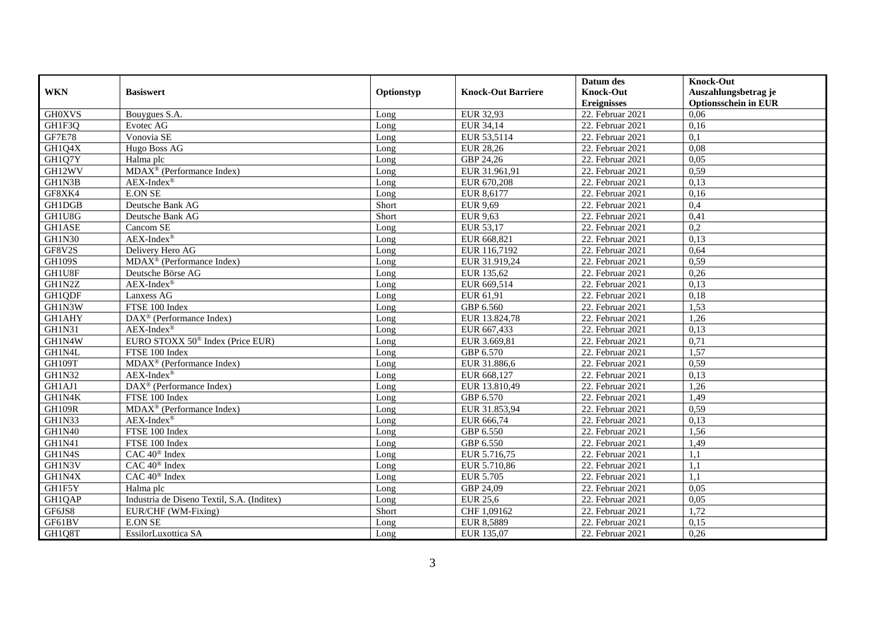| WKN | Basiswert | Optionstyp | Knock-Out Barriere | Datum des Knock-Out Ereignisses | Knock-Out Auszahlungsbetrag je Optionsschein in EUR |
|---|---|---|---|---|---|
| GH0XVS | Bouygues S.A. | Long | EUR 32,93 | 22. Februar 2021 | 0,06 |
| GH1F3Q | Evotec AG | Long | EUR 34,14 | 22. Februar 2021 | 0,16 |
| GF7E78 | Vonovia SE | Long | EUR 53,5114 | 22. Februar 2021 | 0,1 |
| GH1Q4X | Hugo Boss AG | Long | EUR 28,26 | 22. Februar 2021 | 0,08 |
| GH1Q7Y | Halma plc | Long | GBP 24,26 | 22. Februar 2021 | 0,05 |
| GH12WV | MDAX® (Performance Index) | Long | EUR 31.961,91 | 22. Februar 2021 | 0,59 |
| GH1N3B | AEX-Index® | Long | EUR 670,208 | 22. Februar 2021 | 0,13 |
| GF8XK4 | E.ON SE | Long | EUR 8,6177 | 22. Februar 2021 | 0,16 |
| GH1DGB | Deutsche Bank AG | Short | EUR 9,69 | 22. Februar 2021 | 0,4 |
| GH1U8G | Deutsche Bank AG | Short | EUR 9,63 | 22. Februar 2021 | 0,41 |
| GH1ASE | Cancom SE | Long | EUR 53,17 | 22. Februar 2021 | 0,2 |
| GH1N30 | AEX-Index® | Long | EUR 668,821 | 22. Februar 2021 | 0,13 |
| GF8V2S | Delivery Hero AG | Long | EUR 116,7192 | 22. Februar 2021 | 0,64 |
| GH109S | MDAX® (Performance Index) | Long | EUR 31.919,24 | 22. Februar 2021 | 0,59 |
| GH1U8F | Deutsche Börse AG | Long | EUR 135,62 | 22. Februar 2021 | 0,26 |
| GH1N2Z | AEX-Index® | Long | EUR 669,514 | 22. Februar 2021 | 0,13 |
| GH1QDF | Lanxess AG | Long | EUR 61,91 | 22. Februar 2021 | 0,18 |
| GH1N3W | FTSE 100 Index | Long | GBP 6.560 | 22. Februar 2021 | 1,53 |
| GH1AHY | DAX® (Performance Index) | Long | EUR 13.824,78 | 22. Februar 2021 | 1,26 |
| GH1N31 | AEX-Index® | Long | EUR 667,433 | 22. Februar 2021 | 0,13 |
| GH1N4W | EURO STOXX 50® Index (Price EUR) | Long | EUR 3.669,81 | 22. Februar 2021 | 0,71 |
| GH1N4L | FTSE 100 Index | Long | GBP 6.570 | 22. Februar 2021 | 1,57 |
| GH109T | MDAX® (Performance Index) | Long | EUR 31.886,6 | 22. Februar 2021 | 0,59 |
| GH1N32 | AEX-Index® | Long | EUR 668,127 | 22. Februar 2021 | 0,13 |
| GH1AJ1 | DAX® (Performance Index) | Long | EUR 13.810,49 | 22. Februar 2021 | 1,26 |
| GH1N4K | FTSE 100 Index | Long | GBP 6.570 | 22. Februar 2021 | 1,49 |
| GH109R | MDAX® (Performance Index) | Long | EUR 31.853,94 | 22. Februar 2021 | 0,59 |
| GH1N33 | AEX-Index® | Long | EUR 666,74 | 22. Februar 2021 | 0,13 |
| GH1N40 | FTSE 100 Index | Long | GBP 6.550 | 22. Februar 2021 | 1,56 |
| GH1N41 | FTSE 100 Index | Long | GBP 6.550 | 22. Februar 2021 | 1,49 |
| GH1N4S | CAC 40® Index | Long | EUR 5.716,75 | 22. Februar 2021 | 1,1 |
| GH1N3V | CAC 40® Index | Long | EUR 5.710,86 | 22. Februar 2021 | 1,1 |
| GH1N4X | CAC 40® Index | Long | EUR 5.705 | 22. Februar 2021 | 1,1 |
| GH1F5Y | Halma plc | Long | GBP 24,09 | 22. Februar 2021 | 0,05 |
| GH1QAP | Industria de Diseno Textil, S.A. (Inditex) | Long | EUR 25,6 | 22. Februar 2021 | 0,05 |
| GF6JS8 | EUR/CHF (WM-Fixing) | Short | CHF 1,09162 | 22. Februar 2021 | 1,72 |
| GF61BV | E.ON SE | Long | EUR 8,5889 | 22. Februar 2021 | 0,15 |
| GH1Q8T | EssilorLuxottica SA | Long | EUR 135,07 | 22. Februar 2021 | 0,26 |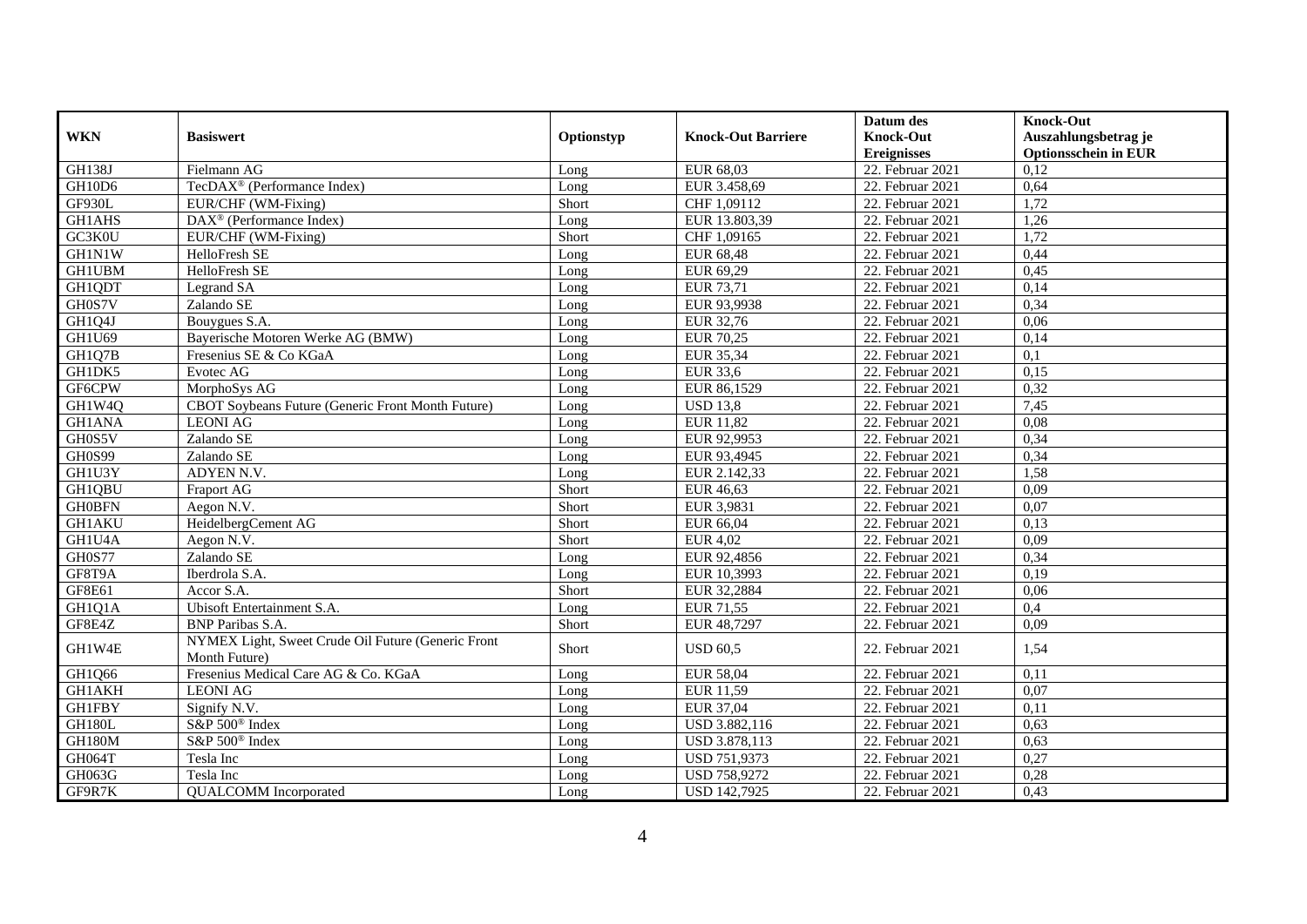| WKN | Basiswert | Optionstyp | Knock-Out Barriere | Datum des Knock-Out Ereignisses | Knock-Out Auszahlungsbetrag je Optionsschein in EUR |
|---|---|---|---|---|---|
| GH138J | Fielmann AG | Long | EUR 68,03 | 22. Februar 2021 | 0,12 |
| GH10D6 | TecDAX® (Performance Index) | Long | EUR 3.458,69 | 22. Februar 2021 | 0,64 |
| GF930L | EUR/CHF (WM-Fixing) | Short | CHF 1,09112 | 22. Februar 2021 | 1,72 |
| GH1AHS | DAX® (Performance Index) | Long | EUR 13.803,39 | 22. Februar 2021 | 1,26 |
| GC3K0U | EUR/CHF (WM-Fixing) | Short | CHF 1,09165 | 22. Februar 2021 | 1,72 |
| GH1N1W | HelloFresh SE | Long | EUR 68,48 | 22. Februar 2021 | 0,44 |
| GH1UBM | HelloFresh SE | Long | EUR 69,29 | 22. Februar 2021 | 0,45 |
| GH1QDT | Legrand SA | Long | EUR 73,71 | 22. Februar 2021 | 0,14 |
| GH0S7V | Zalando SE | Long | EUR 93,9938 | 22. Februar 2021 | 0,34 |
| GH1Q4J | Bouygues S.A. | Long | EUR 32,76 | 22. Februar 2021 | 0,06 |
| GH1U69 | Bayerische Motoren Werke AG (BMW) | Long | EUR 70,25 | 22. Februar 2021 | 0,14 |
| GH1Q7B | Fresenius SE & Co KGaA | Long | EUR 35,34 | 22. Februar 2021 | 0,1 |
| GH1DK5 | Evotec AG | Long | EUR 33,6 | 22. Februar 2021 | 0,15 |
| GF6CPW | MorphoSys AG | Long | EUR 86,1529 | 22. Februar 2021 | 0,32 |
| GH1W4Q | CBOT Soybeans Future (Generic Front Month Future) | Long | USD 13,8 | 22. Februar 2021 | 7,45 |
| GH1ANA | LEONI AG | Long | EUR 11,82 | 22. Februar 2021 | 0,08 |
| GH0S5V | Zalando SE | Long | EUR 92,9953 | 22. Februar 2021 | 0,34 |
| GH0S99 | Zalando SE | Long | EUR 93,4945 | 22. Februar 2021 | 0,34 |
| GH1U3Y | ADYEN N.V. | Long | EUR 2.142,33 | 22. Februar 2021 | 1,58 |
| GH1QBU | Fraport AG | Short | EUR 46,63 | 22. Februar 2021 | 0,09 |
| GH0BFN | Aegon N.V. | Short | EUR 3,9831 | 22. Februar 2021 | 0,07 |
| GH1AKU | HeidelbergCement AG | Short | EUR 66,04 | 22. Februar 2021 | 0,13 |
| GH1U4A | Aegon N.V. | Short | EUR 4,02 | 22. Februar 2021 | 0,09 |
| GH0S77 | Zalando SE | Long | EUR 92,4856 | 22. Februar 2021 | 0,34 |
| GF8T9A | Iberdrola S.A. | Long | EUR 10,3993 | 22. Februar 2021 | 0,19 |
| GF8E61 | Accor S.A. | Short | EUR 32,2884 | 22. Februar 2021 | 0,06 |
| GH1Q1A | Ubisoft Entertainment S.A. | Long | EUR 71,55 | 22. Februar 2021 | 0,4 |
| GF8E4Z | BNP Paribas S.A. | Short | EUR 48,7297 | 22. Februar 2021 | 0,09 |
| GH1W4E | NYMEX Light, Sweet Crude Oil Future (Generic Front Month Future) | Short | USD 60,5 | 22. Februar 2021 | 1,54 |
| GH1Q66 | Fresenius Medical Care AG & Co. KGaA | Long | EUR 58,04 | 22. Februar 2021 | 0,11 |
| GH1AKH | LEONI AG | Long | EUR 11,59 | 22. Februar 2021 | 0,07 |
| GH1FBY | Signify N.V. | Long | EUR 37,04 | 22. Februar 2021 | 0,11 |
| GH180L | S&P 500® Index | Long | USD 3.882,116 | 22. Februar 2021 | 0,63 |
| GH180M | S&P 500® Index | Long | USD 3.878,113 | 22. Februar 2021 | 0,63 |
| GH064T | Tesla Inc | Long | USD 751,9373 | 22. Februar 2021 | 0,27 |
| GH063G | Tesla Inc | Long | USD 758,9272 | 22. Februar 2021 | 0,28 |
| GF9R7K | QUALCOMM Incorporated | Long | USD 142,7925 | 22. Februar 2021 | 0,43 |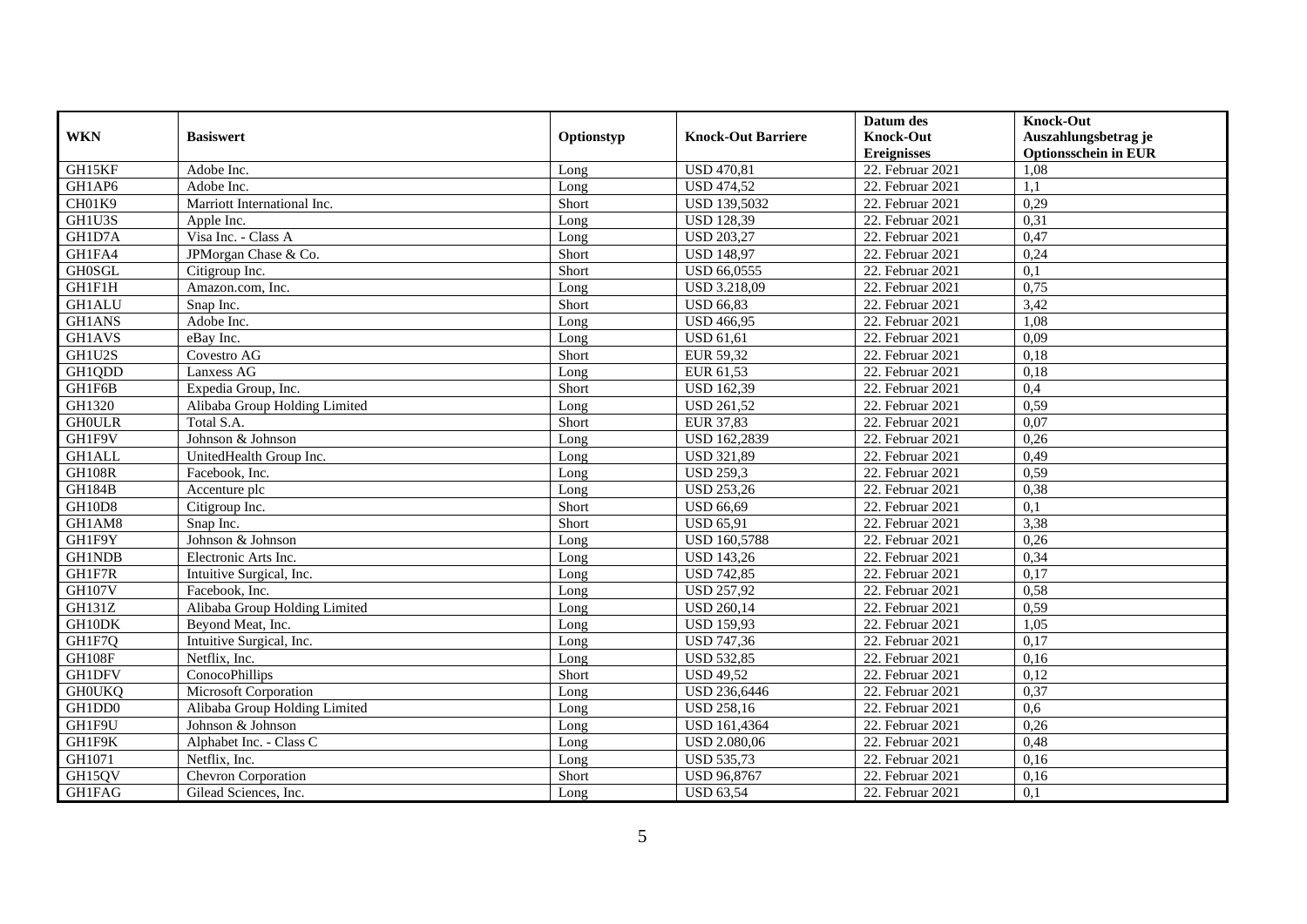| WKN | Basiswert | Optionstyp | Knock-Out Barriere | Datum des Knock-Out Ereignisses | Knock-Out Auszahlungsbetrag je Optionsschein in EUR |
|---|---|---|---|---|---|
| GH15KF | Adobe Inc. | Long | USD 470,81 | 22. Februar 2021 | 1,08 |
| GH1AP6 | Adobe Inc. | Long | USD 474,52 | 22. Februar 2021 | 1,1 |
| CH01K9 | Marriott International Inc. | Short | USD 139,5032 | 22. Februar 2021 | 0,29 |
| GH1U3S | Apple Inc. | Long | USD 128,39 | 22. Februar 2021 | 0,31 |
| GH1D7A | Visa Inc. - Class A | Long | USD 203,27 | 22. Februar 2021 | 0,47 |
| GH1FA4 | JPMorgan Chase & Co. | Short | USD 148,97 | 22. Februar 2021 | 0,24 |
| GH0SGL | Citigroup Inc. | Short | USD 66,0555 | 22. Februar 2021 | 0,1 |
| GH1F1H | Amazon.com, Inc. | Long | USD 3.218,09 | 22. Februar 2021 | 0,75 |
| GH1ALU | Snap Inc. | Short | USD 66,83 | 22. Februar 2021 | 3,42 |
| GH1ANS | Adobe Inc. | Long | USD 466,95 | 22. Februar 2021 | 1,08 |
| GH1AVS | eBay Inc. | Long | USD 61,61 | 22. Februar 2021 | 0,09 |
| GH1U2S | Covestro AG | Short | EUR 59,32 | 22. Februar 2021 | 0,18 |
| GH1QDD | Lanxess AG | Long | EUR 61,53 | 22. Februar 2021 | 0,18 |
| GH1F6B | Expedia Group, Inc. | Short | USD 162,39 | 22. Februar 2021 | 0,4 |
| GH1320 | Alibaba Group Holding Limited | Long | USD 261,52 | 22. Februar 2021 | 0,59 |
| GH0ULR | Total S.A. | Short | EUR 37,83 | 22. Februar 2021 | 0,07 |
| GH1F9V | Johnson & Johnson | Long | USD 162,2839 | 22. Februar 2021 | 0,26 |
| GH1ALL | UnitedHealth Group Inc. | Long | USD 321,89 | 22. Februar 2021 | 0,49 |
| GH108R | Facebook, Inc. | Long | USD 259,3 | 22. Februar 2021 | 0,59 |
| GH184B | Accenture plc | Long | USD 253,26 | 22. Februar 2021 | 0,38 |
| GH10D8 | Citigroup Inc. | Short | USD 66,69 | 22. Februar 2021 | 0,1 |
| GH1AM8 | Snap Inc. | Short | USD 65,91 | 22. Februar 2021 | 3,38 |
| GH1F9Y | Johnson & Johnson | Long | USD 160,5788 | 22. Februar 2021 | 0,26 |
| GH1NDB | Electronic Arts Inc. | Long | USD 143,26 | 22. Februar 2021 | 0,34 |
| GH1F7R | Intuitive Surgical, Inc. | Long | USD 742,85 | 22. Februar 2021 | 0,17 |
| GH107V | Facebook, Inc. | Long | USD 257,92 | 22. Februar 2021 | 0,58 |
| GH131Z | Alibaba Group Holding Limited | Long | USD 260,14 | 22. Februar 2021 | 0,59 |
| GH10DK | Beyond Meat, Inc. | Long | USD 159,93 | 22. Februar 2021 | 1,05 |
| GH1F7Q | Intuitive Surgical, Inc. | Long | USD 747,36 | 22. Februar 2021 | 0,17 |
| GH108F | Netflix, Inc. | Long | USD 532,85 | 22. Februar 2021 | 0,16 |
| GH1DFV | ConocoPhillips | Short | USD 49,52 | 22. Februar 2021 | 0,12 |
| GH0UKQ | Microsoft Corporation | Long | USD 236,6446 | 22. Februar 2021 | 0,37 |
| GH1DD0 | Alibaba Group Holding Limited | Long | USD 258,16 | 22. Februar 2021 | 0,6 |
| GH1F9U | Johnson & Johnson | Long | USD 161,4364 | 22. Februar 2021 | 0,26 |
| GH1F9K | Alphabet Inc. - Class C | Long | USD 2.080,06 | 22. Februar 2021 | 0,48 |
| GH1071 | Netflix, Inc. | Long | USD 535,73 | 22. Februar 2021 | 0,16 |
| GH15QV | Chevron Corporation | Short | USD 96,8767 | 22. Februar 2021 | 0,16 |
| GH1FAG | Gilead Sciences, Inc. | Long | USD 63,54 | 22. Februar 2021 | 0,1 |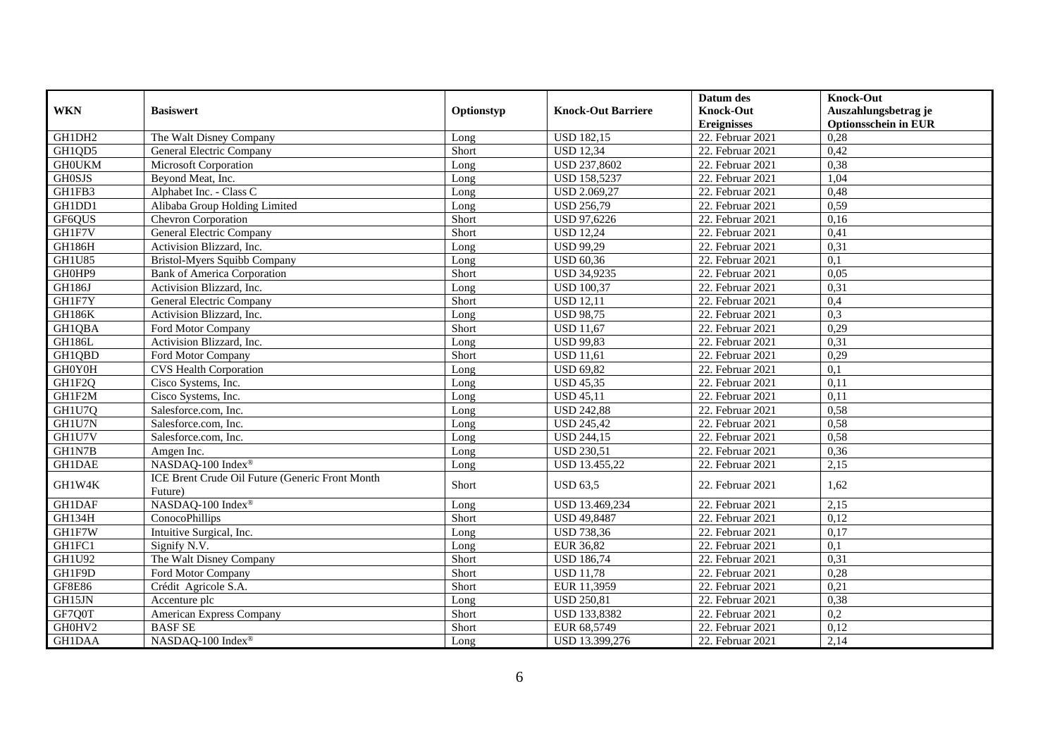| WKN | Basiswert | Optionstyp | Knock-Out Barriere | Datum des Knock-Out Ereignisses | Knock-Out Auszahlungsbetrag je Optionsschein in EUR |
|---|---|---|---|---|---|
| GH1DH2 | The Walt Disney Company | Long | USD 182,15 | 22. Februar 2021 | 0,28 |
| GH1QD5 | General Electric Company | Short | USD 12,34 | 22. Februar 2021 | 0,42 |
| GH0UKM | Microsoft Corporation | Long | USD 237,8602 | 22. Februar 2021 | 0,38 |
| GH0SJS | Beyond Meat, Inc. | Long | USD 158,5237 | 22. Februar 2021 | 1,04 |
| GH1FB3 | Alphabet Inc. - Class C | Long | USD 2.069,27 | 22. Februar 2021 | 0,48 |
| GH1DD1 | Alibaba Group Holding Limited | Long | USD 256,79 | 22. Februar 2021 | 0,59 |
| GF6QUS | Chevron Corporation | Short | USD 97,6226 | 22. Februar 2021 | 0,16 |
| GH1F7V | General Electric Company | Short | USD 12,24 | 22. Februar 2021 | 0,41 |
| GH186H | Activision Blizzard, Inc. | Long | USD 99,29 | 22. Februar 2021 | 0,31 |
| GH1U85 | Bristol-Myers Squibb Company | Long | USD 60,36 | 22. Februar 2021 | 0,1 |
| GH0HP9 | Bank of America Corporation | Short | USD 34,9235 | 22. Februar 2021 | 0,05 |
| GH186J | Activision Blizzard, Inc. | Long | USD 100,37 | 22. Februar 2021 | 0,31 |
| GH1F7Y | General Electric Company | Short | USD 12,11 | 22. Februar 2021 | 0,4 |
| GH186K | Activision Blizzard, Inc. | Long | USD 98,75 | 22. Februar 2021 | 0,3 |
| GH1QBA | Ford Motor Company | Short | USD 11,67 | 22. Februar 2021 | 0,29 |
| GH186L | Activision Blizzard, Inc. | Long | USD 99,83 | 22. Februar 2021 | 0,31 |
| GH1QBD | Ford Motor Company | Short | USD 11,61 | 22. Februar 2021 | 0,29 |
| GH0Y0H | CVS Health Corporation | Long | USD 69,82 | 22. Februar 2021 | 0,1 |
| GH1F2Q | Cisco Systems, Inc. | Long | USD 45,35 | 22. Februar 2021 | 0,11 |
| GH1F2M | Cisco Systems, Inc. | Long | USD 45,11 | 22. Februar 2021 | 0,11 |
| GH1U7Q | Salesforce.com, Inc. | Long | USD 242,88 | 22. Februar 2021 | 0,58 |
| GH1U7N | Salesforce.com, Inc. | Long | USD 245,42 | 22. Februar 2021 | 0,58 |
| GH1U7V | Salesforce.com, Inc. | Long | USD 244,15 | 22. Februar 2021 | 0,58 |
| GH1N7B | Amgen Inc. | Long | USD 230,51 | 22. Februar 2021 | 0,36 |
| GH1DAE | NASDAQ-100 Index® | Long | USD 13.455,22 | 22. Februar 2021 | 2,15 |
| GH1W4K | ICE Brent Crude Oil Future (Generic Front Month Future) | Short | USD 63,5 | 22. Februar 2021 | 1,62 |
| GH1DAF | NASDAQ-100 Index® | Long | USD 13.469,234 | 22. Februar 2021 | 2,15 |
| GH134H | ConocoPhillips | Short | USD 49,8487 | 22. Februar 2021 | 0,12 |
| GH1F7W | Intuitive Surgical, Inc. | Long | USD 738,36 | 22. Februar 2021 | 0,17 |
| GH1FC1 | Signify N.V. | Long | EUR 36,82 | 22. Februar 2021 | 0,1 |
| GH1U92 | The Walt Disney Company | Short | USD 186,74 | 22. Februar 2021 | 0,31 |
| GH1F9D | Ford Motor Company | Short | USD 11,78 | 22. Februar 2021 | 0,28 |
| GF8E86 | Crédit Agricole S.A. | Short | EUR 11,3959 | 22. Februar 2021 | 0,21 |
| GH15JN | Accenture plc | Long | USD 250,81 | 22. Februar 2021 | 0,38 |
| GF7Q0T | American Express Company | Short | USD 133,8382 | 22. Februar 2021 | 0,2 |
| GH0HV2 | BASF SE | Short | EUR 68,5749 | 22. Februar 2021 | 0,12 |
| GH1DAA | NASDAQ-100 Index® | Long | USD 13.399,276 | 22. Februar 2021 | 2,14 |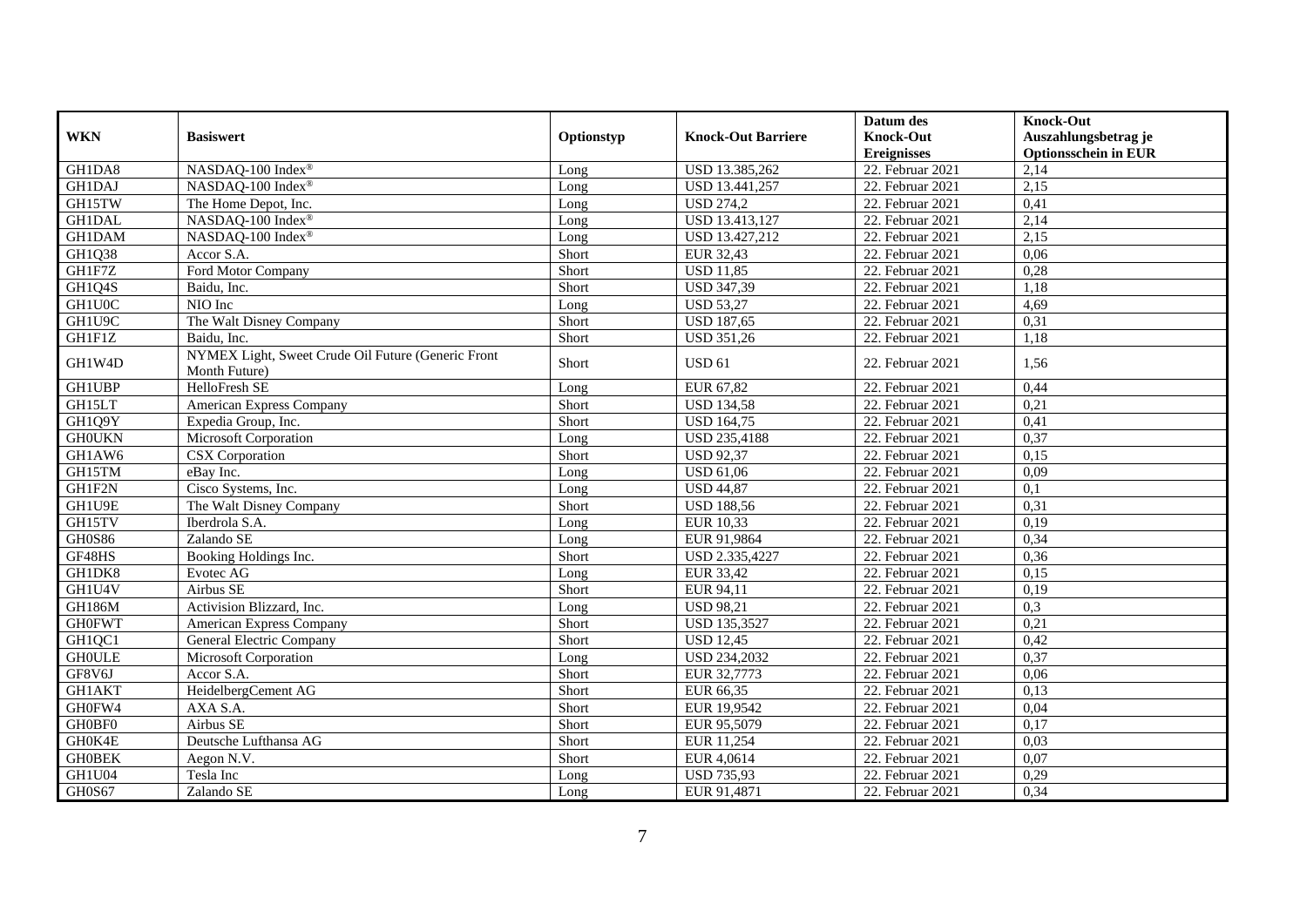| WKN | Basiswert | Optionstyp | Knock-Out Barriere | Datum des Knock-Out Ereignisses | Knock-Out Auszahlungsbetrag je Optionsschein in EUR |
|---|---|---|---|---|---|
| GH1DA8 | NASDAQ-100 Index® | Long | USD 13.385,262 | 22. Februar 2021 | 2,14 |
| GH1DAJ | NASDAQ-100 Index® | Long | USD 13.441,257 | 22. Februar 2021 | 2,15 |
| GH15TW | The Home Depot, Inc. | Long | USD 274,2 | 22. Februar 2021 | 0,41 |
| GH1DAL | NASDAQ-100 Index® | Long | USD 13.413,127 | 22. Februar 2021 | 2,14 |
| GH1DAM | NASDAQ-100 Index® | Long | USD 13.427,212 | 22. Februar 2021 | 2,15 |
| GH1Q38 | Accor S.A. | Short | EUR 32,43 | 22. Februar 2021 | 0,06 |
| GH1F7Z | Ford Motor Company | Short | USD 11,85 | 22. Februar 2021 | 0,28 |
| GH1Q4S | Baidu, Inc. | Short | USD 347,39 | 22. Februar 2021 | 1,18 |
| GH1U0C | NIO Inc | Long | USD 53,27 | 22. Februar 2021 | 4,69 |
| GH1U9C | The Walt Disney Company | Short | USD 187,65 | 22. Februar 2021 | 0,31 |
| GH1F1Z | Baidu, Inc. | Short | USD 351,26 | 22. Februar 2021 | 1,18 |
| GH1W4D | NYMEX Light, Sweet Crude Oil Future (Generic Front Month Future) | Short | USD 61 | 22. Februar 2021 | 1,56 |
| GH1UBP | HelloFresh SE | Long | EUR 67,82 | 22. Februar 2021 | 0,44 |
| GH15LT | American Express Company | Short | USD 134,58 | 22. Februar 2021 | 0,21 |
| GH1Q9Y | Expedia Group, Inc. | Short | USD 164,75 | 22. Februar 2021 | 0,41 |
| GH0UKN | Microsoft Corporation | Long | USD 235,4188 | 22. Februar 2021 | 0,37 |
| GH1AW6 | CSX Corporation | Short | USD 92,37 | 22. Februar 2021 | 0,15 |
| GH15TM | eBay Inc. | Long | USD 61,06 | 22. Februar 2021 | 0,09 |
| GH1F2N | Cisco Systems, Inc. | Long | USD 44,87 | 22. Februar 2021 | 0,1 |
| GH1U9E | The Walt Disney Company | Short | USD 188,56 | 22. Februar 2021 | 0,31 |
| GH15TV | Iberdrola S.A. | Long | EUR 10,33 | 22. Februar 2021 | 0,19 |
| GH0S86 | Zalando SE | Long | EUR 91,9864 | 22. Februar 2021 | 0,34 |
| GF48HS | Booking Holdings Inc. | Short | USD 2.335,4227 | 22. Februar 2021 | 0,36 |
| GH1DK8 | Evotec AG | Long | EUR 33,42 | 22. Februar 2021 | 0,15 |
| GH1U4V | Airbus SE | Short | EUR 94,11 | 22. Februar 2021 | 0,19 |
| GH186M | Activision Blizzard, Inc. | Long | USD 98,21 | 22. Februar 2021 | 0,3 |
| GH0FWT | American Express Company | Short | USD 135,3527 | 22. Februar 2021 | 0,21 |
| GH1QC1 | General Electric Company | Short | USD 12,45 | 22. Februar 2021 | 0,42 |
| GH0ULE | Microsoft Corporation | Long | USD 234,2032 | 22. Februar 2021 | 0,37 |
| GF8V6J | Accor S.A. | Short | EUR 32,7773 | 22. Februar 2021 | 0,06 |
| GH1AKT | HeidelbergCement AG | Short | EUR 66,35 | 22. Februar 2021 | 0,13 |
| GH0FW4 | AXA S.A. | Short | EUR 19,9542 | 22. Februar 2021 | 0,04 |
| GH0BF0 | Airbus SE | Short | EUR 95,5079 | 22. Februar 2021 | 0,17 |
| GH0K4E | Deutsche Lufthansa AG | Short | EUR 11,254 | 22. Februar 2021 | 0,03 |
| GH0BEK | Aegon N.V. | Short | EUR 4,0614 | 22. Februar 2021 | 0,07 |
| GH1U04 | Tesla Inc | Long | USD 735,93 | 22. Februar 2021 | 0,29 |
| GH0S67 | Zalando SE | Long | EUR 91,4871 | 22. Februar 2021 | 0,34 |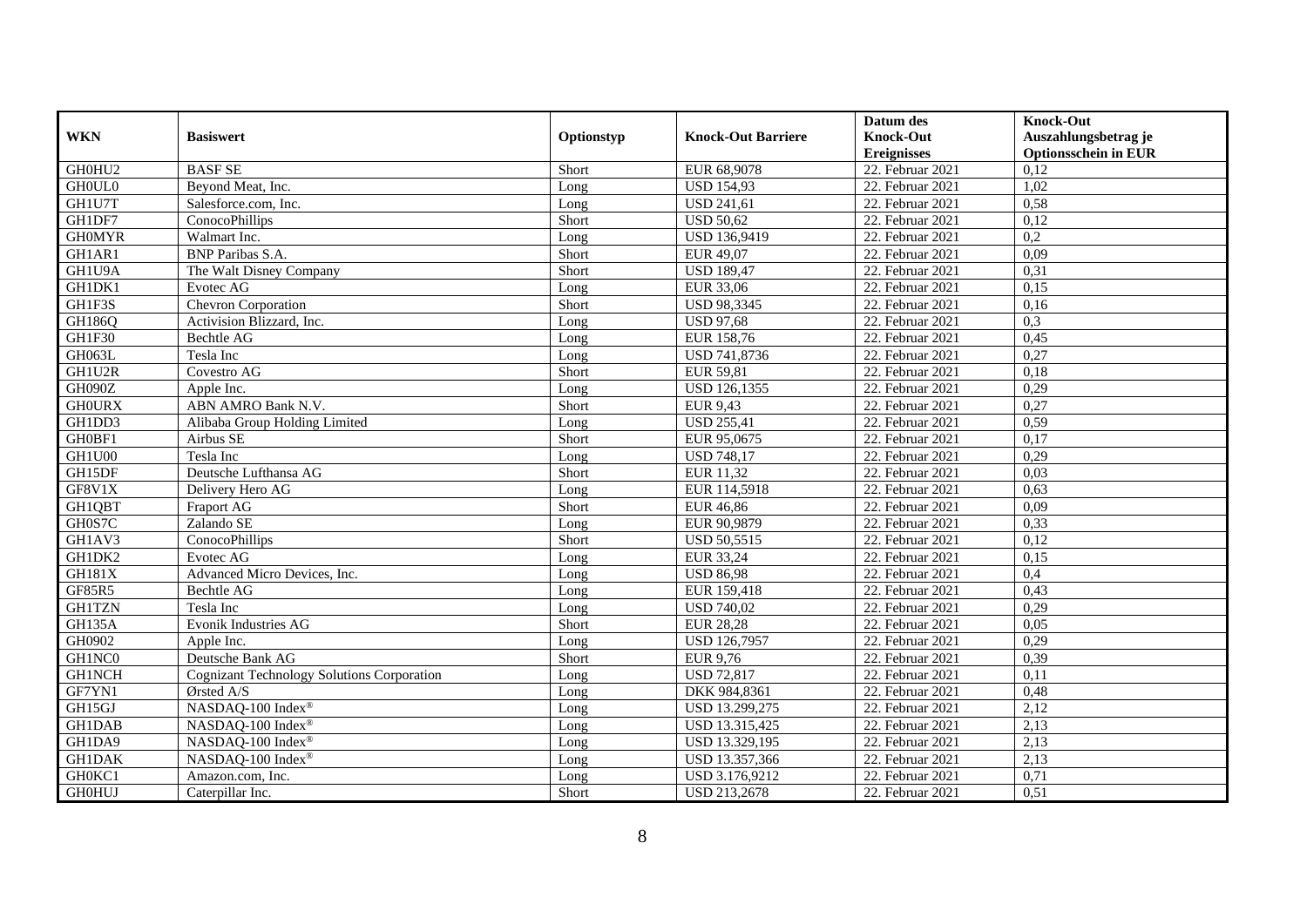| WKN | Basiswert | Optionstyp | Knock-Out Barriere | Datum des Knock-Out Ereignisses | Knock-Out Auszahlungsbetrag je Optionsschein in EUR |
|---|---|---|---|---|---|
| GH0HU2 | BASF SE | Short | EUR 68,9078 | 22. Februar 2021 | 0,12 |
| GH0UL0 | Beyond Meat, Inc. | Long | USD 154,93 | 22. Februar 2021 | 1,02 |
| GH1U7T | Salesforce.com, Inc. | Long | USD 241,61 | 22. Februar 2021 | 0,58 |
| GH1DF7 | ConocoPhillips | Short | USD 50,62 | 22. Februar 2021 | 0,12 |
| GH0MYR | Walmart Inc. | Long | USD 136,9419 | 22. Februar 2021 | 0,2 |
| GH1AR1 | BNP Paribas S.A. | Short | EUR 49,07 | 22. Februar 2021 | 0,09 |
| GH1U9A | The Walt Disney Company | Short | USD 189,47 | 22. Februar 2021 | 0,31 |
| GH1DK1 | Evotec AG | Long | EUR 33,06 | 22. Februar 2021 | 0,15 |
| GH1F3S | Chevron Corporation | Short | USD 98,3345 | 22. Februar 2021 | 0,16 |
| GH186Q | Activision Blizzard, Inc. | Long | USD 97,68 | 22. Februar 2021 | 0,3 |
| GH1F30 | Bechtle AG | Long | EUR 158,76 | 22. Februar 2021 | 0,45 |
| GH063L | Tesla Inc | Long | USD 741,8736 | 22. Februar 2021 | 0,27 |
| GH1U2R | Covestro AG | Short | EUR 59,81 | 22. Februar 2021 | 0,18 |
| GH090Z | Apple Inc. | Long | USD 126,1355 | 22. Februar 2021 | 0,29 |
| GH0URX | ABN AMRO Bank N.V. | Short | EUR 9,43 | 22. Februar 2021 | 0,27 |
| GH1DD3 | Alibaba Group Holding Limited | Long | USD 255,41 | 22. Februar 2021 | 0,59 |
| GH0BF1 | Airbus SE | Short | EUR 95,0675 | 22. Februar 2021 | 0,17 |
| GH1U00 | Tesla Inc | Long | USD 748,17 | 22. Februar 2021 | 0,29 |
| GH15DF | Deutsche Lufthansa AG | Short | EUR 11,32 | 22. Februar 2021 | 0,03 |
| GF8V1X | Delivery Hero AG | Long | EUR 114,5918 | 22. Februar 2021 | 0,63 |
| GH1QBT | Fraport AG | Short | EUR 46,86 | 22. Februar 2021 | 0,09 |
| GH0S7C | Zalando SE | Long | EUR 90,9879 | 22. Februar 2021 | 0,33 |
| GH1AV3 | ConocoPhillips | Short | USD 50,5515 | 22. Februar 2021 | 0,12 |
| GH1DK2 | Evotec AG | Long | EUR 33,24 | 22. Februar 2021 | 0,15 |
| GH181X | Advanced Micro Devices, Inc. | Long | USD 86,98 | 22. Februar 2021 | 0,4 |
| GF85R5 | Bechtle AG | Long | EUR 159,418 | 22. Februar 2021 | 0,43 |
| GH1TZN | Tesla Inc | Long | USD 740,02 | 22. Februar 2021 | 0,29 |
| GH135A | Evonik Industries AG | Short | EUR 28,28 | 22. Februar 2021 | 0,05 |
| GH0902 | Apple Inc. | Long | USD 126,7957 | 22. Februar 2021 | 0,29 |
| GH1NC0 | Deutsche Bank AG | Short | EUR 9,76 | 22. Februar 2021 | 0,39 |
| GH1NCH | Cognizant Technology Solutions Corporation | Long | USD 72,817 | 22. Februar 2021 | 0,11 |
| GF7YN1 | Ørsted A/S | Long | DKK 984,8361 | 22. Februar 2021 | 0,48 |
| GH15GJ | NASDAQ-100 Index® | Long | USD 13.299,275 | 22. Februar 2021 | 2,12 |
| GH1DAB | NASDAQ-100 Index® | Long | USD 13.315,425 | 22. Februar 2021 | 2,13 |
| GH1DA9 | NASDAQ-100 Index® | Long | USD 13.329,195 | 22. Februar 2021 | 2,13 |
| GH1DAK | NASDAQ-100 Index® | Long | USD 13.357,366 | 22. Februar 2021 | 2,13 |
| GH0KC1 | Amazon.com, Inc. | Long | USD 3.176,9212 | 22. Februar 2021 | 0,71 |
| GH0HUJ | Caterpillar Inc. | Short | USD 213,2678 | 22. Februar 2021 | 0,51 |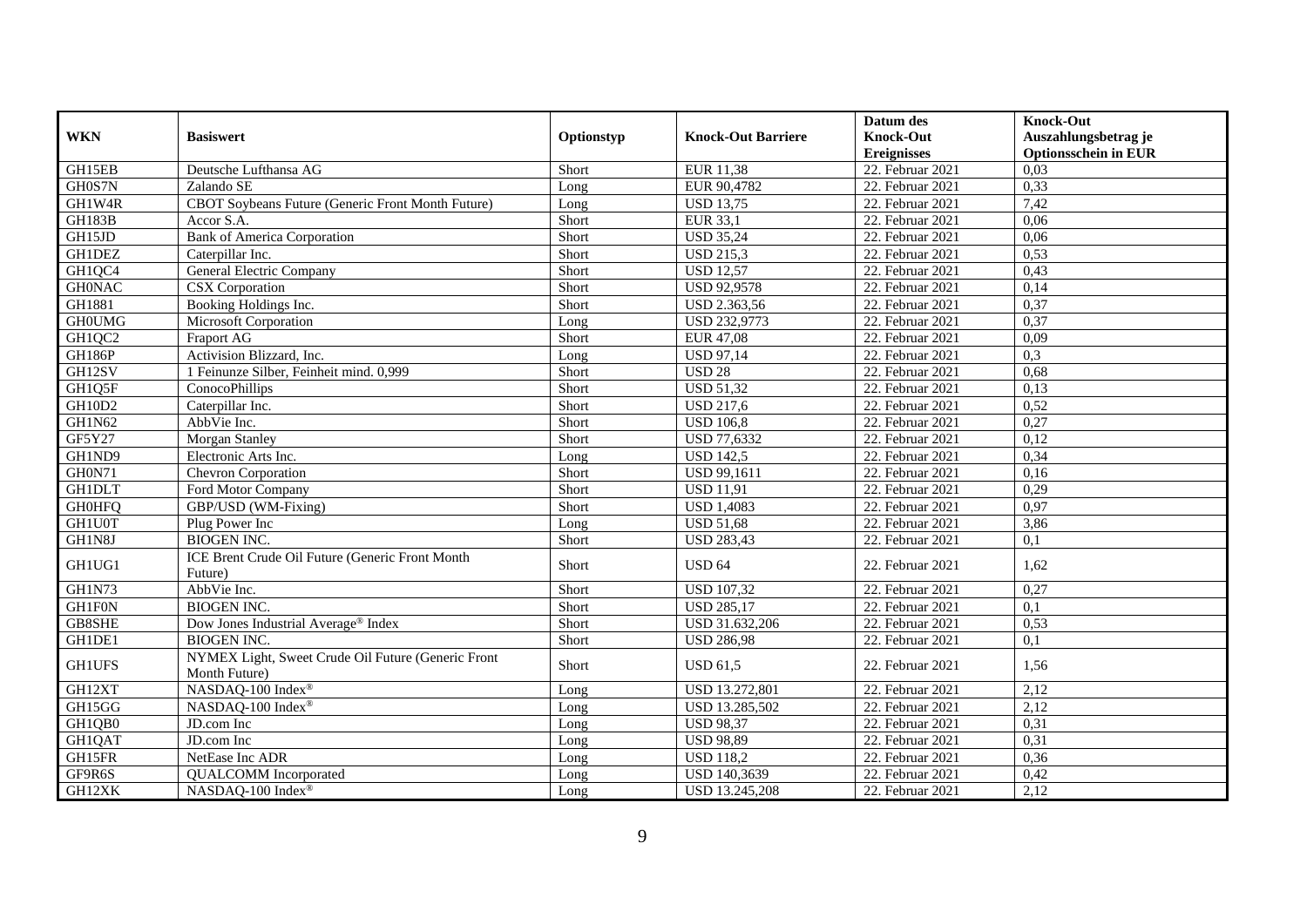| WKN | Basiswert | Optionstyp | Knock-Out Barriere | Datum des Knock-Out Ereignisses | Knock-Out Auszahlungsbetrag je Optionsschein in EUR |
|---|---|---|---|---|---|
| GH15EB | Deutsche Lufthansa AG | Short | EUR 11,38 | 22. Februar 2021 | 0,03 |
| GH0S7N | Zalando SE | Long | EUR 90,4782 | 22. Februar 2021 | 0,33 |
| GH1W4R | CBOT Soybeans Future (Generic Front Month Future) | Long | USD 13,75 | 22. Februar 2021 | 7,42 |
| GH183B | Accor S.A. | Short | EUR 33,1 | 22. Februar 2021 | 0,06 |
| GH15JD | Bank of America Corporation | Short | USD 35,24 | 22. Februar 2021 | 0,06 |
| GH1DEZ | Caterpillar Inc. | Short | USD 215,3 | 22. Februar 2021 | 0,53 |
| GH1QC4 | General Electric Company | Short | USD 12,57 | 22. Februar 2021 | 0,43 |
| GH0NAC | CSX Corporation | Short | USD 92,9578 | 22. Februar 2021 | 0,14 |
| GH1881 | Booking Holdings Inc. | Short | USD 2.363,56 | 22. Februar 2021 | 0,37 |
| GH0UMG | Microsoft Corporation | Long | USD 232,9773 | 22. Februar 2021 | 0,37 |
| GH1QC2 | Fraport AG | Short | EUR 47,08 | 22. Februar 2021 | 0,09 |
| GH186P | Activision Blizzard, Inc. | Long | USD 97,14 | 22. Februar 2021 | 0,3 |
| GH12SV | 1 Feinunze Silber, Feinheit mind. 0,999 | Short | USD 28 | 22. Februar 2021 | 0,68 |
| GH1Q5F | ConocoPhillips | Short | USD 51,32 | 22. Februar 2021 | 0,13 |
| GH10D2 | Caterpillar Inc. | Short | USD 217,6 | 22. Februar 2021 | 0,52 |
| GH1N62 | AbbVie Inc. | Short | USD 106,8 | 22. Februar 2021 | 0,27 |
| GF5Y27 | Morgan Stanley | Short | USD 77,6332 | 22. Februar 2021 | 0,12 |
| GH1ND9 | Electronic Arts Inc. | Long | USD 142,5 | 22. Februar 2021 | 0,34 |
| GH0N71 | Chevron Corporation | Short | USD 99,1611 | 22. Februar 2021 | 0,16 |
| GH1DLT | Ford Motor Company | Short | USD 11,91 | 22. Februar 2021 | 0,29 |
| GH0HFQ | GBP/USD (WM-Fixing) | Short | USD 1,4083 | 22. Februar 2021 | 0,97 |
| GH1U0T | Plug Power Inc | Long | USD 51,68 | 22. Februar 2021 | 3,86 |
| GH1N8J | BIOGEN INC. | Short | USD 283,43 | 22. Februar 2021 | 0,1 |
| GH1UG1 | ICE Brent Crude Oil Future (Generic Front Month Future) | Short | USD 64 | 22. Februar 2021 | 1,62 |
| GH1N73 | AbbVie Inc. | Short | USD 107,32 | 22. Februar 2021 | 0,27 |
| GH1F0N | BIOGEN INC. | Short | USD 285,17 | 22. Februar 2021 | 0,1 |
| GB8SHE | Dow Jones Industrial Average® Index | Short | USD 31.632,206 | 22. Februar 2021 | 0,53 |
| GH1DE1 | BIOGEN INC. | Short | USD 286,98 | 22. Februar 2021 | 0,1 |
| GH1UFS | NYMEX Light, Sweet Crude Oil Future (Generic Front Month Future) | Short | USD 61,5 | 22. Februar 2021 | 1,56 |
| GH12XT | NASDAQ-100 Index® | Long | USD 13.272,801 | 22. Februar 2021 | 2,12 |
| GH15GG | NASDAQ-100 Index® | Long | USD 13.285,502 | 22. Februar 2021 | 2,12 |
| GH1QB0 | JD.com Inc | Long | USD 98,37 | 22. Februar 2021 | 0,31 |
| GH1QAT | JD.com Inc | Long | USD 98,89 | 22. Februar 2021 | 0,31 |
| GH15FR | NetEase Inc ADR | Long | USD 118,2 | 22. Februar 2021 | 0,36 |
| GF9R6S | QUALCOMM Incorporated | Long | USD 140,3639 | 22. Februar 2021 | 0,42 |
| GH12XK | NASDAQ-100 Index® | Long | USD 13.245,208 | 22. Februar 2021 | 2,12 |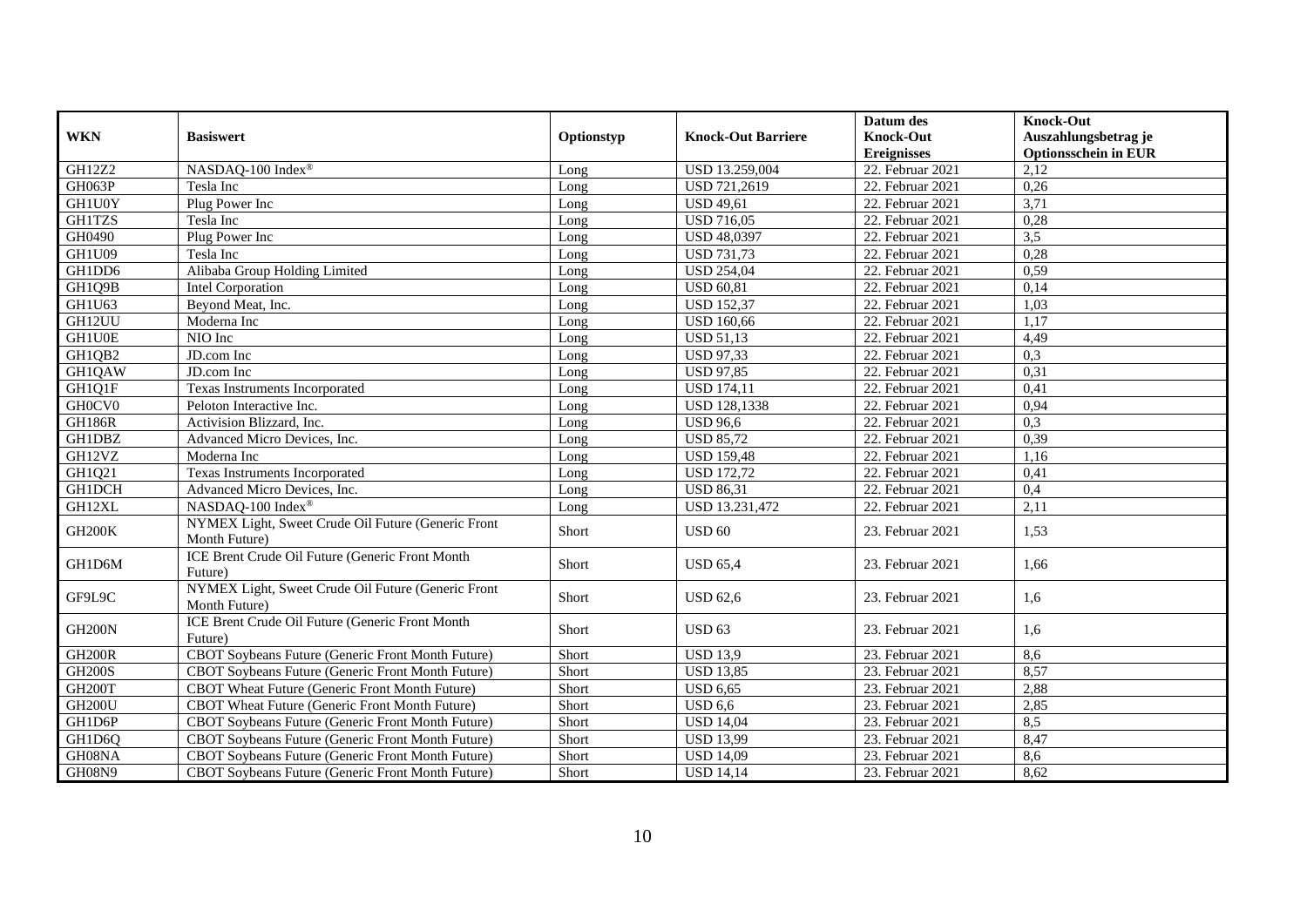| WKN | Basiswert | Optionstyp | Knock-Out Barriere | Datum des Knock-Out Ereignisses | Knock-Out Auszahlungsbetrag je Optionsschein in EUR |
|---|---|---|---|---|---|
| GH12Z2 | NASDAQ-100 Index® | Long | USD 13.259,004 | 22. Februar 2021 | 2,12 |
| GH063P | Tesla Inc | Long | USD 721,2619 | 22. Februar 2021 | 0,26 |
| GH1U0Y | Plug Power Inc | Long | USD 49,61 | 22. Februar 2021 | 3,71 |
| GH1TZS | Tesla Inc | Long | USD 716,05 | 22. Februar 2021 | 0,28 |
| GH0490 | Plug Power Inc | Long | USD 48,0397 | 22. Februar 2021 | 3,5 |
| GH1U09 | Tesla Inc | Long | USD 731,73 | 22. Februar 2021 | 0,28 |
| GH1DD6 | Alibaba Group Holding Limited | Long | USD 254,04 | 22. Februar 2021 | 0,59 |
| GH1Q9B | Intel Corporation | Long | USD 60,81 | 22. Februar 2021 | 0,14 |
| GH1U63 | Beyond Meat, Inc. | Long | USD 152,37 | 22. Februar 2021 | 1,03 |
| GH12UU | Moderna Inc | Long | USD 160,66 | 22. Februar 2021 | 1,17 |
| GH1U0E | NIO Inc | Long | USD 51,13 | 22. Februar 2021 | 4,49 |
| GH1QB2 | JD.com Inc | Long | USD 97,33 | 22. Februar 2021 | 0,3 |
| GH1QAW | JD.com Inc | Long | USD 97,85 | 22. Februar 2021 | 0,31 |
| GH1Q1F | Texas Instruments Incorporated | Long | USD 174,11 | 22. Februar 2021 | 0,41 |
| GH0CV0 | Peloton Interactive Inc. | Long | USD 128,1338 | 22. Februar 2021 | 0,94 |
| GH186R | Activision Blizzard, Inc. | Long | USD 96,6 | 22. Februar 2021 | 0,3 |
| GH1DBZ | Advanced Micro Devices, Inc. | Long | USD 85,72 | 22. Februar 2021 | 0,39 |
| GH12VZ | Moderna Inc | Long | USD 159,48 | 22. Februar 2021 | 1,16 |
| GH1Q21 | Texas Instruments Incorporated | Long | USD 172,72 | 22. Februar 2021 | 0,41 |
| GH1DCH | Advanced Micro Devices, Inc. | Long | USD 86,31 | 22. Februar 2021 | 0,4 |
| GH12XL | NASDAQ-100 Index® | Long | USD 13.231,472 | 22. Februar 2021 | 2,11 |
| GH200K | NYMEX Light, Sweet Crude Oil Future (Generic Front Month Future) | Short | USD 60 | 23. Februar 2021 | 1,53 |
| GH1D6M | ICE Brent Crude Oil Future (Generic Front Month Future) | Short | USD 65,4 | 23. Februar 2021 | 1,66 |
| GF9L9C | NYMEX Light, Sweet Crude Oil Future (Generic Front Month Future) | Short | USD 62,6 | 23. Februar 2021 | 1,6 |
| GH200N | ICE Brent Crude Oil Future (Generic Front Month Future) | Short | USD 63 | 23. Februar 2021 | 1,6 |
| GH200R | CBOT Soybeans Future (Generic Front Month Future) | Short | USD 13,9 | 23. Februar 2021 | 8,6 |
| GH200S | CBOT Soybeans Future (Generic Front Month Future) | Short | USD 13,85 | 23. Februar 2021 | 8,57 |
| GH200T | CBOT Wheat Future (Generic Front Month Future) | Short | USD 6,65 | 23. Februar 2021 | 2,88 |
| GH200U | CBOT Wheat Future (Generic Front Month Future) | Short | USD 6,6 | 23. Februar 2021 | 2,85 |
| GH1D6P | CBOT Soybeans Future (Generic Front Month Future) | Short | USD 14,04 | 23. Februar 2021 | 8,5 |
| GH1D6Q | CBOT Soybeans Future (Generic Front Month Future) | Short | USD 13,99 | 23. Februar 2021 | 8,47 |
| GH08NA | CBOT Soybeans Future (Generic Front Month Future) | Short | USD 14,09 | 23. Februar 2021 | 8,6 |
| GH08N9 | CBOT Soybeans Future (Generic Front Month Future) | Short | USD 14,14 | 23. Februar 2021 | 8,62 |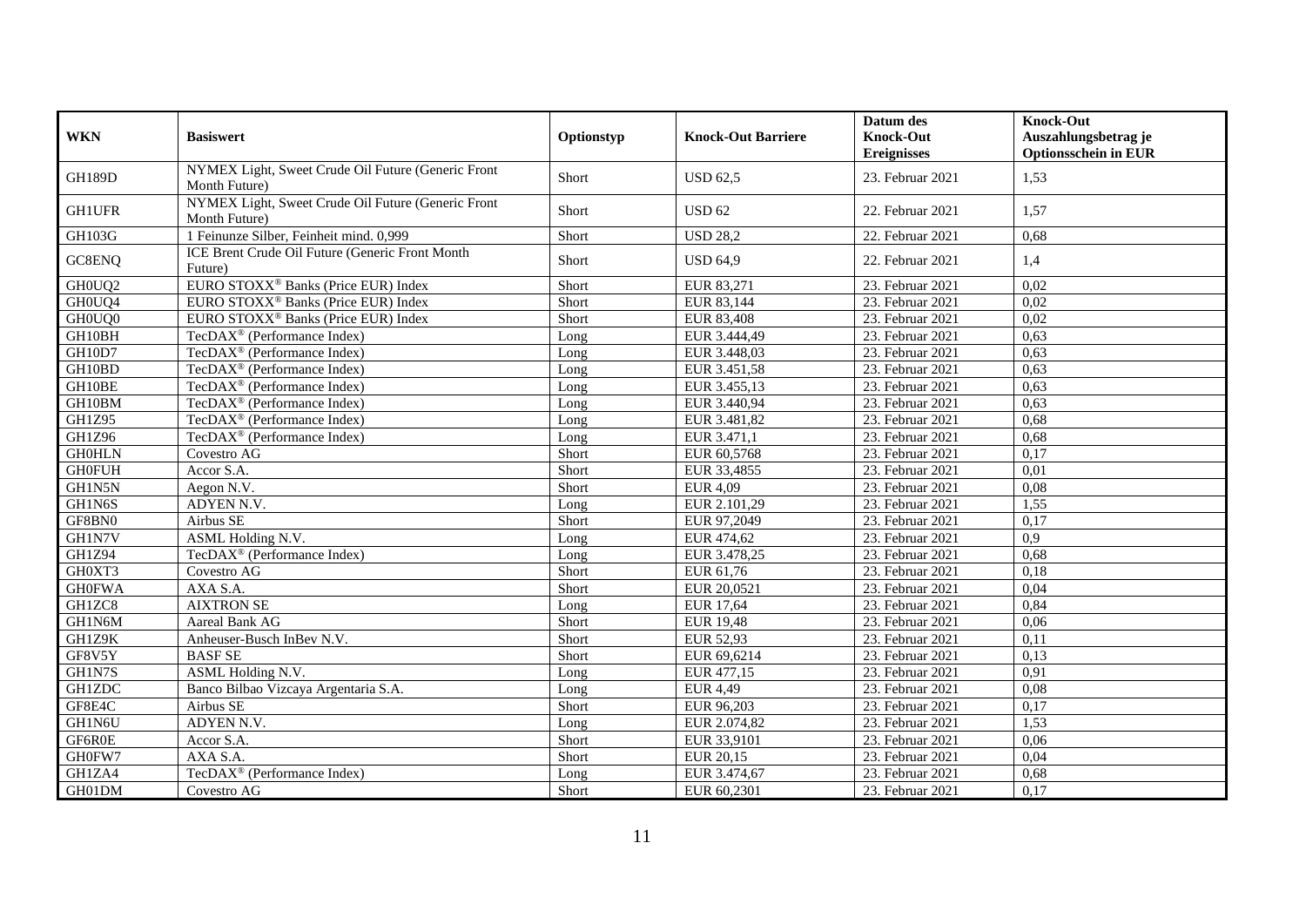| WKN | Basiswert | Optionstyp | Knock-Out Barriere | Datum des Knock-Out Ereignisses | Knock-Out Auszahlungsbetrag je Optionsschein in EUR |
|---|---|---|---|---|---|
| GH189D | NYMEX Light, Sweet Crude Oil Future (Generic Front Month Future) | Short | USD 62,5 | 23. Februar 2021 | 1,53 |
| GH1UFR | NYMEX Light, Sweet Crude Oil Future (Generic Front Month Future) | Short | USD 62 | 22. Februar 2021 | 1,57 |
| GH103G | 1 Feinunze Silber, Feinheit mind. 0,999 | Short | USD 28,2 | 22. Februar 2021 | 0,68 |
| GC8ENQ | ICE Brent Crude Oil Future (Generic Front Month Future) | Short | USD 64,9 | 22. Februar 2021 | 1,4 |
| GH0UQ2 | EURO STOXX® Banks (Price EUR) Index | Short | EUR 83,271 | 23. Februar 2021 | 0,02 |
| GH0UQ4 | EURO STOXX® Banks (Price EUR) Index | Short | EUR 83,144 | 23. Februar 2021 | 0,02 |
| GH0UQ0 | EURO STOXX® Banks (Price EUR) Index | Short | EUR 83,408 | 23. Februar 2021 | 0,02 |
| GH10BH | TecDAX® (Performance Index) | Long | EUR 3.444,49 | 23. Februar 2021 | 0,63 |
| GH10D7 | TecDAX® (Performance Index) | Long | EUR 3.448,03 | 23. Februar 2021 | 0,63 |
| GH10BD | TecDAX® (Performance Index) | Long | EUR 3.451,58 | 23. Februar 2021 | 0,63 |
| GH10BE | TecDAX® (Performance Index) | Long | EUR 3.455,13 | 23. Februar 2021 | 0,63 |
| GH10BM | TecDAX® (Performance Index) | Long | EUR 3.440,94 | 23. Februar 2021 | 0,63 |
| GH1Z95 | TecDAX® (Performance Index) | Long | EUR 3.481,82 | 23. Februar 2021 | 0,68 |
| GH1Z96 | TecDAX® (Performance Index) | Long | EUR 3.471,1 | 23. Februar 2021 | 0,68 |
| GH0HLN | Covestro AG | Short | EUR 60,5768 | 23. Februar 2021 | 0,17 |
| GH0FUH | Accor S.A. | Short | EUR 33,4855 | 23. Februar 2021 | 0,01 |
| GH1N5N | Aegon N.V. | Short | EUR 4,09 | 23. Februar 2021 | 0,08 |
| GH1N6S | ADYEN N.V. | Long | EUR 2.101,29 | 23. Februar 2021 | 1,55 |
| GF8BN0 | Airbus SE | Short | EUR 97,2049 | 23. Februar 2021 | 0,17 |
| GH1N7V | ASML Holding N.V. | Long | EUR 474,62 | 23. Februar 2021 | 0,9 |
| GH1Z94 | TecDAX® (Performance Index) | Long | EUR 3.478,25 | 23. Februar 2021 | 0,68 |
| GH0XT3 | Covestro AG | Short | EUR 61,76 | 23. Februar 2021 | 0,18 |
| GH0FWA | AXA S.A. | Short | EUR 20,0521 | 23. Februar 2021 | 0,04 |
| GH1ZC8 | AIXTRON SE | Long | EUR 17,64 | 23. Februar 2021 | 0,84 |
| GH1N6M | Aareal Bank AG | Short | EUR 19,48 | 23. Februar 2021 | 0,06 |
| GH1Z9K | Anheuser-Busch InBev N.V. | Short | EUR 52,93 | 23. Februar 2021 | 0,11 |
| GF8V5Y | BASF SE | Short | EUR 69,6214 | 23. Februar 2021 | 0,13 |
| GH1N7S | ASML Holding N.V. | Long | EUR 477,15 | 23. Februar 2021 | 0,91 |
| GH1ZDC | Banco Bilbao Vizcaya Argentaria S.A. | Long | EUR 4,49 | 23. Februar 2021 | 0,08 |
| GF8E4C | Airbus SE | Short | EUR 96,203 | 23. Februar 2021 | 0,17 |
| GH1N6U | ADYEN N.V. | Long | EUR 2.074,82 | 23. Februar 2021 | 1,53 |
| GF6R0E | Accor S.A. | Short | EUR 33,9101 | 23. Februar 2021 | 0,06 |
| GH0FW7 | AXA S.A. | Short | EUR 20,15 | 23. Februar 2021 | 0,04 |
| GH1ZA4 | TecDAX® (Performance Index) | Long | EUR 3.474,67 | 23. Februar 2021 | 0,68 |
| GH01DM | Covestro AG | Short | EUR 60,2301 | 23. Februar 2021 | 0,17 |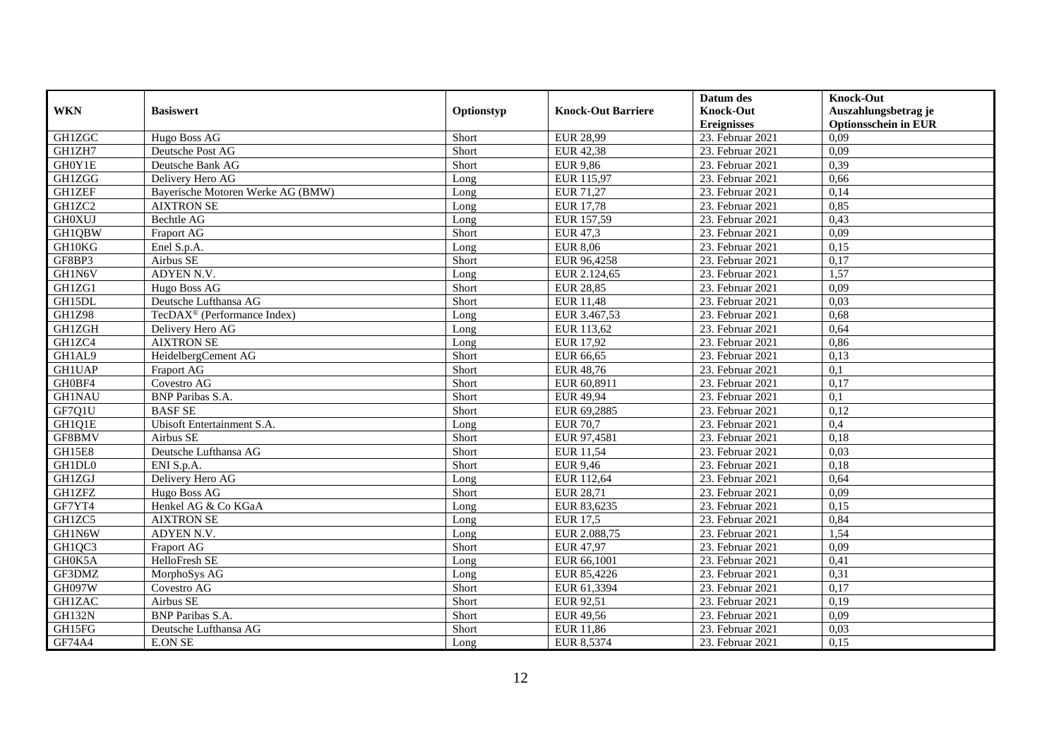| WKN | Basiswert | Optionstyp | Knock-Out Barriere | Datum des Knock-Out Ereignisses | Knock-Out Auszahlungsbetrag je Optionsschein in EUR |
|---|---|---|---|---|---|
| GH1ZGC | Hugo Boss AG | Short | EUR 28,99 | 23. Februar 2021 | 0,09 |
| GH1ZH7 | Deutsche Post AG | Short | EUR 42,38 | 23. Februar 2021 | 0,09 |
| GH0Y1E | Deutsche Bank AG | Short | EUR 9,86 | 23. Februar 2021 | 0,39 |
| GH1ZGG | Delivery Hero AG | Long | EUR 115,97 | 23. Februar 2021 | 0,66 |
| GH1ZEF | Bayerische Motoren Werke AG (BMW) | Long | EUR 71,27 | 23. Februar 2021 | 0,14 |
| GH1ZC2 | AIXTRON SE | Long | EUR 17,78 | 23. Februar 2021 | 0,85 |
| GH0XUJ | Bechtle AG | Long | EUR 157,59 | 23. Februar 2021 | 0,43 |
| GH1QBW | Fraport AG | Short | EUR 47,3 | 23. Februar 2021 | 0,09 |
| GH10KG | Enel S.p.A. | Long | EUR 8,06 | 23. Februar 2021 | 0,15 |
| GF8BP3 | Airbus SE | Short | EUR 96,4258 | 23. Februar 2021 | 0,17 |
| GH1N6V | ADYEN N.V. | Long | EUR 2.124,65 | 23. Februar 2021 | 1,57 |
| GH1ZG1 | Hugo Boss AG | Short | EUR 28,85 | 23. Februar 2021 | 0,09 |
| GH15DL | Deutsche Lufthansa AG | Short | EUR 11,48 | 23. Februar 2021 | 0,03 |
| GH1Z98 | TecDAX® (Performance Index) | Long | EUR 3.467,53 | 23. Februar 2021 | 0,68 |
| GH1ZGH | Delivery Hero AG | Long | EUR 113,62 | 23. Februar 2021 | 0,64 |
| GH1ZC4 | AIXTRON SE | Long | EUR 17,92 | 23. Februar 2021 | 0,86 |
| GH1AL9 | HeidelbergCement AG | Short | EUR 66,65 | 23. Februar 2021 | 0,13 |
| GH1UAP | Fraport AG | Short | EUR 48,76 | 23. Februar 2021 | 0,1 |
| GH0BF4 | Covestro AG | Short | EUR 60,8911 | 23. Februar 2021 | 0,17 |
| GH1NAU | BNP Paribas S.A. | Short | EUR 49,94 | 23. Februar 2021 | 0,1 |
| GF7Q1U | BASF SE | Short | EUR 69,2885 | 23. Februar 2021 | 0,12 |
| GH1Q1E | Ubisoft Entertainment S.A. | Long | EUR 70,7 | 23. Februar 2021 | 0,4 |
| GF8BMV | Airbus SE | Short | EUR 97,4581 | 23. Februar 2021 | 0,18 |
| GH15E8 | Deutsche Lufthansa AG | Short | EUR 11,54 | 23. Februar 2021 | 0,03 |
| GH1DL0 | ENI S.p.A. | Short | EUR 9,46 | 23. Februar 2021 | 0,18 |
| GH1ZGJ | Delivery Hero AG | Long | EUR 112,64 | 23. Februar 2021 | 0,64 |
| GH1ZFZ | Hugo Boss AG | Short | EUR 28,71 | 23. Februar 2021 | 0,09 |
| GF7YT4 | Henkel AG & Co KGaA | Long | EUR 83,6235 | 23. Februar 2021 | 0,15 |
| GH1ZC5 | AIXTRON SE | Long | EUR 17,5 | 23. Februar 2021 | 0,84 |
| GH1N6W | ADYEN N.V. | Long | EUR 2.088,75 | 23. Februar 2021 | 1,54 |
| GH1QC3 | Fraport AG | Short | EUR 47,97 | 23. Februar 2021 | 0,09 |
| GH0K5A | HelloFresh SE | Long | EUR 66,1001 | 23. Februar 2021 | 0,41 |
| GF3DMZ | MorphoSys AG | Long | EUR 85,4226 | 23. Februar 2021 | 0,31 |
| GH097W | Covestro AG | Short | EUR 61,3394 | 23. Februar 2021 | 0,17 |
| GH1ZAC | Airbus SE | Short | EUR 92,51 | 23. Februar 2021 | 0,19 |
| GH132N | BNP Paribas S.A. | Short | EUR 49,56 | 23. Februar 2021 | 0,09 |
| GH15FG | Deutsche Lufthansa AG | Short | EUR 11,86 | 23. Februar 2021 | 0,03 |
| GF74A4 | E.ON SE | Long | EUR 8,5374 | 23. Februar 2021 | 0,15 |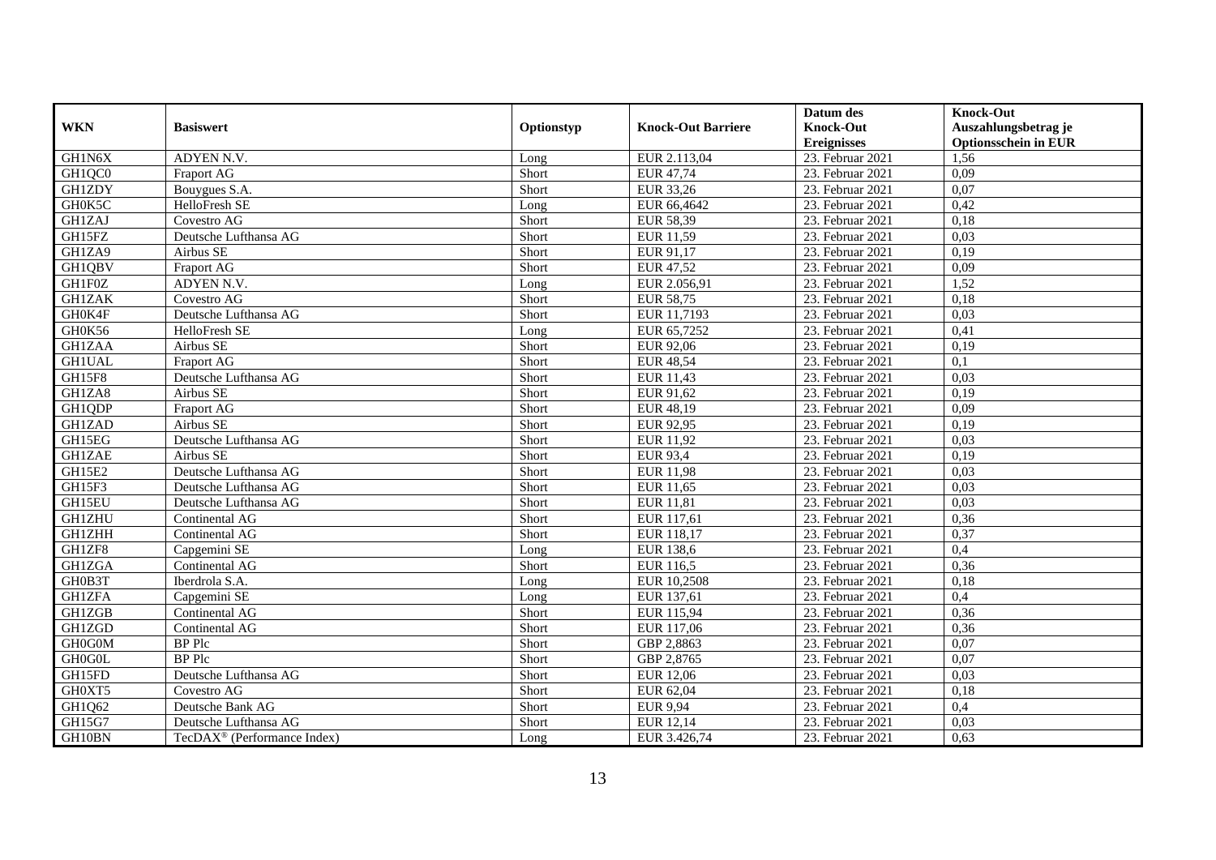| WKN | Basiswert | Optionstyp | Knock-Out Barriere | Datum des Knock-Out Ereignisses | Knock-Out Auszahlungsbetrag je Optionsschein in EUR |
|---|---|---|---|---|---|
| GH1N6X | ADYEN N.V. | Long | EUR 2.113,04 | 23. Februar 2021 | 1,56 |
| GH1QC0 | Fraport AG | Short | EUR 47,74 | 23. Februar 2021 | 0,09 |
| GH1ZDY | Bouygues S.A. | Short | EUR 33,26 | 23. Februar 2021 | 0,07 |
| GH0K5C | HelloFresh SE | Long | EUR 66,4642 | 23. Februar 2021 | 0,42 |
| GH1ZAJ | Covestro AG | Short | EUR 58,39 | 23. Februar 2021 | 0,18 |
| GH15FZ | Deutsche Lufthansa AG | Short | EUR 11,59 | 23. Februar 2021 | 0,03 |
| GH1ZA9 | Airbus SE | Short | EUR 91,17 | 23. Februar 2021 | 0,19 |
| GH1QBV | Fraport AG | Short | EUR 47,52 | 23. Februar 2021 | 0,09 |
| GH1F0Z | ADYEN N.V. | Long | EUR 2.056,91 | 23. Februar 2021 | 1,52 |
| GH1ZAK | Covestro AG | Short | EUR 58,75 | 23. Februar 2021 | 0,18 |
| GH0K4F | Deutsche Lufthansa AG | Short | EUR 11,7193 | 23. Februar 2021 | 0,03 |
| GH0K56 | HelloFresh SE | Long | EUR 65,7252 | 23. Februar 2021 | 0,41 |
| GH1ZAA | Airbus SE | Short | EUR 92,06 | 23. Februar 2021 | 0,19 |
| GH1UAL | Fraport AG | Short | EUR 48,54 | 23. Februar 2021 | 0,1 |
| GH15F8 | Deutsche Lufthansa AG | Short | EUR 11,43 | 23. Februar 2021 | 0,03 |
| GH1ZA8 | Airbus SE | Short | EUR 91,62 | 23. Februar 2021 | 0,19 |
| GH1QDP | Fraport AG | Short | EUR 48,19 | 23. Februar 2021 | 0,09 |
| GH1ZAD | Airbus SE | Short | EUR 92,95 | 23. Februar 2021 | 0,19 |
| GH15EG | Deutsche Lufthansa AG | Short | EUR 11,92 | 23. Februar 2021 | 0,03 |
| GH1ZAE | Airbus SE | Short | EUR 93,4 | 23. Februar 2021 | 0,19 |
| GH15E2 | Deutsche Lufthansa AG | Short | EUR 11,98 | 23. Februar 2021 | 0,03 |
| GH15F3 | Deutsche Lufthansa AG | Short | EUR 11,65 | 23. Februar 2021 | 0,03 |
| GH15EU | Deutsche Lufthansa AG | Short | EUR 11,81 | 23. Februar 2021 | 0,03 |
| GH1ZHU | Continental AG | Short | EUR 117,61 | 23. Februar 2021 | 0,36 |
| GH1ZHH | Continental AG | Short | EUR 118,17 | 23. Februar 2021 | 0,37 |
| GH1ZF8 | Capgemini SE | Long | EUR 138,6 | 23. Februar 2021 | 0,4 |
| GH1ZGA | Continental AG | Short | EUR 116,5 | 23. Februar 2021 | 0,36 |
| GH0B3T | Iberdrola S.A. | Long | EUR 10,2508 | 23. Februar 2021 | 0,18 |
| GH1ZFA | Capgemini SE | Long | EUR 137,61 | 23. Februar 2021 | 0,4 |
| GH1ZGB | Continental AG | Short | EUR 115,94 | 23. Februar 2021 | 0,36 |
| GH1ZGD | Continental AG | Short | EUR 117,06 | 23. Februar 2021 | 0,36 |
| GH0G0M | BP Plc | Short | GBP 2,8863 | 23. Februar 2021 | 0,07 |
| GH0G0L | BP Plc | Short | GBP 2,8765 | 23. Februar 2021 | 0,07 |
| GH15FD | Deutsche Lufthansa AG | Short | EUR 12,06 | 23. Februar 2021 | 0,03 |
| GH0XT5 | Covestro AG | Short | EUR 62,04 | 23. Februar 2021 | 0,18 |
| GH1Q62 | Deutsche Bank AG | Short | EUR 9,94 | 23. Februar 2021 | 0,4 |
| GH15G7 | Deutsche Lufthansa AG | Short | EUR 12,14 | 23. Februar 2021 | 0,03 |
| GH10BN | TecDAX® (Performance Index) | Long | EUR 3.426,74 | 23. Februar 2021 | 0,63 |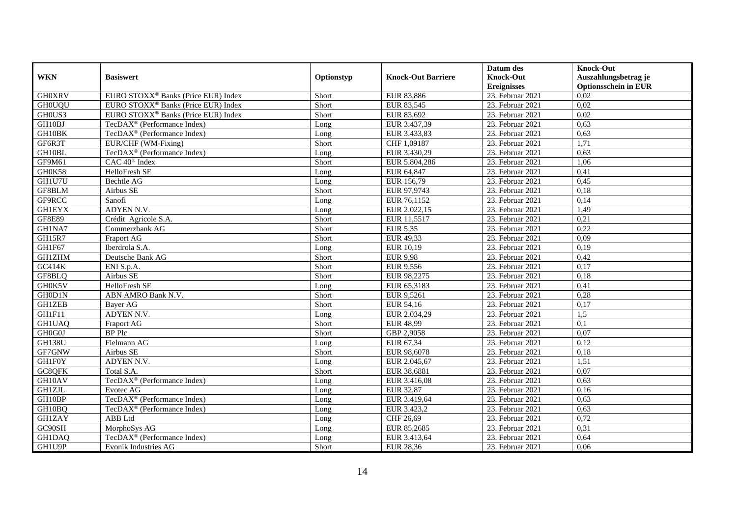| WKN | Basiswert | Optionstyp | Knock-Out Barriere | Datum des Knock-Out Ereignisses | Knock-Out Auszahlungsbetrag je Optionsschein in EUR |
|---|---|---|---|---|---|
| GH0XRV | EURO STOXX® Banks (Price EUR) Index | Short | EUR 83,886 | 23. Februar 2021 | 0,02 |
| GH0UQU | EURO STOXX® Banks (Price EUR) Index | Short | EUR 83,545 | 23. Februar 2021 | 0,02 |
| GH0US3 | EURO STOXX® Banks (Price EUR) Index | Short | EUR 83,692 | 23. Februar 2021 | 0,02 |
| GH10BJ | TecDAX® (Performance Index) | Long | EUR 3.437,39 | 23. Februar 2021 | 0,63 |
| GH10BK | TecDAX® (Performance Index) | Long | EUR 3.433,83 | 23. Februar 2021 | 0,63 |
| GF6R3T | EUR/CHF (WM-Fixing) | Short | CHF 1,09187 | 23. Februar 2021 | 1,71 |
| GH10BL | TecDAX® (Performance Index) | Long | EUR 3.430,29 | 23. Februar 2021 | 0,63 |
| GF9M61 | CAC 40® Index | Short | EUR 5.804,286 | 23. Februar 2021 | 1,06 |
| GH0K58 | HelloFresh SE | Long | EUR 64,847 | 23. Februar 2021 | 0,41 |
| GH1U7U | Bechtle AG | Long | EUR 156,79 | 23. Februar 2021 | 0,45 |
| GF8BLM | Airbus SE | Short | EUR 97,9743 | 23. Februar 2021 | 0,18 |
| GF9RCC | Sanofi | Long | EUR 76,1152 | 23. Februar 2021 | 0,14 |
| GH1EYX | ADYEN N.V. | Long | EUR 2.022,15 | 23. Februar 2021 | 1,49 |
| GF8E89 | Crédit Agricole S.A. | Short | EUR 11,5517 | 23. Februar 2021 | 0,21 |
| GH1NA7 | Commerzbank AG | Short | EUR 5,35 | 23. Februar 2021 | 0,22 |
| GH15R7 | Fraport AG | Short | EUR 49,33 | 23. Februar 2021 | 0,09 |
| GH1F67 | Iberdrola S.A. | Long | EUR 10,19 | 23. Februar 2021 | 0,19 |
| GH1ZHM | Deutsche Bank AG | Short | EUR 9,98 | 23. Februar 2021 | 0,42 |
| GC414K | ENI S.p.A. | Short | EUR 9,556 | 23. Februar 2021 | 0,17 |
| GF8BLQ | Airbus SE | Short | EUR 98,2275 | 23. Februar 2021 | 0,18 |
| GH0K5V | HelloFresh SE | Long | EUR 65,3183 | 23. Februar 2021 | 0,41 |
| GH0D1N | ABN AMRO Bank N.V. | Short | EUR 9,5261 | 23. Februar 2021 | 0,28 |
| GH1ZEB | Bayer AG | Short | EUR 54,16 | 23. Februar 2021 | 0,17 |
| GH1F11 | ADYEN N.V. | Long | EUR 2.034,29 | 23. Februar 2021 | 1,5 |
| GH1UAQ | Fraport AG | Short | EUR 48,99 | 23. Februar 2021 | 0,1 |
| GH0G0J | BP Plc | Short | GBP 2,9058 | 23. Februar 2021 | 0,07 |
| GH138U | Fielmann AG | Long | EUR 67,34 | 23. Februar 2021 | 0,12 |
| GF7GNW | Airbus SE | Short | EUR 98,6078 | 23. Februar 2021 | 0,18 |
| GH1F0Y | ADYEN N.V. | Long | EUR 2.045,67 | 23. Februar 2021 | 1,51 |
| GC8QFK | Total S.A. | Short | EUR 38,6881 | 23. Februar 2021 | 0,07 |
| GH10AV | TecDAX® (Performance Index) | Long | EUR 3.416,08 | 23. Februar 2021 | 0,63 |
| GH1ZJL | Evotec AG | Long | EUR 32,87 | 23. Februar 2021 | 0,16 |
| GH10BP | TecDAX® (Performance Index) | Long | EUR 3.419,64 | 23. Februar 2021 | 0,63 |
| GH10BQ | TecDAX® (Performance Index) | Long | EUR 3.423,2 | 23. Februar 2021 | 0,63 |
| GH1ZAY | ABB Ltd | Long | CHF 26,69 | 23. Februar 2021 | 0,72 |
| GC90SH | MorphoSys AG | Long | EUR 85,2685 | 23. Februar 2021 | 0,31 |
| GH1DAQ | TecDAX® (Performance Index) | Long | EUR 3.413,64 | 23. Februar 2021 | 0,64 |
| GH1U9P | Evonik Industries AG | Short | EUR 28,36 | 23. Februar 2021 | 0,06 |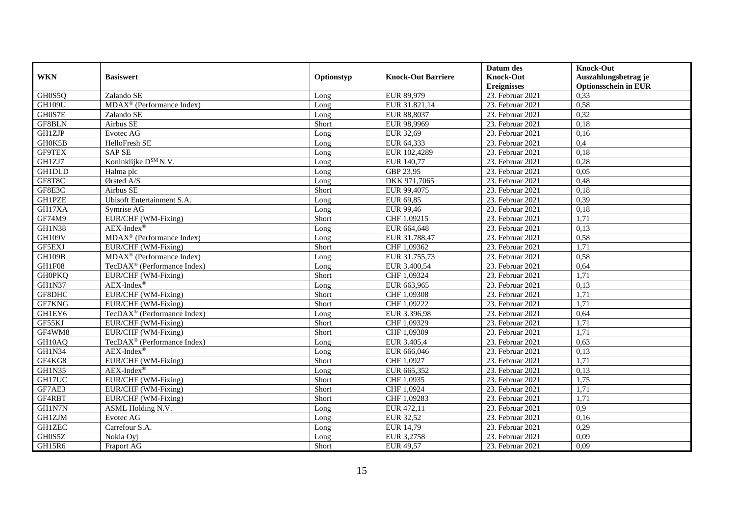| WKN | Basiswert | Optionstyp | Knock-Out Barriere | Datum des Knock-Out Ereignisses | Knock-Out Auszahlungsbetrag je Optionsschein in EUR |
|---|---|---|---|---|---|
| GH0S5Q | Zalando SE | Long | EUR 89,979 | 23. Februar 2021 | 0,33 |
| GH109U | MDAX® (Performance Index) | Long | EUR 31.821,14 | 23. Februar 2021 | 0,58 |
| GH0S7E | Zalando SE | Long | EUR 88,8037 | 23. Februar 2021 | 0,32 |
| GF8BLN | Airbus SE | Short | EUR 98,9969 | 23. Februar 2021 | 0,18 |
| GH1ZJP | Evotec AG | Long | EUR 32,69 | 23. Februar 2021 | 0,16 |
| GH0K5B | HelloFresh SE | Long | EUR 64,333 | 23. Februar 2021 | 0,4 |
| GF9TEX | SAP SE | Long | EUR 102,4289 | 23. Februar 2021 | 0,18 |
| GH1ZJ7 | Koninklijke D<sup>SM</sup> N.V. | Long | EUR 140,77 | 23. Februar 2021 | 0,28 |
| GH1DLD | Halma plc | Long | GBP 23,95 | 23. Februar 2021 | 0,05 |
| GF8T8C | Ørsted A/S | Long | DKK 971,7065 | 23. Februar 2021 | 0,48 |
| GF8E3C | Airbus SE | Short | EUR 99,4075 | 23. Februar 2021 | 0,18 |
| GH1PZE | Ubisoft Entertainment S.A. | Long | EUR 69,85 | 23. Februar 2021 | 0,39 |
| GH17XA | Symrise AG | Long | EUR 99,46 | 23. Februar 2021 | 0,18 |
| GF74M9 | EUR/CHF (WM-Fixing) | Short | CHF 1,09215 | 23. Februar 2021 | 1,71 |
| GH1N38 | AEX-Index® | Long | EUR 664,648 | 23. Februar 2021 | 0,13 |
| GH109V | MDAX® (Performance Index) | Long | EUR 31.788,47 | 23. Februar 2021 | 0,58 |
| GF5EXJ | EUR/CHF (WM-Fixing) | Short | CHF 1,09362 | 23. Februar 2021 | 1,71 |
| GH109B | MDAX® (Performance Index) | Long | EUR 31.755,73 | 23. Februar 2021 | 0,58 |
| GH1F08 | TecDAX® (Performance Index) | Long | EUR 3.400,54 | 23. Februar 2021 | 0,64 |
| GH0PKQ | EUR/CHF (WM-Fixing) | Short | CHF 1,09324 | 23. Februar 2021 | 1,71 |
| GH1N37 | AEX-Index® | Long | EUR 663,965 | 23. Februar 2021 | 0,13 |
| GF8DHC | EUR/CHF (WM-Fixing) | Short | CHF 1,09308 | 23. Februar 2021 | 1,71 |
| GF7KNG | EUR/CHF (WM-Fixing) | Short | CHF 1,09222 | 23. Februar 2021 | 1,71 |
| GH1EY6 | TecDAX® (Performance Index) | Long | EUR 3.396,98 | 23. Februar 2021 | 0,64 |
| GF55KJ | EUR/CHF (WM-Fixing) | Short | CHF 1,09329 | 23. Februar 2021 | 1,71 |
| GF4WM8 | EUR/CHF (WM-Fixing) | Short | CHF 1,09309 | 23. Februar 2021 | 1,71 |
| GH10AQ | TecDAX® (Performance Index) | Long | EUR 3.405,4 | 23. Februar 2021 | 0,63 |
| GH1N34 | AEX-Index® | Long | EUR 666,046 | 23. Februar 2021 | 0,13 |
| GF4KG8 | EUR/CHF (WM-Fixing) | Short | CHF 1,0927 | 23. Februar 2021 | 1,71 |
| GH1N35 | AEX-Index® | Long | EUR 665,352 | 23. Februar 2021 | 0,13 |
| GH17UC | EUR/CHF (WM-Fixing) | Short | CHF 1,0935 | 23. Februar 2021 | 1,75 |
| GF7AE3 | EUR/CHF (WM-Fixing) | Short | CHF 1,0924 | 23. Februar 2021 | 1,71 |
| GF4RBT | EUR/CHF (WM-Fixing) | Short | CHF 1,09283 | 23. Februar 2021 | 1,71 |
| GH1N7N | ASML Holding N.V. | Long | EUR 472,11 | 23. Februar 2021 | 0,9 |
| GH1ZJM | Evotec AG | Long | EUR 32,52 | 23. Februar 2021 | 0,16 |
| GH1ZEC | Carrefour S.A. | Long | EUR 14,79 | 23. Februar 2021 | 0,29 |
| GH0S5Z | Nokia Oyj | Long | EUR 3,2758 | 23. Februar 2021 | 0,09 |
| GH15R6 | Fraport AG | Short | EUR 49,57 | 23. Februar 2021 | 0,09 |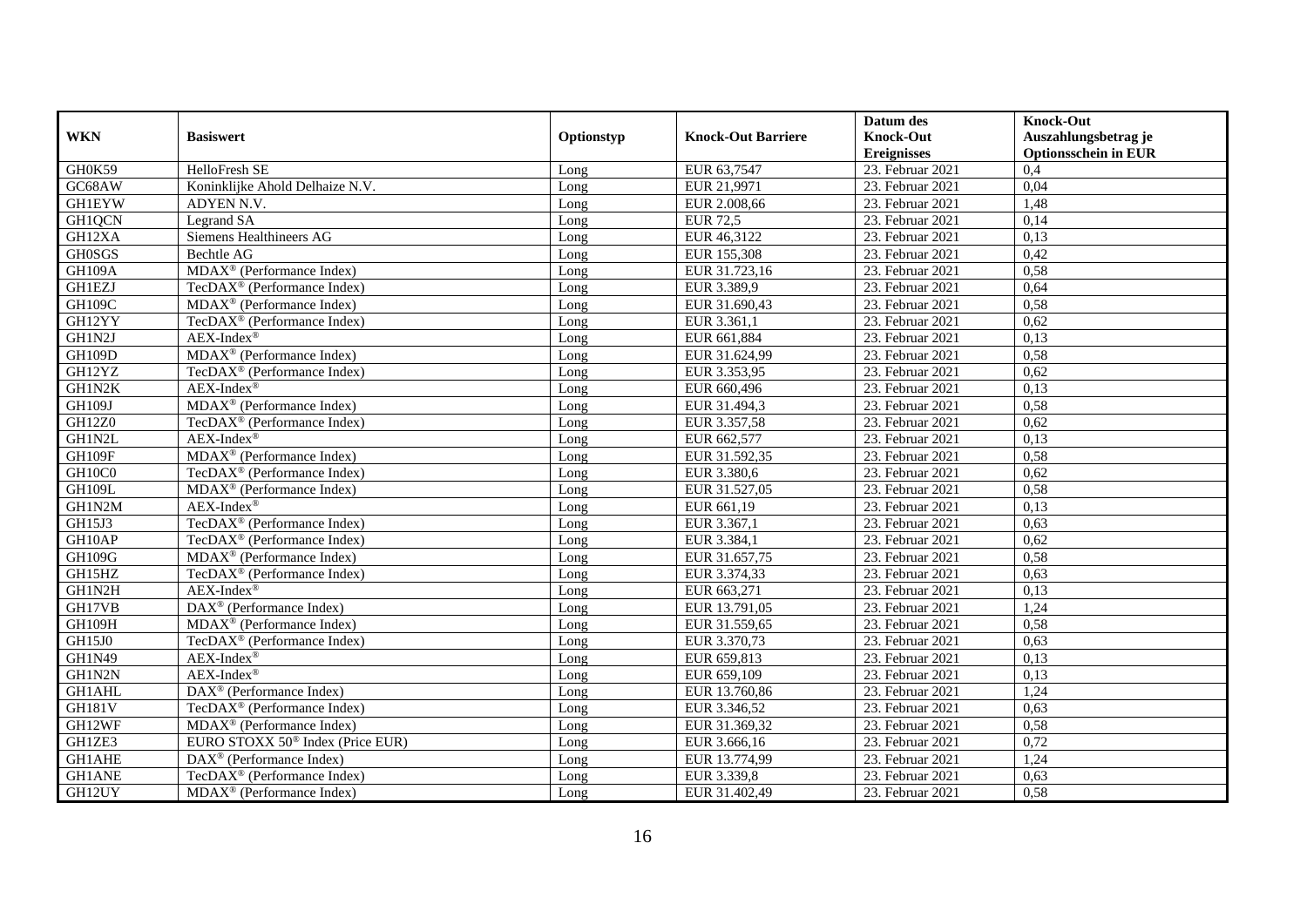| WKN | Basiswert | Optionstyp | Knock-Out Barriere | Datum des Knock-Out Ereignisses | Knock-Out Auszahlungsbetrag je Optionsschein in EUR |
|---|---|---|---|---|---|
| GH0K59 | HelloFresh SE | Long | EUR 63,7547 | 23. Februar 2021 | 0,4 |
| GC68AW | Koninklijke Ahold Delhaize N.V. | Long | EUR 21,9971 | 23. Februar 2021 | 0,04 |
| GH1EYW | ADYEN N.V. | Long | EUR 2.008,66 | 23. Februar 2021 | 1,48 |
| GH1QCN | Legrand SA | Long | EUR 72,5 | 23. Februar 2021 | 0,14 |
| GH12XA | Siemens Healthineers AG | Long | EUR 46,3122 | 23. Februar 2021 | 0,13 |
| GH0SGS | Bechtle AG | Long | EUR 155,308 | 23. Februar 2021 | 0,42 |
| GH109A | MDAX® (Performance Index) | Long | EUR 31.723,16 | 23. Februar 2021 | 0,58 |
| GH1EZJ | TecDAX® (Performance Index) | Long | EUR 3.389,9 | 23. Februar 2021 | 0,64 |
| GH109C | MDAX® (Performance Index) | Long | EUR 31.690,43 | 23. Februar 2021 | 0,58 |
| GH12YY | TecDAX® (Performance Index) | Long | EUR 3.361,1 | 23. Februar 2021 | 0,62 |
| GH1N2J | AEX-Index® | Long | EUR 661,884 | 23. Februar 2021 | 0,13 |
| GH109D | MDAX® (Performance Index) | Long | EUR 31.624,99 | 23. Februar 2021 | 0,58 |
| GH12YZ | TecDAX® (Performance Index) | Long | EUR 3.353,95 | 23. Februar 2021 | 0,62 |
| GH1N2K | AEX-Index® | Long | EUR 660,496 | 23. Februar 2021 | 0,13 |
| GH109J | MDAX® (Performance Index) | Long | EUR 31.494,3 | 23. Februar 2021 | 0,58 |
| GH12Z0 | TecDAX® (Performance Index) | Long | EUR 3.357,58 | 23. Februar 2021 | 0,62 |
| GH1N2L | AEX-Index® | Long | EUR 662,577 | 23. Februar 2021 | 0,13 |
| GH109F | MDAX® (Performance Index) | Long | EUR 31.592,35 | 23. Februar 2021 | 0,58 |
| GH10C0 | TecDAX® (Performance Index) | Long | EUR 3.380,6 | 23. Februar 2021 | 0,62 |
| GH109L | MDAX® (Performance Index) | Long | EUR 31.527,05 | 23. Februar 2021 | 0,58 |
| GH1N2M | AEX-Index® | Long | EUR 661,19 | 23. Februar 2021 | 0,13 |
| GH15J3 | TecDAX® (Performance Index) | Long | EUR 3.367,1 | 23. Februar 2021 | 0,63 |
| GH10AP | TecDAX® (Performance Index) | Long | EUR 3.384,1 | 23. Februar 2021 | 0,62 |
| GH109G | MDAX® (Performance Index) | Long | EUR 31.657,75 | 23. Februar 2021 | 0,58 |
| GH15HZ | TecDAX® (Performance Index) | Long | EUR 3.374,33 | 23. Februar 2021 | 0,63 |
| GH1N2H | AEX-Index® | Long | EUR 663,271 | 23. Februar 2021 | 0,13 |
| GH17VB | DAX® (Performance Index) | Long | EUR 13.791,05 | 23. Februar 2021 | 1,24 |
| GH109H | MDAX® (Performance Index) | Long | EUR 31.559,65 | 23. Februar 2021 | 0,58 |
| GH15J0 | TecDAX® (Performance Index) | Long | EUR 3.370,73 | 23. Februar 2021 | 0,63 |
| GH1N49 | AEX-Index® | Long | EUR 659,813 | 23. Februar 2021 | 0,13 |
| GH1N2N | AEX-Index® | Long | EUR 659,109 | 23. Februar 2021 | 0,13 |
| GH1AHL | DAX® (Performance Index) | Long | EUR 13.760,86 | 23. Februar 2021 | 1,24 |
| GH181V | TecDAX® (Performance Index) | Long | EUR 3.346,52 | 23. Februar 2021 | 0,63 |
| GH12WF | MDAX® (Performance Index) | Long | EUR 31.369,32 | 23. Februar 2021 | 0,58 |
| GH1ZE3 | EURO STOXX 50® Index (Price EUR) | Long | EUR 3.666,16 | 23. Februar 2021 | 0,72 |
| GH1AHE | DAX® (Performance Index) | Long | EUR 13.774,99 | 23. Februar 2021 | 1,24 |
| GH1ANE | TecDAX® (Performance Index) | Long | EUR 3.339,8 | 23. Februar 2021 | 0,63 |
| GH12UY | MDAX® (Performance Index) | Long | EUR 31.402,49 | 23. Februar 2021 | 0,58 |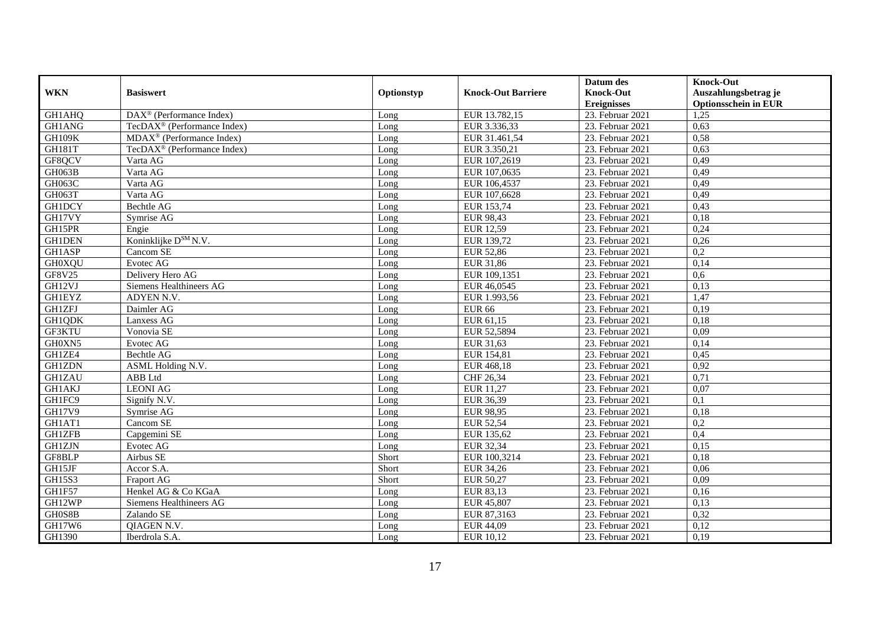| WKN | Basiswert | Optionstyp | Knock-Out Barriere | Datum des Knock-Out Ereignisses | Knock-Out Auszahlungsbetrag je Optionsschein in EUR |
|---|---|---|---|---|---|
| GH1AHQ | DAX® (Performance Index) | Long | EUR 13.782,15 | 23. Februar 2021 | 1,25 |
| GH1ANG | TecDAX® (Performance Index) | Long | EUR 3.336,33 | 23. Februar 2021 | 0,63 |
| GH109K | MDAX® (Performance Index) | Long | EUR 31.461,54 | 23. Februar 2021 | 0,58 |
| GH181T | TecDAX® (Performance Index) | Long | EUR 3.350,21 | 23. Februar 2021 | 0,63 |
| GF8QCV | Varta AG | Long | EUR 107,2619 | 23. Februar 2021 | 0,49 |
| GH063B | Varta AG | Long | EUR 107,0635 | 23. Februar 2021 | 0,49 |
| GH063C | Varta AG | Long | EUR 106,4537 | 23. Februar 2021 | 0,49 |
| GH063T | Varta AG | Long | EUR 107,6628 | 23. Februar 2021 | 0,49 |
| GH1DCY | Bechtle AG | Long | EUR 153,74 | 23. Februar 2021 | 0,43 |
| GH17VY | Symrise AG | Long | EUR 98,43 | 23. Februar 2021 | 0,18 |
| GH15PR | Engie | Long | EUR 12,59 | 23. Februar 2021 | 0,24 |
| GH1DEN | Koninklijke D[SM] N.V. | Long | EUR 139,72 | 23. Februar 2021 | 0,26 |
| GH1ASP | Cancom SE | Long | EUR 52,86 | 23. Februar 2021 | 0,2 |
| GH0XQU | Evotec AG | Long | EUR 31,86 | 23. Februar 2021 | 0,14 |
| GF8V25 | Delivery Hero AG | Long | EUR 109,1351 | 23. Februar 2021 | 0,6 |
| GH12VJ | Siemens Healthineers AG | Long | EUR 46,0545 | 23. Februar 2021 | 0,13 |
| GH1EYZ | ADYEN N.V. | Long | EUR 1.993,56 | 23. Februar 2021 | 1,47 |
| GH1ZFJ | Daimler AG | Long | EUR 66 | 23. Februar 2021 | 0,19 |
| GH1QDK | Lanxess AG | Long | EUR 61,15 | 23. Februar 2021 | 0,18 |
| GF3KTU | Vonovia SE | Long | EUR 52,5894 | 23. Februar 2021 | 0,09 |
| GH0XN5 | Evotec AG | Long | EUR 31,63 | 23. Februar 2021 | 0,14 |
| GH1ZE4 | Bechtle AG | Long | EUR 154,81 | 23. Februar 2021 | 0,45 |
| GH1ZDN | ASML Holding N.V. | Long | EUR 468,18 | 23. Februar 2021 | 0,92 |
| GH1ZAU | ABB Ltd | Long | CHF 26,34 | 23. Februar 2021 | 0,71 |
| GH1AKJ | LEONI AG | Long | EUR 11,27 | 23. Februar 2021 | 0,07 |
| GH1FC9 | Signify N.V. | Long | EUR 36,39 | 23. Februar 2021 | 0,1 |
| GH17V9 | Symrise AG | Long | EUR 98,95 | 23. Februar 2021 | 0,18 |
| GH1AT1 | Cancom SE | Long | EUR 52,54 | 23. Februar 2021 | 0,2 |
| GH1ZFB | Capgemini SE | Long | EUR 135,62 | 23. Februar 2021 | 0,4 |
| GH1ZJN | Evotec AG | Long | EUR 32,34 | 23. Februar 2021 | 0,15 |
| GF8BLP | Airbus SE | Short | EUR 100,3214 | 23. Februar 2021 | 0,18 |
| GH15JF | Accor S.A. | Short | EUR 34,26 | 23. Februar 2021 | 0,06 |
| GH15S3 | Fraport AG | Short | EUR 50,27 | 23. Februar 2021 | 0,09 |
| GH1F57 | Henkel AG & Co KGaA | Long | EUR 83,13 | 23. Februar 2021 | 0,16 |
| GH12WP | Siemens Healthineers AG | Long | EUR 45,807 | 23. Februar 2021 | 0,13 |
| GH0S8B | Zalando SE | Long | EUR 87,3163 | 23. Februar 2021 | 0,32 |
| GH17W6 | QIAGEN N.V. | Long | EUR 44,09 | 23. Februar 2021 | 0,12 |
| GH1390 | Iberdrola S.A. | Long | EUR 10,12 | 23. Februar 2021 | 0,19 |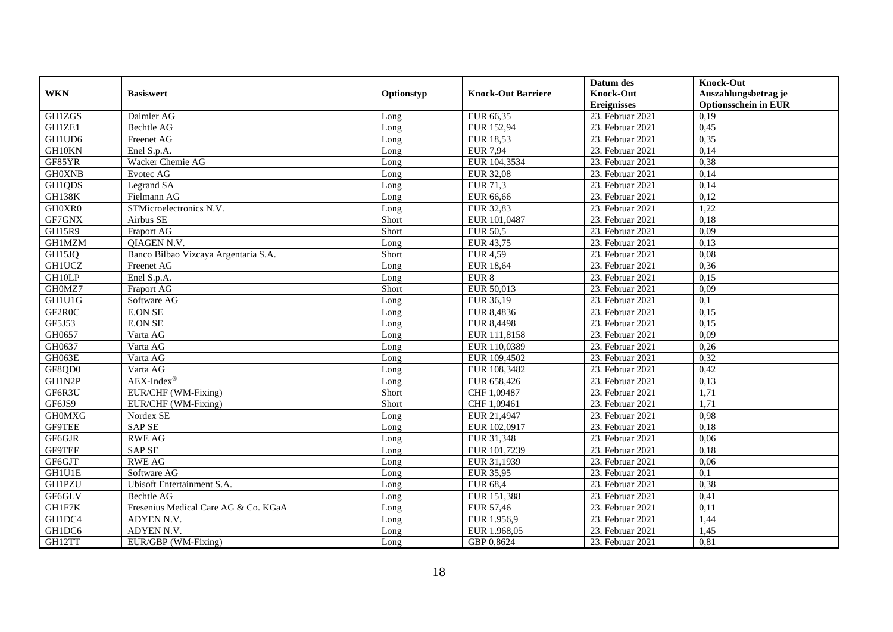| WKN | Basiswert | Optionstyp | Knock-Out Barriere | Datum des Knock-Out Ereignisses | Knock-Out Auszahlungsbetrag je Optionsschein in EUR |
|---|---|---|---|---|---|
| GH1ZGS | Daimler AG | Long | EUR 66,35 | 23. Februar 2021 | 0,19 |
| GH1ZE1 | Bechtle AG | Long | EUR 152,94 | 23. Februar 2021 | 0,45 |
| GH1UD6 | Freenet AG | Long | EUR 18,53 | 23. Februar 2021 | 0,35 |
| GH10KN | Enel S.p.A. | Long | EUR 7,94 | 23. Februar 2021 | 0,14 |
| GF85YR | Wacker Chemie AG | Long | EUR 104,3534 | 23. Februar 2021 | 0,38 |
| GH0XNB | Evotec AG | Long | EUR 32,08 | 23. Februar 2021 | 0,14 |
| GH1QDS | Legrand SA | Long | EUR 71,3 | 23. Februar 2021 | 0,14 |
| GH138K | Fielmann AG | Long | EUR 66,66 | 23. Februar 2021 | 0,12 |
| GH0XR0 | STMicroelectronics N.V. | Long | EUR 32,83 | 23. Februar 2021 | 1,22 |
| GF7GNX | Airbus SE | Short | EUR 101,0487 | 23. Februar 2021 | 0,18 |
| GH15R9 | Fraport AG | Short | EUR 50,5 | 23. Februar 2021 | 0,09 |
| GH1MZM | QIAGEN N.V. | Long | EUR 43,75 | 23. Februar 2021 | 0,13 |
| GH15JQ | Banco Bilbao Vizcaya Argentaria S.A. | Short | EUR 4,59 | 23. Februar 2021 | 0,08 |
| GH1UCZ | Freenet AG | Long | EUR 18,64 | 23. Februar 2021 | 0,36 |
| GH10LP | Enel S.p.A. | Long | EUR 8 | 23. Februar 2021 | 0,15 |
| GH0MZ7 | Fraport AG | Short | EUR 50,013 | 23. Februar 2021 | 0,09 |
| GH1U1G | Software AG | Long | EUR 36,19 | 23. Februar 2021 | 0,1 |
| GF2R0C | E.ON SE | Long | EUR 8,4836 | 23. Februar 2021 | 0,15 |
| GF5J53 | E.ON SE | Long | EUR 8,4498 | 23. Februar 2021 | 0,15 |
| GH0657 | Varta AG | Long | EUR 111,8158 | 23. Februar 2021 | 0,09 |
| GH0637 | Varta AG | Long | EUR 110,0389 | 23. Februar 2021 | 0,26 |
| GH063E | Varta AG | Long | EUR 109,4502 | 23. Februar 2021 | 0,32 |
| GF8QD0 | Varta AG | Long | EUR 108,3482 | 23. Februar 2021 | 0,42 |
| GH1N2P | AEX-Index® | Long | EUR 658,426 | 23. Februar 2021 | 0,13 |
| GF6R3U | EUR/CHF (WM-Fixing) | Short | CHF 1,09487 | 23. Februar 2021 | 1,71 |
| GF6JS9 | EUR/CHF (WM-Fixing) | Short | CHF 1,09461 | 23. Februar 2021 | 1,71 |
| GH0MXG | Nordex SE | Long | EUR 21,4947 | 23. Februar 2021 | 0,98 |
| GF9TEE | SAP SE | Long | EUR 102,0917 | 23. Februar 2021 | 0,18 |
| GF6GJR | RWE AG | Long | EUR 31,348 | 23. Februar 2021 | 0,06 |
| GF9TEF | SAP SE | Long | EUR 101,7239 | 23. Februar 2021 | 0,18 |
| GF6GJT | RWE AG | Long | EUR 31,1939 | 23. Februar 2021 | 0,06 |
| GH1U1E | Software AG | Long | EUR 35,95 | 23. Februar 2021 | 0,1 |
| GH1PZU | Ubisoft Entertainment S.A. | Long | EUR 68,4 | 23. Februar 2021 | 0,38 |
| GF6GLV | Bechtle AG | Long | EUR 151,388 | 23. Februar 2021 | 0,41 |
| GH1F7K | Fresenius Medical Care AG & Co. KGaA | Long | EUR 57,46 | 23. Februar 2021 | 0,11 |
| GH1DC4 | ADYEN N.V. | Long | EUR 1.956,9 | 23. Februar 2021 | 1,44 |
| GH1DC6 | ADYEN N.V. | Long | EUR 1.968,05 | 23. Februar 2021 | 1,45 |
| GH12TT | EUR/GBP (WM-Fixing) | Long | GBP 0,8624 | 23. Februar 2021 | 0,81 |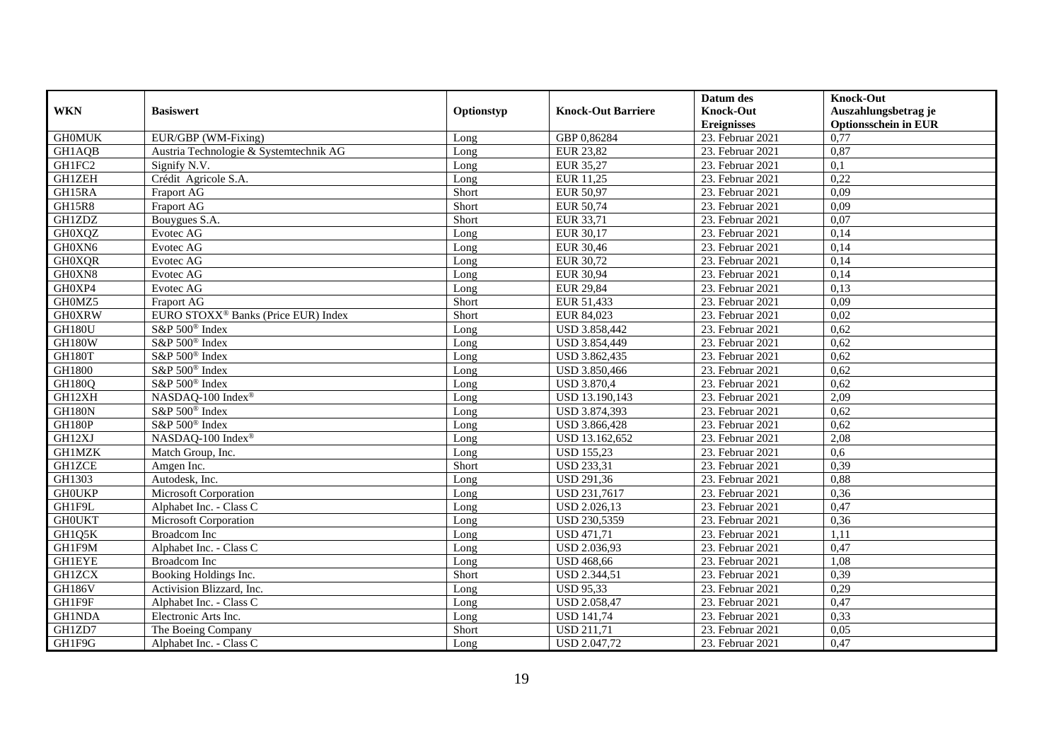| WKN | Basiswert | Optionstyp | Knock-Out Barriere | Datum des Knock-Out Ereignisses | Knock-Out Auszahlungsbetrag je Optionsschein in EUR |
|---|---|---|---|---|---|
| GH0MUK | EUR/GBP (WM-Fixing) | Long | GBP 0,86284 | 23. Februar 2021 | 0,77 |
| GH1AQB | Austria Technologie & Systemtechnik AG | Long | EUR 23,82 | 23. Februar 2021 | 0,87 |
| GH1FC2 | Signify N.V. | Long | EUR 35,27 | 23. Februar 2021 | 0,1 |
| GH1ZEH | Crédit Agricole S.A. | Long | EUR 11,25 | 23. Februar 2021 | 0,22 |
| GH15RA | Fraport AG | Short | EUR 50,97 | 23. Februar 2021 | 0,09 |
| GH15R8 | Fraport AG | Short | EUR 50,74 | 23. Februar 2021 | 0,09 |
| GH1ZDZ | Bouygues S.A. | Short | EUR 33,71 | 23. Februar 2021 | 0,07 |
| GH0XQZ | Evotec AG | Long | EUR 30,17 | 23. Februar 2021 | 0,14 |
| GH0XN6 | Evotec AG | Long | EUR 30,46 | 23. Februar 2021 | 0,14 |
| GH0XQR | Evotec AG | Long | EUR 30,72 | 23. Februar 2021 | 0,14 |
| GH0XN8 | Evotec AG | Long | EUR 30,94 | 23. Februar 2021 | 0,14 |
| GH0XP4 | Evotec AG | Long | EUR 29,84 | 23. Februar 2021 | 0,13 |
| GH0MZ5 | Fraport AG | Short | EUR 51,433 | 23. Februar 2021 | 0,09 |
| GH0XRW | EURO STOXX® Banks (Price EUR) Index | Short | EUR 84,023 | 23. Februar 2021 | 0,02 |
| GH180U | S&P 500® Index | Long | USD 3.858,442 | 23. Februar 2021 | 0,62 |
| GH180W | S&P 500® Index | Long | USD 3.854,449 | 23. Februar 2021 | 0,62 |
| GH180T | S&P 500® Index | Long | USD 3.862,435 | 23. Februar 2021 | 0,62 |
| GH1800 | S&P 500® Index | Long | USD 3.850,466 | 23. Februar 2021 | 0,62 |
| GH180Q | S&P 500® Index | Long | USD 3.870,4 | 23. Februar 2021 | 0,62 |
| GH12XH | NASDAQ-100 Index® | Long | USD 13.190,143 | 23. Februar 2021 | 2,09 |
| GH180N | S&P 500® Index | Long | USD 3.874,393 | 23. Februar 2021 | 0,62 |
| GH180P | S&P 500® Index | Long | USD 3.866,428 | 23. Februar 2021 | 0,62 |
| GH12XJ | NASDAQ-100 Index® | Long | USD 13.162,652 | 23. Februar 2021 | 2,08 |
| GH1MZK | Match Group, Inc. | Long | USD 155,23 | 23. Februar 2021 | 0,6 |
| GH1ZCE | Amgen Inc. | Short | USD 233,31 | 23. Februar 2021 | 0,39 |
| GH1303 | Autodesk, Inc. | Long | USD 291,36 | 23. Februar 2021 | 0,88 |
| GH0UKP | Microsoft Corporation | Long | USD 231,7617 | 23. Februar 2021 | 0,36 |
| GH1F9L | Alphabet Inc. - Class C | Long | USD 2.026,13 | 23. Februar 2021 | 0,47 |
| GH0UKT | Microsoft Corporation | Long | USD 230,5359 | 23. Februar 2021 | 0,36 |
| GH1Q5K | Broadcom Inc | Long | USD 471,71 | 23. Februar 2021 | 1,11 |
| GH1F9M | Alphabet Inc. - Class C | Long | USD 2.036,93 | 23. Februar 2021 | 0,47 |
| GH1EYE | Broadcom Inc | Long | USD 468,66 | 23. Februar 2021 | 1,08 |
| GH1ZCX | Booking Holdings Inc. | Short | USD 2.344,51 | 23. Februar 2021 | 0,39 |
| GH186V | Activision Blizzard, Inc. | Long | USD 95,33 | 23. Februar 2021 | 0,29 |
| GH1F9F | Alphabet Inc. - Class C | Long | USD 2.058,47 | 23. Februar 2021 | 0,47 |
| GH1NDA | Electronic Arts Inc. | Long | USD 141,74 | 23. Februar 2021 | 0,33 |
| GH1ZD7 | The Boeing Company | Short | USD 211,71 | 23. Februar 2021 | 0,05 |
| GH1F9G | Alphabet Inc. - Class C | Long | USD 2.047,72 | 23. Februar 2021 | 0,47 |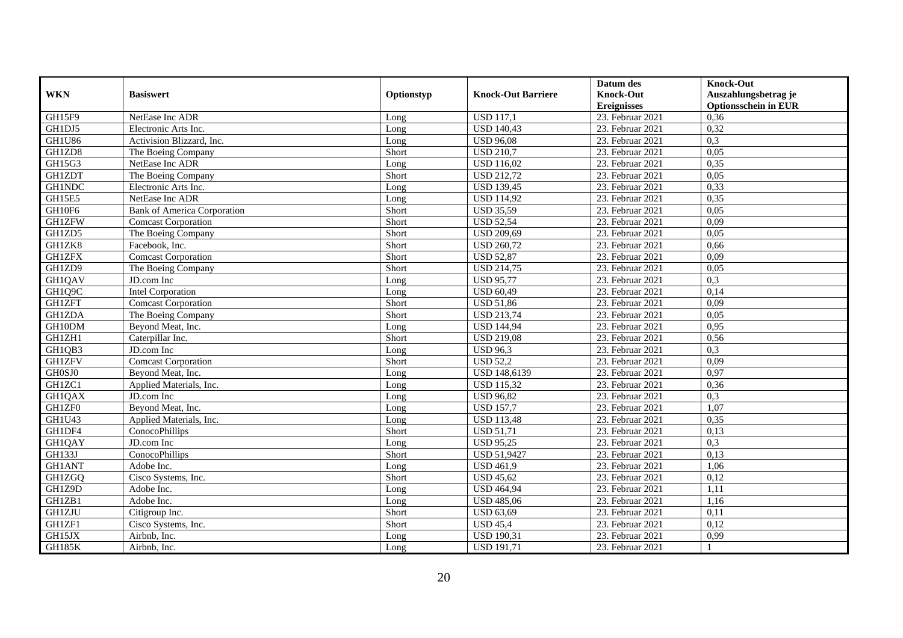| WKN | Basiswert | Optionstyp | Knock-Out Barriere | Datum des Knock-Out Ereignisses | Knock-Out Auszahlungsbetrag je Optionsschein in EUR |
|---|---|---|---|---|---|
| GH15F9 | NetEase Inc ADR | Long | USD 117,1 | 23. Februar 2021 | 0,36 |
| GH1DJ5 | Electronic Arts Inc. | Long | USD 140,43 | 23. Februar 2021 | 0,32 |
| GH1U86 | Activision Blizzard, Inc. | Long | USD 96,08 | 23. Februar 2021 | 0,3 |
| GH1ZD8 | The Boeing Company | Short | USD 210,7 | 23. Februar 2021 | 0,05 |
| GH15G3 | NetEase Inc ADR | Long | USD 116,02 | 23. Februar 2021 | 0,35 |
| GH1ZDT | The Boeing Company | Short | USD 212,72 | 23. Februar 2021 | 0,05 |
| GH1NDC | Electronic Arts Inc. | Long | USD 139,45 | 23. Februar 2021 | 0,33 |
| GH15E5 | NetEase Inc ADR | Long | USD 114,92 | 23. Februar 2021 | 0,35 |
| GH10F6 | Bank of America Corporation | Short | USD 35,59 | 23. Februar 2021 | 0,05 |
| GH1ZFW | Comcast Corporation | Short | USD 52,54 | 23. Februar 2021 | 0,09 |
| GH1ZD5 | The Boeing Company | Short | USD 209,69 | 23. Februar 2021 | 0,05 |
| GH1ZK8 | Facebook, Inc. | Short | USD 260,72 | 23. Februar 2021 | 0,66 |
| GH1ZFX | Comcast Corporation | Short | USD 52,87 | 23. Februar 2021 | 0,09 |
| GH1ZD9 | The Boeing Company | Short | USD 214,75 | 23. Februar 2021 | 0,05 |
| GH1QAV | JD.com Inc | Long | USD 95,77 | 23. Februar 2021 | 0,3 |
| GH1Q9C | Intel Corporation | Long | USD 60,49 | 23. Februar 2021 | 0,14 |
| GH1ZFT | Comcast Corporation | Short | USD 51,86 | 23. Februar 2021 | 0,09 |
| GH1ZDA | The Boeing Company | Short | USD 213,74 | 23. Februar 2021 | 0,05 |
| GH10DM | Beyond Meat, Inc. | Long | USD 144,94 | 23. Februar 2021 | 0,95 |
| GH1ZH1 | Caterpillar Inc. | Short | USD 219,08 | 23. Februar 2021 | 0,56 |
| GH1QB3 | JD.com Inc | Long | USD 96,3 | 23. Februar 2021 | 0,3 |
| GH1ZFV | Comcast Corporation | Short | USD 52,2 | 23. Februar 2021 | 0,09 |
| GH0SJ0 | Beyond Meat, Inc. | Long | USD 148,6139 | 23. Februar 2021 | 0,97 |
| GH1ZC1 | Applied Materials, Inc. | Long | USD 115,32 | 23. Februar 2021 | 0,36 |
| GH1QAX | JD.com Inc | Long | USD 96,82 | 23. Februar 2021 | 0,3 |
| GH1ZF0 | Beyond Meat, Inc. | Long | USD 157,7 | 23. Februar 2021 | 1,07 |
| GH1U43 | Applied Materials, Inc. | Long | USD 113,48 | 23. Februar 2021 | 0,35 |
| GH1DF4 | ConocoPhillips | Short | USD 51,71 | 23. Februar 2021 | 0,13 |
| GH1QAY | JD.com Inc | Long | USD 95,25 | 23. Februar 2021 | 0,3 |
| GH133J | ConocoPhillips | Short | USD 51,9427 | 23. Februar 2021 | 0,13 |
| GH1ANT | Adobe Inc. | Long | USD 461,9 | 23. Februar 2021 | 1,06 |
| GH1ZGQ | Cisco Systems, Inc. | Short | USD 45,62 | 23. Februar 2021 | 0,12 |
| GH1Z9D | Adobe Inc. | Long | USD 464,94 | 23. Februar 2021 | 1,11 |
| GH1ZB1 | Adobe Inc. | Long | USD 485,06 | 23. Februar 2021 | 1,16 |
| GH1ZJU | Citigroup Inc. | Short | USD 63,69 | 23. Februar 2021 | 0,11 |
| GH1ZF1 | Cisco Systems, Inc. | Short | USD 45,4 | 23. Februar 2021 | 0,12 |
| GH15JX | Airbnb, Inc. | Long | USD 190,31 | 23. Februar 2021 | 0,99 |
| GH185K | Airbnb, Inc. | Long | USD 191,71 | 23. Februar 2021 | 1 |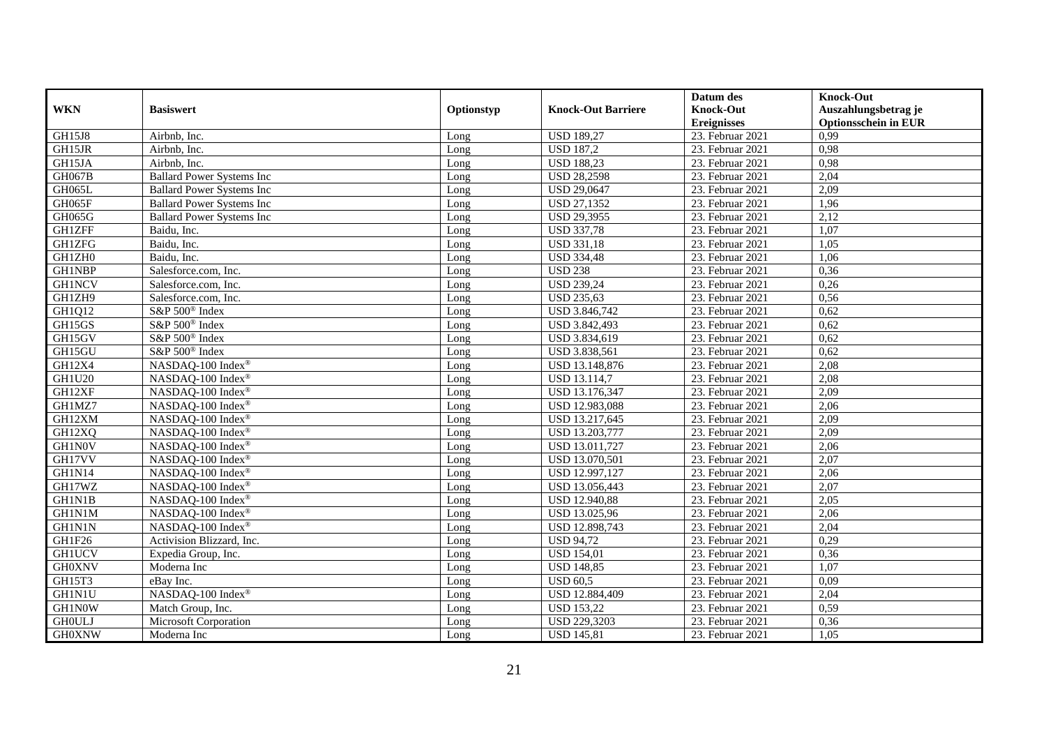| WKN | Basiswert | Optionstyp | Knock-Out Barriere | Datum des Knock-Out Ereignisses | Knock-Out Auszahlungsbetrag je Optionsschein in EUR |
|---|---|---|---|---|---|
| GH15J8 | Airbnb, Inc. | Long | USD 189,27 | 23. Februar 2021 | 0,99 |
| GH15JR | Airbnb, Inc. | Long | USD 187,2 | 23. Februar 2021 | 0,98 |
| GH15JA | Airbnb, Inc. | Long | USD 188,23 | 23. Februar 2021 | 0,98 |
| GH067B | Ballard Power Systems Inc | Long | USD 28,2598 | 23. Februar 2021 | 2,04 |
| GH065L | Ballard Power Systems Inc | Long | USD 29,0647 | 23. Februar 2021 | 2,09 |
| GH065F | Ballard Power Systems Inc | Long | USD 27,1352 | 23. Februar 2021 | 1,96 |
| GH065G | Ballard Power Systems Inc | Long | USD 29,3955 | 23. Februar 2021 | 2,12 |
| GH1ZFF | Baidu, Inc. | Long | USD 337,78 | 23. Februar 2021 | 1,07 |
| GH1ZFG | Baidu, Inc. | Long | USD 331,18 | 23. Februar 2021 | 1,05 |
| GH1ZH0 | Baidu, Inc. | Long | USD 334,48 | 23. Februar 2021 | 1,06 |
| GH1NBP | Salesforce.com, Inc. | Long | USD 238 | 23. Februar 2021 | 0,36 |
| GH1NCV | Salesforce.com, Inc. | Long | USD 239,24 | 23. Februar 2021 | 0,26 |
| GH1ZH9 | Salesforce.com, Inc. | Long | USD 235,63 | 23. Februar 2021 | 0,56 |
| GH1Q12 | S&P 500® Index | Long | USD 3.846,742 | 23. Februar 2021 | 0,62 |
| GH15GS | S&P 500® Index | Long | USD 3.842,493 | 23. Februar 2021 | 0,62 |
| GH15GV | S&P 500® Index | Long | USD 3.834,619 | 23. Februar 2021 | 0,62 |
| GH15GU | S&P 500® Index | Long | USD 3.838,561 | 23. Februar 2021 | 0,62 |
| GH12X4 | NASDAQ-100 Index® | Long | USD 13.148,876 | 23. Februar 2021 | 2,08 |
| GH1U20 | NASDAQ-100 Index® | Long | USD 13.114,7 | 23. Februar 2021 | 2,08 |
| GH12XF | NASDAQ-100 Index® | Long | USD 13.176,347 | 23. Februar 2021 | 2,09 |
| GH1MZ7 | NASDAQ-100 Index® | Long | USD 12.983,088 | 23. Februar 2021 | 2,06 |
| GH12XM | NASDAQ-100 Index® | Long | USD 13.217,645 | 23. Februar 2021 | 2,09 |
| GH12XQ | NASDAQ-100 Index® | Long | USD 13.203,777 | 23. Februar 2021 | 2,09 |
| GH1N0V | NASDAQ-100 Index® | Long | USD 13.011,727 | 23. Februar 2021 | 2,06 |
| GH17VV | NASDAQ-100 Index® | Long | USD 13.070,501 | 23. Februar 2021 | 2,07 |
| GH1N14 | NASDAQ-100 Index® | Long | USD 12.997,127 | 23. Februar 2021 | 2,06 |
| GH17WZ | NASDAQ-100 Index® | Long | USD 13.056,443 | 23. Februar 2021 | 2,07 |
| GH1N1B | NASDAQ-100 Index® | Long | USD 12.940,88 | 23. Februar 2021 | 2,05 |
| GH1N1M | NASDAQ-100 Index® | Long | USD 13.025,96 | 23. Februar 2021 | 2,06 |
| GH1N1N | NASDAQ-100 Index® | Long | USD 12.898,743 | 23. Februar 2021 | 2,04 |
| GH1F26 | Activision Blizzard, Inc. | Long | USD 94,72 | 23. Februar 2021 | 0,29 |
| GH1UCV | Expedia Group, Inc. | Long | USD 154,01 | 23. Februar 2021 | 0,36 |
| GH0XNV | Moderna Inc | Long | USD 148,85 | 23. Februar 2021 | 1,07 |
| GH15T3 | eBay Inc. | Long | USD 60,5 | 23. Februar 2021 | 0,09 |
| GH1N1U | NASDAQ-100 Index® | Long | USD 12.884,409 | 23. Februar 2021 | 2,04 |
| GH1N0W | Match Group, Inc. | Long | USD 153,22 | 23. Februar 2021 | 0,59 |
| GH0ULJ | Microsoft Corporation | Long | USD 229,3203 | 23. Februar 2021 | 0,36 |
| GH0XNW | Moderna Inc | Long | USD 145,81 | 23. Februar 2021 | 1,05 |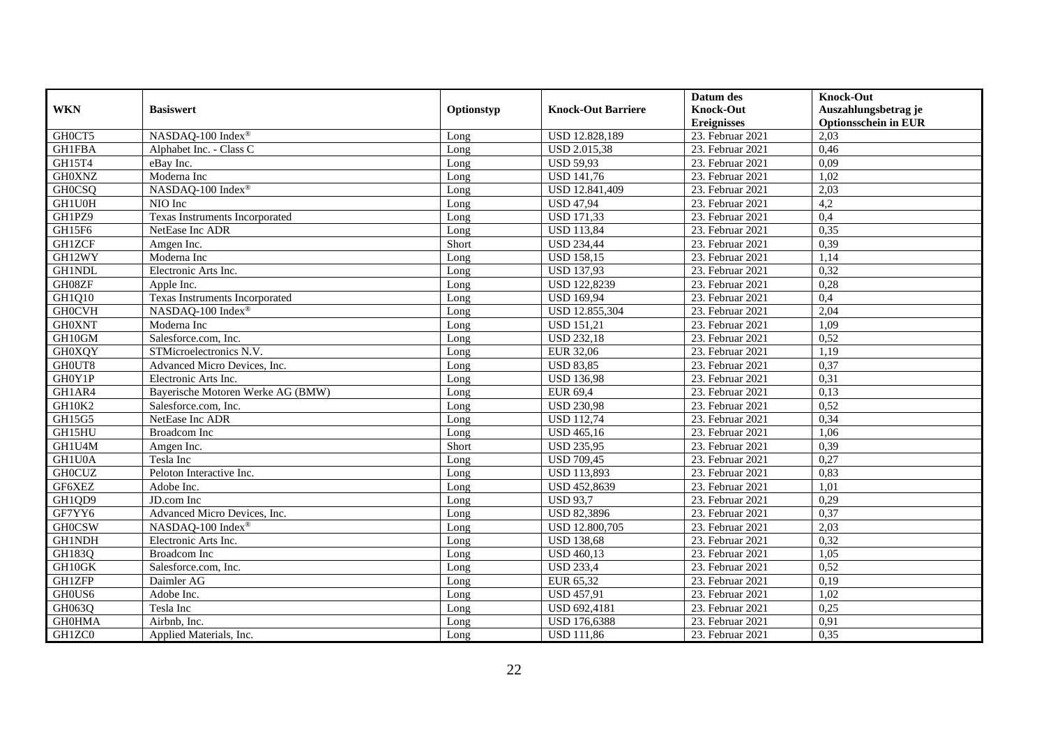| WKN | Basiswert | Optionstyp | Knock-Out Barriere | Datum des Knock-Out Ereignisses | Knock-Out Auszahlungsbetrag je Optionsschein in EUR |
|---|---|---|---|---|---|
| GH0CT5 | NASDAQ-100 Index® | Long | USD 12.828,189 | 23. Februar 2021 | 2,03 |
| GH1FBA | Alphabet Inc. - Class C | Long | USD 2.015,38 | 23. Februar 2021 | 0,46 |
| GH15T4 | eBay Inc. | Long | USD 59,93 | 23. Februar 2021 | 0,09 |
| GH0XNZ | Moderna Inc | Long | USD 141,76 | 23. Februar 2021 | 1,02 |
| GH0CSQ | NASDAQ-100 Index® | Long | USD 12.841,409 | 23. Februar 2021 | 2,03 |
| GH1U0H | NIO Inc | Long | USD 47,94 | 23. Februar 2021 | 4,2 |
| GH1PZ9 | Texas Instruments Incorporated | Long | USD 171,33 | 23. Februar 2021 | 0,4 |
| GH15F6 | NetEase Inc ADR | Long | USD 113,84 | 23. Februar 2021 | 0,35 |
| GH1ZCF | Amgen Inc. | Short | USD 234,44 | 23. Februar 2021 | 0,39 |
| GH12WY | Moderna Inc | Long | USD 158,15 | 23. Februar 2021 | 1,14 |
| GH1NDL | Electronic Arts Inc. | Long | USD 137,93 | 23. Februar 2021 | 0,32 |
| GH08ZF | Apple Inc. | Long | USD 122,8239 | 23. Februar 2021 | 0,28 |
| GH1Q10 | Texas Instruments Incorporated | Long | USD 169,94 | 23. Februar 2021 | 0,4 |
| GH0CVH | NASDAQ-100 Index® | Long | USD 12.855,304 | 23. Februar 2021 | 2,04 |
| GH0XNT | Moderna Inc | Long | USD 151,21 | 23. Februar 2021 | 1,09 |
| GH10GM | Salesforce.com, Inc. | Long | USD 232,18 | 23. Februar 2021 | 0,52 |
| GH0XQY | STMicroelectronics N.V. | Long | EUR 32,06 | 23. Februar 2021 | 1,19 |
| GH0UT8 | Advanced Micro Devices, Inc. | Long | USD 83,85 | 23. Februar 2021 | 0,37 |
| GH0Y1P | Electronic Arts Inc. | Long | USD 136,98 | 23. Februar 2021 | 0,31 |
| GH1AR4 | Bayerische Motoren Werke AG (BMW) | Long | EUR 69,4 | 23. Februar 2021 | 0,13 |
| GH10K2 | Salesforce.com, Inc. | Long | USD 230,98 | 23. Februar 2021 | 0,52 |
| GH15G5 | NetEase Inc ADR | Long | USD 112,74 | 23. Februar 2021 | 0,34 |
| GH15HU | Broadcom Inc | Long | USD 465,16 | 23. Februar 2021 | 1,06 |
| GH1U4M | Amgen Inc. | Short | USD 235,95 | 23. Februar 2021 | 0,39 |
| GH1U0A | Tesla Inc | Long | USD 709,45 | 23. Februar 2021 | 0,27 |
| GH0CUZ | Peloton Interactive Inc. | Long | USD 113,893 | 23. Februar 2021 | 0,83 |
| GF6XEZ | Adobe Inc. | Long | USD 452,8639 | 23. Februar 2021 | 1,01 |
| GH1QD9 | JD.com Inc | Long | USD 93,7 | 23. Februar 2021 | 0,29 |
| GF7YY6 | Advanced Micro Devices, Inc. | Long | USD 82,3896 | 23. Februar 2021 | 0,37 |
| GH0CSW | NASDAQ-100 Index® | Long | USD 12.800,705 | 23. Februar 2021 | 2,03 |
| GH1NDH | Electronic Arts Inc. | Long | USD 138,68 | 23. Februar 2021 | 0,32 |
| GH183Q | Broadcom Inc | Long | USD 460,13 | 23. Februar 2021 | 1,05 |
| GH10GK | Salesforce.com, Inc. | Long | USD 233,4 | 23. Februar 2021 | 0,52 |
| GH1ZFP | Daimler AG | Long | EUR 65,32 | 23. Februar 2021 | 0,19 |
| GH0US6 | Adobe Inc. | Long | USD 457,91 | 23. Februar 2021 | 1,02 |
| GH063Q | Tesla Inc | Long | USD 692,4181 | 23. Februar 2021 | 0,25 |
| GH0HMA | Airbnb, Inc. | Long | USD 176,6388 | 23. Februar 2021 | 0,91 |
| GH1ZC0 | Applied Materials, Inc. | Long | USD 111,86 | 23. Februar 2021 | 0,35 |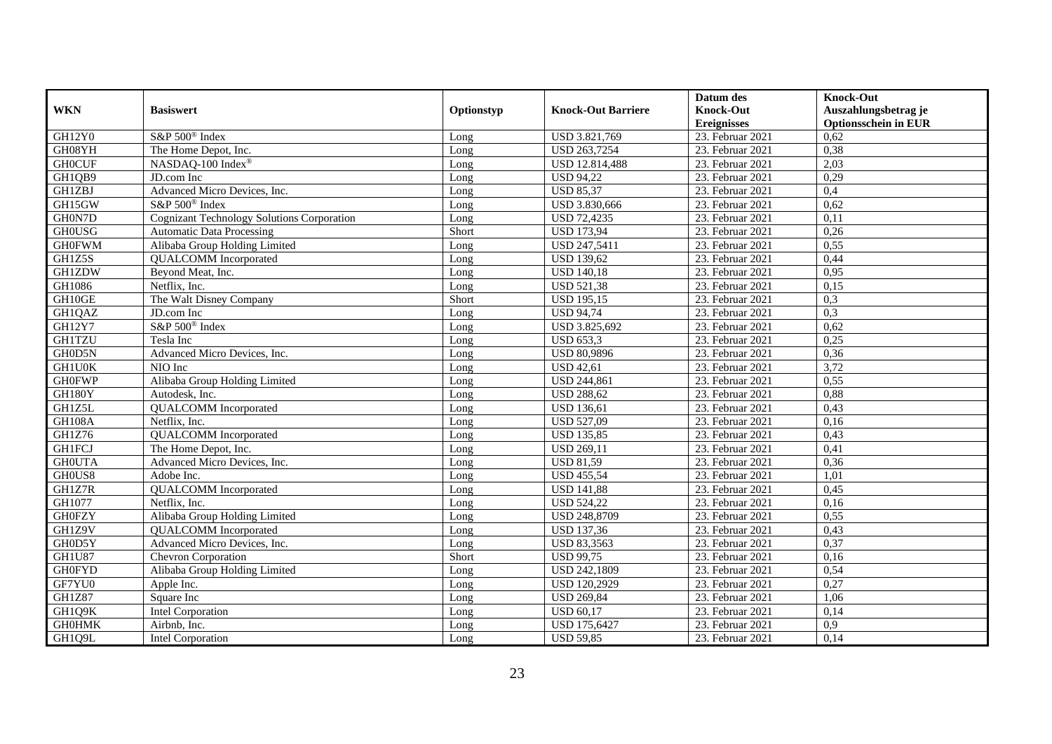| WKN | Basiswert | Optionstyp | Knock-Out Barriere | Datum des Knock-Out Ereignisses | Knock-Out Auszahlungsbetrag je Optionsschein in EUR |
|---|---|---|---|---|---|
| GH12Y0 | S&P 500® Index | Long | USD 3.821,769 | 23. Februar 2021 | 0,62 |
| GH08YH | The Home Depot, Inc. | Long | USD 263,7254 | 23. Februar 2021 | 0,38 |
| GH0CUF | NASDAQ-100 Index® | Long | USD 12.814,488 | 23. Februar 2021 | 2,03 |
| GH1QB9 | JD.com Inc | Long | USD 94,22 | 23. Februar 2021 | 0,29 |
| GH1ZBJ | Advanced Micro Devices, Inc. | Long | USD 85,37 | 23. Februar 2021 | 0,4 |
| GH15GW | S&P 500® Index | Long | USD 3.830,666 | 23. Februar 2021 | 0,62 |
| GH0N7D | Cognizant Technology Solutions Corporation | Long | USD 72,4235 | 23. Februar 2021 | 0,11 |
| GH0USG | Automatic Data Processing | Short | USD 173,94 | 23. Februar 2021 | 0,26 |
| GH0FWM | Alibaba Group Holding Limited | Long | USD 247,5411 | 23. Februar 2021 | 0,55 |
| GH1Z5S | QUALCOMM Incorporated | Long | USD 139,62 | 23. Februar 2021 | 0,44 |
| GH1ZDW | Beyond Meat, Inc. | Long | USD 140,18 | 23. Februar 2021 | 0,95 |
| GH1086 | Netflix, Inc. | Long | USD 521,38 | 23. Februar 2021 | 0,15 |
| GH10GE | The Walt Disney Company | Short | USD 195,15 | 23. Februar 2021 | 0,3 |
| GH1QAZ | JD.com Inc | Long | USD 94,74 | 23. Februar 2021 | 0,3 |
| GH12Y7 | S&P 500® Index | Long | USD 3.825,692 | 23. Februar 2021 | 0,62 |
| GH1TZU | Tesla Inc | Long | USD 653,3 | 23. Februar 2021 | 0,25 |
| GH0D5N | Advanced Micro Devices, Inc. | Long | USD 80,9896 | 23. Februar 2021 | 0,36 |
| GH1U0K | NIO Inc | Long | USD 42,61 | 23. Februar 2021 | 3,72 |
| GH0FWP | Alibaba Group Holding Limited | Long | USD 244,861 | 23. Februar 2021 | 0,55 |
| GH180Y | Autodesk, Inc. | Long | USD 288,62 | 23. Februar 2021 | 0,88 |
| GH1Z5L | QUALCOMM Incorporated | Long | USD 136,61 | 23. Februar 2021 | 0,43 |
| GH108A | Netflix, Inc. | Long | USD 527,09 | 23. Februar 2021 | 0,16 |
| GH1Z76 | QUALCOMM Incorporated | Long | USD 135,85 | 23. Februar 2021 | 0,43 |
| GH1FCJ | The Home Depot, Inc. | Long | USD 269,11 | 23. Februar 2021 | 0,41 |
| GH0UTA | Advanced Micro Devices, Inc. | Long | USD 81,59 | 23. Februar 2021 | 0,36 |
| GH0US8 | Adobe Inc. | Long | USD 455,54 | 23. Februar 2021 | 1,01 |
| GH1Z7R | QUALCOMM Incorporated | Long | USD 141,88 | 23. Februar 2021 | 0,45 |
| GH1077 | Netflix, Inc. | Long | USD 524,22 | 23. Februar 2021 | 0,16 |
| GH0FZY | Alibaba Group Holding Limited | Long | USD 248,8709 | 23. Februar 2021 | 0,55 |
| GH1Z9V | QUALCOMM Incorporated | Long | USD 137,36 | 23. Februar 2021 | 0,43 |
| GH0D5Y | Advanced Micro Devices, Inc. | Long | USD 83,3563 | 23. Februar 2021 | 0,37 |
| GH1U87 | Chevron Corporation | Short | USD 99,75 | 23. Februar 2021 | 0,16 |
| GH0FYD | Alibaba Group Holding Limited | Long | USD 242,1809 | 23. Februar 2021 | 0,54 |
| GF7YU0 | Apple Inc. | Long | USD 120,2929 | 23. Februar 2021 | 0,27 |
| GH1Z87 | Square Inc | Long | USD 269,84 | 23. Februar 2021 | 1,06 |
| GH1Q9K | Intel Corporation | Long | USD 60,17 | 23. Februar 2021 | 0,14 |
| GH0HMK | Airbnb, Inc. | Long | USD 175,6427 | 23. Februar 2021 | 0,9 |
| GH1Q9L | Intel Corporation | Long | USD 59,85 | 23. Februar 2021 | 0,14 |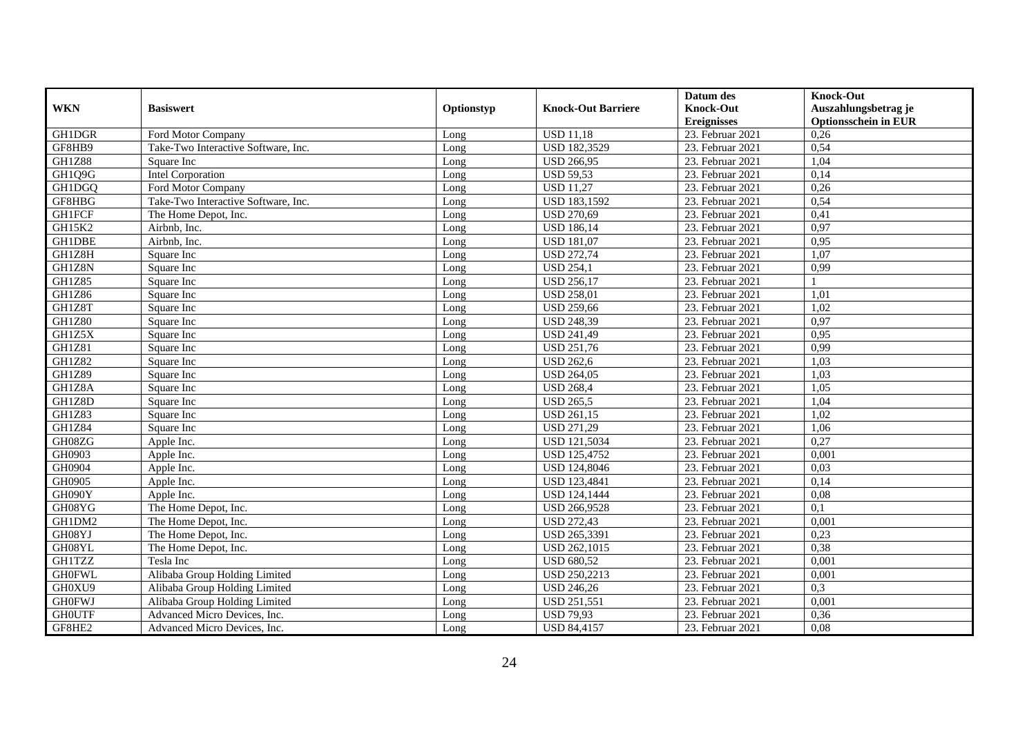| WKN | Basiswert | Optionstyp | Knock-Out Barriere | Datum des Knock-Out Ereignisses | Knock-Out Auszahlungsbetrag je Optionsschein in EUR |
|---|---|---|---|---|---|
| GH1DGR | Ford Motor Company | Long | USD 11,18 | 23. Februar 2021 | 0,26 |
| GF8HB9 | Take-Two Interactive Software, Inc. | Long | USD 182,3529 | 23. Februar 2021 | 0,54 |
| GH1Z88 | Square Inc | Long | USD 266,95 | 23. Februar 2021 | 1,04 |
| GH1Q9G | Intel Corporation | Long | USD 59,53 | 23. Februar 2021 | 0,14 |
| GH1DGQ | Ford Motor Company | Long | USD 11,27 | 23. Februar 2021 | 0,26 |
| GF8HBG | Take-Two Interactive Software, Inc. | Long | USD 183,1592 | 23. Februar 2021 | 0,54 |
| GH1FCF | The Home Depot, Inc. | Long | USD 270,69 | 23. Februar 2021 | 0,41 |
| GH15K2 | Airbnb, Inc. | Long | USD 186,14 | 23. Februar 2021 | 0,97 |
| GH1DBE | Airbnb, Inc. | Long | USD 181,07 | 23. Februar 2021 | 0,95 |
| GH1Z8H | Square Inc | Long | USD 272,74 | 23. Februar 2021 | 1,07 |
| GH1Z8N | Square Inc | Long | USD 254,1 | 23. Februar 2021 | 0,99 |
| GH1Z85 | Square Inc | Long | USD 256,17 | 23. Februar 2021 | 1 |
| GH1Z86 | Square Inc | Long | USD 258,01 | 23. Februar 2021 | 1,01 |
| GH1Z8T | Square Inc | Long | USD 259,66 | 23. Februar 2021 | 1,02 |
| GH1Z80 | Square Inc | Long | USD 248,39 | 23. Februar 2021 | 0,97 |
| GH1Z5X | Square Inc | Long | USD 241,49 | 23. Februar 2021 | 0,95 |
| GH1Z81 | Square Inc | Long | USD 251,76 | 23. Februar 2021 | 0,99 |
| GH1Z82 | Square Inc | Long | USD 262,6 | 23. Februar 2021 | 1,03 |
| GH1Z89 | Square Inc | Long | USD 264,05 | 23. Februar 2021 | 1,03 |
| GH1Z8A | Square Inc | Long | USD 268,4 | 23. Februar 2021 | 1,05 |
| GH1Z8D | Square Inc | Long | USD 265,5 | 23. Februar 2021 | 1,04 |
| GH1Z83 | Square Inc | Long | USD 261,15 | 23. Februar 2021 | 1,02 |
| GH1Z84 | Square Inc | Long | USD 271,29 | 23. Februar 2021 | 1,06 |
| GH08ZG | Apple Inc. | Long | USD 121,5034 | 23. Februar 2021 | 0,27 |
| GH0903 | Apple Inc. | Long | USD 125,4752 | 23. Februar 2021 | 0,001 |
| GH0904 | Apple Inc. | Long | USD 124,8046 | 23. Februar 2021 | 0,03 |
| GH0905 | Apple Inc. | Long | USD 123,4841 | 23. Februar 2021 | 0,14 |
| GH090Y | Apple Inc. | Long | USD 124,1444 | 23. Februar 2021 | 0,08 |
| GH08YG | The Home Depot, Inc. | Long | USD 266,9528 | 23. Februar 2021 | 0,1 |
| GH1DM2 | The Home Depot, Inc. | Long | USD 272,43 | 23. Februar 2021 | 0,001 |
| GH08YJ | The Home Depot, Inc. | Long | USD 265,3391 | 23. Februar 2021 | 0,23 |
| GH08YL | The Home Depot, Inc. | Long | USD 262,1015 | 23. Februar 2021 | 0,38 |
| GH1TZZ | Tesla Inc | Long | USD 680,52 | 23. Februar 2021 | 0,001 |
| GH0FWL | Alibaba Group Holding Limited | Long | USD 250,2213 | 23. Februar 2021 | 0,001 |
| GH0XU9 | Alibaba Group Holding Limited | Long | USD 246,26 | 23. Februar 2021 | 0,3 |
| GH0FWJ | Alibaba Group Holding Limited | Long | USD 251,551 | 23. Februar 2021 | 0,001 |
| GH0UTF | Advanced Micro Devices, Inc. | Long | USD 79,93 | 23. Februar 2021 | 0,36 |
| GF8HE2 | Advanced Micro Devices, Inc. | Long | USD 84,4157 | 23. Februar 2021 | 0,08 |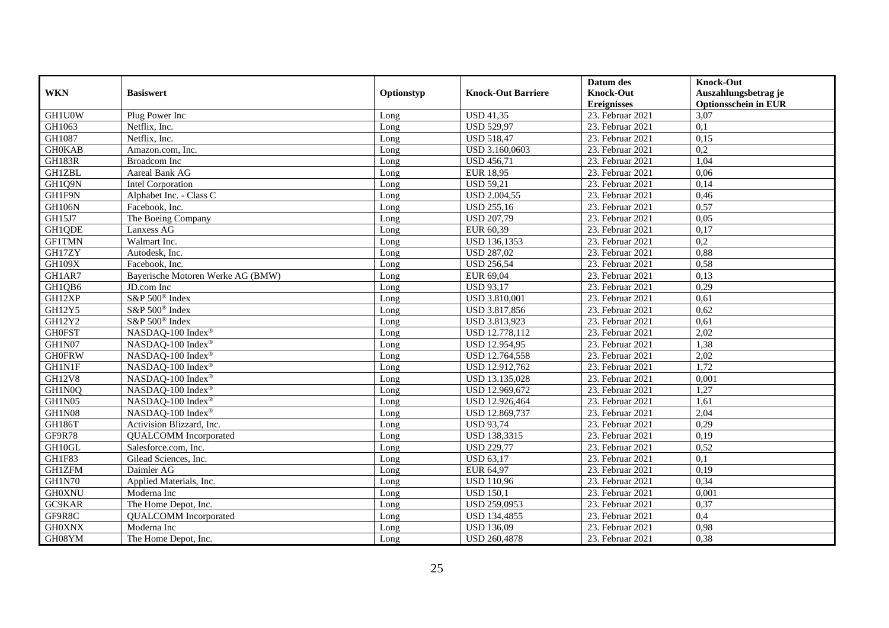| WKN | Basiswert | Optionstyp | Knock-Out Barriere | Datum des Knock-Out Ereignisses | Knock-Out Auszahlungsbetrag je Optionsschein in EUR |
|---|---|---|---|---|---|
| GH1U0W | Plug Power Inc | Long | USD 41,35 | 23. Februar 2021 | 3,07 |
| GH1063 | Netflix, Inc. | Long | USD 529,97 | 23. Februar 2021 | 0,1 |
| GH1087 | Netflix, Inc. | Long | USD 518,47 | 23. Februar 2021 | 0,15 |
| GH0KAB | Amazon.com, Inc. | Long | USD 3.160,0603 | 23. Februar 2021 | 0,2 |
| GH183R | Broadcom Inc | Long | USD 456,71 | 23. Februar 2021 | 1,04 |
| GH1ZBL | Aareal Bank AG | Long | EUR 18,95 | 23. Februar 2021 | 0,06 |
| GH1Q9N | Intel Corporation | Long | USD 59,21 | 23. Februar 2021 | 0,14 |
| GH1F9N | Alphabet Inc. - Class C | Long | USD 2.004,55 | 23. Februar 2021 | 0,46 |
| GH106N | Facebook, Inc. | Long | USD 255,16 | 23. Februar 2021 | 0,57 |
| GH15J7 | The Boeing Company | Long | USD 207,79 | 23. Februar 2021 | 0,05 |
| GH1QDE | Lanxess AG | Long | EUR 60,39 | 23. Februar 2021 | 0,17 |
| GF1TMN | Walmart Inc. | Long | USD 136,1353 | 23. Februar 2021 | 0,2 |
| GH17ZY | Autodesk, Inc. | Long | USD 287,02 | 23. Februar 2021 | 0,88 |
| GH109X | Facebook, Inc. | Long | USD 256,54 | 23. Februar 2021 | 0,58 |
| GH1AR7 | Bayerische Motoren Werke AG (BMW) | Long | EUR 69,04 | 23. Februar 2021 | 0,13 |
| GH1QB6 | JD.com Inc | Long | USD 93,17 | 23. Februar 2021 | 0,29 |
| GH12XP | S&P 500® Index | Long | USD 3.810,001 | 23. Februar 2021 | 0,61 |
| GH12Y5 | S&P 500® Index | Long | USD 3.817,856 | 23. Februar 2021 | 0,62 |
| GH12Y2 | S&P 500® Index | Long | USD 3.813,923 | 23. Februar 2021 | 0,61 |
| GH0FST | NASDAQ-100 Index® | Long | USD 12.778,112 | 23. Februar 2021 | 2,02 |
| GH1N07 | NASDAQ-100 Index® | Long | USD 12.954,95 | 23. Februar 2021 | 1,38 |
| GH0FRW | NASDAQ-100 Index® | Long | USD 12.764,558 | 23. Februar 2021 | 2,02 |
| GH1N1F | NASDAQ-100 Index® | Long | USD 12.912,762 | 23. Februar 2021 | 1,72 |
| GH12V8 | NASDAQ-100 Index® | Long | USD 13.135,028 | 23. Februar 2021 | 0,001 |
| GH1N0Q | NASDAQ-100 Index® | Long | USD 12.969,672 | 23. Februar 2021 | 1,27 |
| GH1N05 | NASDAQ-100 Index® | Long | USD 12.926,464 | 23. Februar 2021 | 1,61 |
| GH1N08 | NASDAQ-100 Index® | Long | USD 12.869,737 | 23. Februar 2021 | 2,04 |
| GH186T | Activision Blizzard, Inc. | Long | USD 93,74 | 23. Februar 2021 | 0,29 |
| GF9R78 | QUALCOMM Incorporated | Long | USD 138,3315 | 23. Februar 2021 | 0,19 |
| GH10GL | Salesforce.com, Inc. | Long | USD 229,77 | 23. Februar 2021 | 0,52 |
| GH1F83 | Gilead Sciences, Inc. | Long | USD 63,17 | 23. Februar 2021 | 0,1 |
| GH1ZFM | Daimler AG | Long | EUR 64,97 | 23. Februar 2021 | 0,19 |
| GH1N70 | Applied Materials, Inc. | Long | USD 110,96 | 23. Februar 2021 | 0,34 |
| GH0XNU | Moderna Inc | Long | USD 150,1 | 23. Februar 2021 | 0,001 |
| GC9KAR | The Home Depot, Inc. | Long | USD 259,0953 | 23. Februar 2021 | 0,37 |
| GF9R8C | QUALCOMM Incorporated | Long | USD 134,4855 | 23. Februar 2021 | 0,4 |
| GH0XNX | Moderna Inc | Long | USD 136,09 | 23. Februar 2021 | 0,98 |
| GH08YM | The Home Depot, Inc. | Long | USD 260,4878 | 23. Februar 2021 | 0,38 |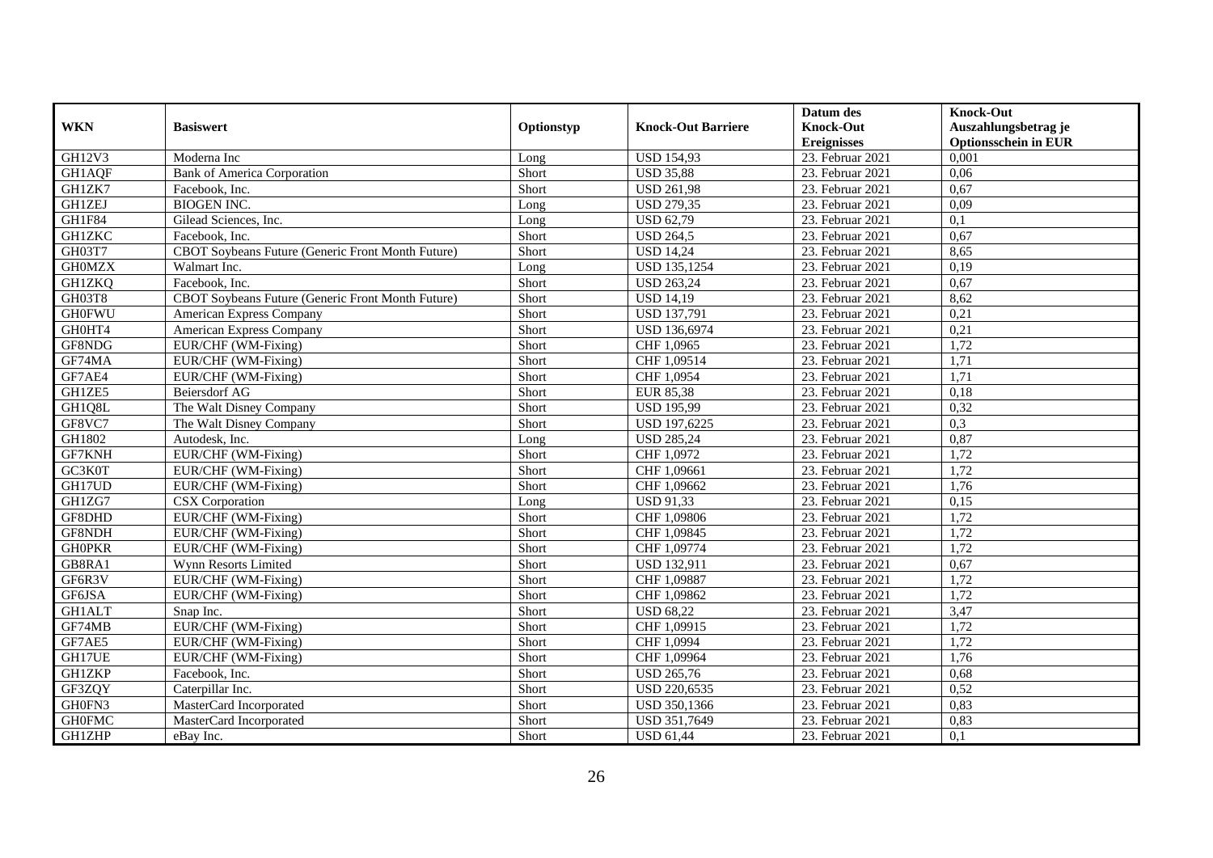| WKN | Basiswert | Optionstyp | Knock-Out Barriere | Datum des Knock-Out Ereignisses | Knock-Out Auszahlungsbetrag je Optionsschein in EUR |
|---|---|---|---|---|---|
| GH12V3 | Moderna Inc | Long | USD 154,93 | 23. Februar 2021 | 0,001 |
| GH1AQF | Bank of America Corporation | Short | USD 35,88 | 23. Februar 2021 | 0,06 |
| GH1ZK7 | Facebook, Inc. | Short | USD 261,98 | 23. Februar 2021 | 0,67 |
| GH1ZEJ | BIOGEN INC. | Long | USD 279,35 | 23. Februar 2021 | 0,09 |
| GH1F84 | Gilead Sciences, Inc. | Long | USD 62,79 | 23. Februar 2021 | 0,1 |
| GH1ZKC | Facebook, Inc. | Short | USD 264,5 | 23. Februar 2021 | 0,67 |
| GH03T7 | CBOT Soybeans Future (Generic Front Month Future) | Short | USD 14,24 | 23. Februar 2021 | 8,65 |
| GH0MZX | Walmart Inc. | Long | USD 135,1254 | 23. Februar 2021 | 0,19 |
| GH1ZKQ | Facebook, Inc. | Short | USD 263,24 | 23. Februar 2021 | 0,67 |
| GH03T8 | CBOT Soybeans Future (Generic Front Month Future) | Short | USD 14,19 | 23. Februar 2021 | 8,62 |
| GH0FWU | American Express Company | Short | USD 137,791 | 23. Februar 2021 | 0,21 |
| GH0HT4 | American Express Company | Short | USD 136,6974 | 23. Februar 2021 | 0,21 |
| GF8NDG | EUR/CHF (WM-Fixing) | Short | CHF 1,0965 | 23. Februar 2021 | 1,72 |
| GF74MA | EUR/CHF (WM-Fixing) | Short | CHF 1,09514 | 23. Februar 2021 | 1,71 |
| GF7AE4 | EUR/CHF (WM-Fixing) | Short | CHF 1,0954 | 23. Februar 2021 | 1,71 |
| GH1ZE5 | Beiersdorf AG | Short | EUR 85,38 | 23. Februar 2021 | 0,18 |
| GH1Q8L | The Walt Disney Company | Short | USD 195,99 | 23. Februar 2021 | 0,32 |
| GF8VC7 | The Walt Disney Company | Short | USD 197,6225 | 23. Februar 2021 | 0,3 |
| GH1802 | Autodesk, Inc. | Long | USD 285,24 | 23. Februar 2021 | 0,87 |
| GF7KNH | EUR/CHF (WM-Fixing) | Short | CHF 1,0972 | 23. Februar 2021 | 1,72 |
| GC3K0T | EUR/CHF (WM-Fixing) | Short | CHF 1,09661 | 23. Februar 2021 | 1,72 |
| GH17UD | EUR/CHF (WM-Fixing) | Short | CHF 1,09662 | 23. Februar 2021 | 1,76 |
| GH1ZG7 | CSX Corporation | Long | USD 91,33 | 23. Februar 2021 | 0,15 |
| GF8DHD | EUR/CHF (WM-Fixing) | Short | CHF 1,09806 | 23. Februar 2021 | 1,72 |
| GF8NDH | EUR/CHF (WM-Fixing) | Short | CHF 1,09845 | 23. Februar 2021 | 1,72 |
| GH0PKR | EUR/CHF (WM-Fixing) | Short | CHF 1,09774 | 23. Februar 2021 | 1,72 |
| GB8RA1 | Wynn Resorts Limited | Short | USD 132,911 | 23. Februar 2021 | 0,67 |
| GF6R3V | EUR/CHF (WM-Fixing) | Short | CHF 1,09887 | 23. Februar 2021 | 1,72 |
| GF6JSA | EUR/CHF (WM-Fixing) | Short | CHF 1,09862 | 23. Februar 2021 | 1,72 |
| GH1ALT | Snap Inc. | Short | USD 68,22 | 23. Februar 2021 | 3,47 |
| GF74MB | EUR/CHF (WM-Fixing) | Short | CHF 1,09915 | 23. Februar 2021 | 1,72 |
| GF7AE5 | EUR/CHF (WM-Fixing) | Short | CHF 1,0994 | 23. Februar 2021 | 1,72 |
| GH17UE | EUR/CHF (WM-Fixing) | Short | CHF 1,09964 | 23. Februar 2021 | 1,76 |
| GH1ZKP | Facebook, Inc. | Short | USD 265,76 | 23. Februar 2021 | 0,68 |
| GF3ZQY | Caterpillar Inc. | Short | USD 220,6535 | 23. Februar 2021 | 0,52 |
| GH0FN3 | MasterCard Incorporated | Short | USD 350,1366 | 23. Februar 2021 | 0,83 |
| GH0FMC | MasterCard Incorporated | Short | USD 351,7649 | 23. Februar 2021 | 0,83 |
| GH1ZHP | eBay Inc. | Short | USD 61,44 | 23. Februar 2021 | 0,1 |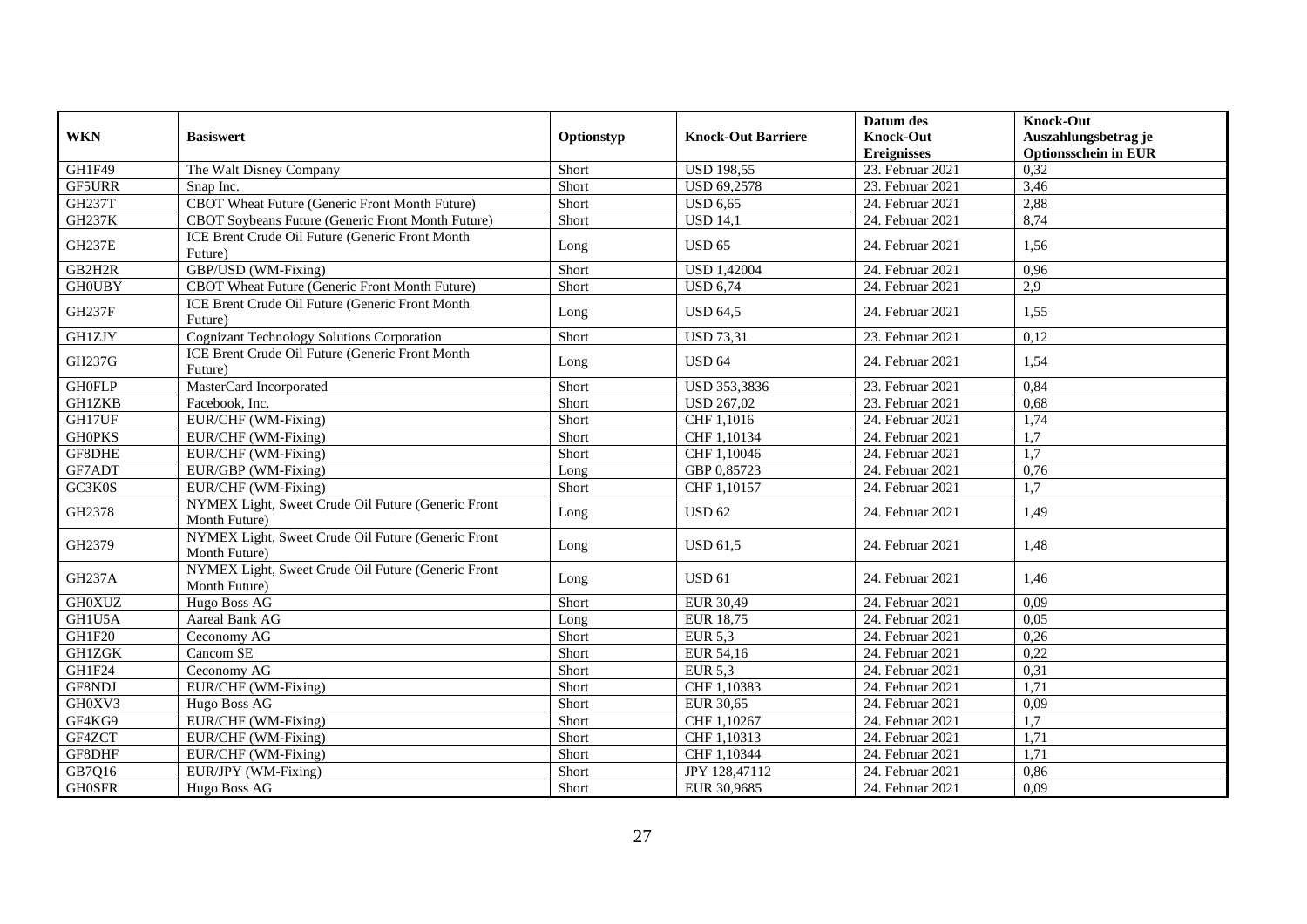| WKN | Basiswert | Optionstyp | Knock-Out Barriere | Datum des Knock-Out Ereignisses | Knock-Out Auszahlungsbetrag je Optionsschein in EUR |
|---|---|---|---|---|---|
| GH1F49 | The Walt Disney Company | Short | USD 198,55 | 23. Februar 2021 | 0,32 |
| GF5URR | Snap Inc. | Short | USD 69,2578 | 23. Februar 2021 | 3,46 |
| GH237T | CBOT Wheat Future (Generic Front Month Future) | Short | USD 6,65 | 24. Februar 2021 | 2,88 |
| GH237K | CBOT Soybeans Future (Generic Front Month Future) | Short | USD 14,1 | 24. Februar 2021 | 8,74 |
| GH237E | ICE Brent Crude Oil Future (Generic Front Month Future) | Long | USD 65 | 24. Februar 2021 | 1,56 |
| GB2H2R | GBP/USD (WM-Fixing) | Short | USD 1,42004 | 24. Februar 2021 | 0,96 |
| GH0UBY | CBOT Wheat Future (Generic Front Month Future) | Short | USD 6,74 | 24. Februar 2021 | 2,9 |
| GH237F | ICE Brent Crude Oil Future (Generic Front Month Future) | Long | USD 64,5 | 24. Februar 2021 | 1,55 |
| GH1ZJY | Cognizant Technology Solutions Corporation | Short | USD 73,31 | 23. Februar 2021 | 0,12 |
| GH237G | ICE Brent Crude Oil Future (Generic Front Month Future) | Long | USD 64 | 24. Februar 2021 | 1,54 |
| GH0FLP | MasterCard Incorporated | Short | USD 353,3836 | 23. Februar 2021 | 0,84 |
| GH1ZKB | Facebook, Inc. | Short | USD 267,02 | 23. Februar 2021 | 0,68 |
| GH17UF | EUR/CHF (WM-Fixing) | Short | CHF 1,1016 | 24. Februar 2021 | 1,74 |
| GH0PKS | EUR/CHF (WM-Fixing) | Short | CHF 1,10134 | 24. Februar 2021 | 1,7 |
| GF8DHE | EUR/CHF (WM-Fixing) | Short | CHF 1,10046 | 24. Februar 2021 | 1,7 |
| GF7ADT | EUR/GBP (WM-Fixing) | Long | GBP 0,85723 | 24. Februar 2021 | 0,76 |
| GC3K0S | EUR/CHF (WM-Fixing) | Short | CHF 1,10157 | 24. Februar 2021 | 1,7 |
| GH2378 | NYMEX Light, Sweet Crude Oil Future (Generic Front Month Future) | Long | USD 62 | 24. Februar 2021 | 1,49 |
| GH2379 | NYMEX Light, Sweet Crude Oil Future (Generic Front Month Future) | Long | USD 61,5 | 24. Februar 2021 | 1,48 |
| GH237A | NYMEX Light, Sweet Crude Oil Future (Generic Front Month Future) | Long | USD 61 | 24. Februar 2021 | 1,46 |
| GH0XUZ | Hugo Boss AG | Short | EUR 30,49 | 24. Februar 2021 | 0,09 |
| GH1U5A | Aareal Bank AG | Long | EUR 18,75 | 24. Februar 2021 | 0,05 |
| GH1F20 | Ceconomy AG | Short | EUR 5,3 | 24. Februar 2021 | 0,26 |
| GH1ZGK | Cancom SE | Short | EUR 54,16 | 24. Februar 2021 | 0,22 |
| GH1F24 | Ceconomy AG | Short | EUR 5,3 | 24. Februar 2021 | 0,31 |
| GF8NDJ | EUR/CHF (WM-Fixing) | Short | CHF 1,10383 | 24. Februar 2021 | 1,71 |
| GH0XV3 | Hugo Boss AG | Short | EUR 30,65 | 24. Februar 2021 | 0,09 |
| GF4KG9 | EUR/CHF (WM-Fixing) | Short | CHF 1,10267 | 24. Februar 2021 | 1,7 |
| GF4ZCT | EUR/CHF (WM-Fixing) | Short | CHF 1,10313 | 24. Februar 2021 | 1,71 |
| GF8DHF | EUR/CHF (WM-Fixing) | Short | CHF 1,10344 | 24. Februar 2021 | 1,71 |
| GB7Q16 | EUR/JPY (WM-Fixing) | Short | JPY 128,47112 | 24. Februar 2021 | 0,86 |
| GH0SFR | Hugo Boss AG | Short | EUR 30,9685 | 24. Februar 2021 | 0,09 |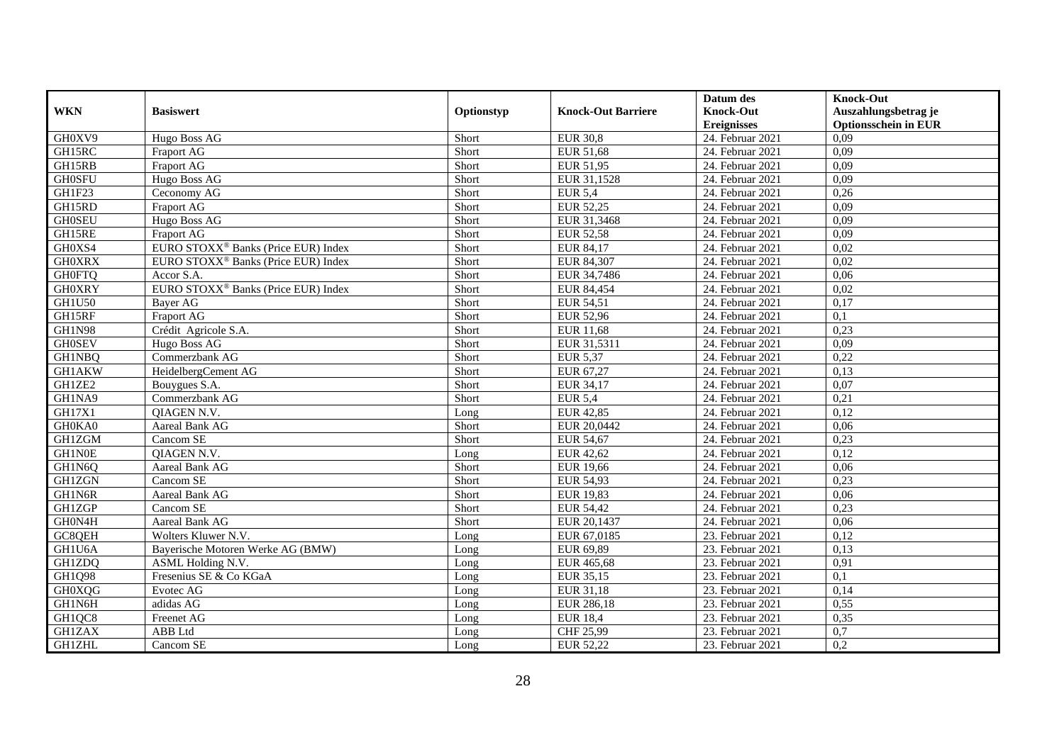| WKN | Basiswert | Optionstyp | Knock-Out Barriere | Datum des Knock-Out Ereignisses | Knock-Out Auszahlungsbetrag je Optionsschein in EUR |
|---|---|---|---|---|---|
| GH0XV9 | Hugo Boss AG | Short | EUR 30,8 | 24. Februar 2021 | 0,09 |
| GH15RC | Fraport AG | Short | EUR 51,68 | 24. Februar 2021 | 0,09 |
| GH15RB | Fraport AG | Short | EUR 51,95 | 24. Februar 2021 | 0,09 |
| GH0SFU | Hugo Boss AG | Short | EUR 31,1528 | 24. Februar 2021 | 0,09 |
| GH1F23 | Ceconomy AG | Short | EUR 5,4 | 24. Februar 2021 | 0,26 |
| GH15RD | Fraport AG | Short | EUR 52,25 | 24. Februar 2021 | 0,09 |
| GH0SEU | Hugo Boss AG | Short | EUR 31,3468 | 24. Februar 2021 | 0,09 |
| GH15RE | Fraport AG | Short | EUR 52,58 | 24. Februar 2021 | 0,09 |
| GH0XS4 | EURO STOXX® Banks (Price EUR) Index | Short | EUR 84,17 | 24. Februar 2021 | 0,02 |
| GH0XRX | EURO STOXX® Banks (Price EUR) Index | Short | EUR 84,307 | 24. Februar 2021 | 0,02 |
| GH0FTQ | Accor S.A. | Short | EUR 34,7486 | 24. Februar 2021 | 0,06 |
| GH0XRY | EURO STOXX® Banks (Price EUR) Index | Short | EUR 84,454 | 24. Februar 2021 | 0,02 |
| GH1U50 | Bayer AG | Short | EUR 54,51 | 24. Februar 2021 | 0,17 |
| GH15RF | Fraport AG | Short | EUR 52,96 | 24. Februar 2021 | 0,1 |
| GH1N98 | Crédit Agricole S.A. | Short | EUR 11,68 | 24. Februar 2021 | 0,23 |
| GH0SEV | Hugo Boss AG | Short | EUR 31,5311 | 24. Februar 2021 | 0,09 |
| GH1NBQ | Commerzbank AG | Short | EUR 5,37 | 24. Februar 2021 | 0,22 |
| GH1AKW | HeidelbergCement AG | Short | EUR 67,27 | 24. Februar 2021 | 0,13 |
| GH1ZE2 | Bouygues S.A. | Short | EUR 34,17 | 24. Februar 2021 | 0,07 |
| GH1NA9 | Commerzbank AG | Short | EUR 5,4 | 24. Februar 2021 | 0,21 |
| GH17X1 | QIAGEN N.V. | Long | EUR 42,85 | 24. Februar 2021 | 0,12 |
| GH0KA0 | Aareal Bank AG | Short | EUR 20,0442 | 24. Februar 2021 | 0,06 |
| GH1ZGM | Cancom SE | Short | EUR 54,67 | 24. Februar 2021 | 0,23 |
| GH1N0E | QIAGEN N.V. | Long | EUR 42,62 | 24. Februar 2021 | 0,12 |
| GH1N6Q | Aareal Bank AG | Short | EUR 19,66 | 24. Februar 2021 | 0,06 |
| GH1ZGN | Cancom SE | Short | EUR 54,93 | 24. Februar 2021 | 0,23 |
| GH1N6R | Aareal Bank AG | Short | EUR 19,83 | 24. Februar 2021 | 0,06 |
| GH1ZGP | Cancom SE | Short | EUR 54,42 | 24. Februar 2021 | 0,23 |
| GH0N4H | Aareal Bank AG | Short | EUR 20,1437 | 24. Februar 2021 | 0,06 |
| GC8QEH | Wolters Kluwer N.V. | Long | EUR 67,0185 | 23. Februar 2021 | 0,12 |
| GH1U6A | Bayerische Motoren Werke AG (BMW) | Long | EUR 69,89 | 23. Februar 2021 | 0,13 |
| GH1ZDQ | ASML Holding N.V. | Long | EUR 465,68 | 23. Februar 2021 | 0,91 |
| GH1Q98 | Fresenius SE & Co KGaA | Long | EUR 35,15 | 23. Februar 2021 | 0,1 |
| GH0XQG | Evotec AG | Long | EUR 31,18 | 23. Februar 2021 | 0,14 |
| GH1N6H | adidas AG | Long | EUR 286,18 | 23. Februar 2021 | 0,55 |
| GH1QC8 | Freenet AG | Long | EUR 18,4 | 23. Februar 2021 | 0,35 |
| GH1ZAX | ABB Ltd | Long | CHF 25,99 | 23. Februar 2021 | 0,7 |
| GH1ZHL | Cancom SE | Long | EUR 52,22 | 23. Februar 2021 | 0,2 |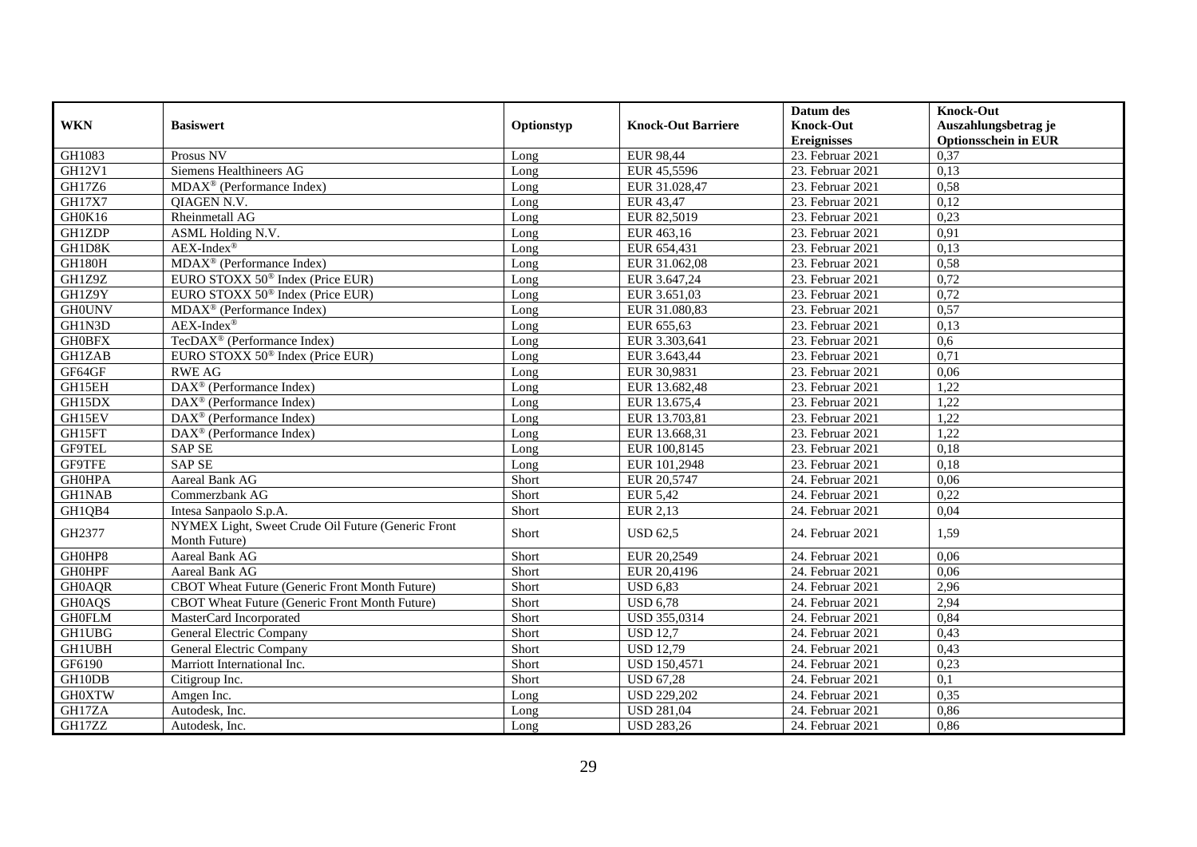| WKN | Basiswert | Optionstyp | Knock-Out Barriere | Datum des Knock-Out Ereignisses | Knock-Out Auszahlungsbetrag je Optionsschein in EUR |
|---|---|---|---|---|---|
| GH1083 | Prosus NV | Long | EUR 98,44 | 23. Februar 2021 | 0,37 |
| GH12V1 | Siemens Healthineers AG | Long | EUR 45,5596 | 23. Februar 2021 | 0,13 |
| GH17Z6 | MDAX® (Performance Index) | Long | EUR 31.028,47 | 23. Februar 2021 | 0,58 |
| GH17X7 | QIAGEN N.V. | Long | EUR 43,47 | 23. Februar 2021 | 0,12 |
| GH0K16 | Rheinmetall AG | Long | EUR 82,5019 | 23. Februar 2021 | 0,23 |
| GH1ZDP | ASML Holding N.V. | Long | EUR 463,16 | 23. Februar 2021 | 0,91 |
| GH1D8K | AEX-Index® | Long | EUR 654,431 | 23. Februar 2021 | 0,13 |
| GH180H | MDAX® (Performance Index) | Long | EUR 31.062,08 | 23. Februar 2021 | 0,58 |
| GH1Z9Z | EURO STOXX 50® Index (Price EUR) | Long | EUR 3.647,24 | 23. Februar 2021 | 0,72 |
| GH1Z9Y | EURO STOXX 50® Index (Price EUR) | Long | EUR 3.651,03 | 23. Februar 2021 | 0,72 |
| GH0UNV | MDAX® (Performance Index) | Long | EUR 31.080,83 | 23. Februar 2021 | 0,57 |
| GH1N3D | AEX-Index® | Long | EUR 655,63 | 23. Februar 2021 | 0,13 |
| GH0BFX | TecDAX® (Performance Index) | Long | EUR 3.303,641 | 23. Februar 2021 | 0,6 |
| GH1ZAB | EURO STOXX 50® Index (Price EUR) | Long | EUR 3.643,44 | 23. Februar 2021 | 0,71 |
| GF64GF | RWE AG | Long | EUR 30,9831 | 23. Februar 2021 | 0,06 |
| GH15EH | DAX® (Performance Index) | Long | EUR 13.682,48 | 23. Februar 2021 | 1,22 |
| GH15DX | DAX® (Performance Index) | Long | EUR 13.675,4 | 23. Februar 2021 | 1,22 |
| GH15EV | DAX® (Performance Index) | Long | EUR 13.703,81 | 23. Februar 2021 | 1,22 |
| GH15FT | DAX® (Performance Index) | Long | EUR 13.668,31 | 23. Februar 2021 | 1,22 |
| GF9TEL | SAP SE | Long | EUR 100,8145 | 23. Februar 2021 | 0,18 |
| GF9TFE | SAP SE | Long | EUR 101,2948 | 23. Februar 2021 | 0,18 |
| GH0HPA | Aareal Bank AG | Short | EUR 20,5747 | 24. Februar 2021 | 0,06 |
| GH1NAB | Commerzbank AG | Short | EUR 5,42 | 24. Februar 2021 | 0,22 |
| GH1QB4 | Intesa Sanpaolo S.p.A. | Short | EUR 2,13 | 24. Februar 2021 | 0,04 |
| GH2377 | NYMEX Light, Sweet Crude Oil Future (Generic Front Month Future) | Short | USD 62,5 | 24. Februar 2021 | 1,59 |
| GH0HP8 | Aareal Bank AG | Short | EUR 20,2549 | 24. Februar 2021 | 0,06 |
| GH0HPF | Aareal Bank AG | Short | EUR 20,4196 | 24. Februar 2021 | 0,06 |
| GH0AQR | CBOT Wheat Future (Generic Front Month Future) | Short | USD 6,83 | 24. Februar 2021 | 2,96 |
| GH0AQS | CBOT Wheat Future (Generic Front Month Future) | Short | USD 6,78 | 24. Februar 2021 | 2,94 |
| GH0FLM | MasterCard Incorporated | Short | USD 355,0314 | 24. Februar 2021 | 0,84 |
| GH1UBG | General Electric Company | Short | USD 12,7 | 24. Februar 2021 | 0,43 |
| GH1UBH | General Electric Company | Short | USD 12,79 | 24. Februar 2021 | 0,43 |
| GF6190 | Marriott International Inc. | Short | USD 150,4571 | 24. Februar 2021 | 0,23 |
| GH10DB | Citigroup Inc. | Short | USD 67,28 | 24. Februar 2021 | 0,1 |
| GH0XTW | Amgen Inc. | Long | USD 229,202 | 24. Februar 2021 | 0,35 |
| GH17ZA | Autodesk, Inc. | Long | USD 281,04 | 24. Februar 2021 | 0,86 |
| GH17ZZ | Autodesk, Inc. | Long | USD 283,26 | 24. Februar 2021 | 0,86 |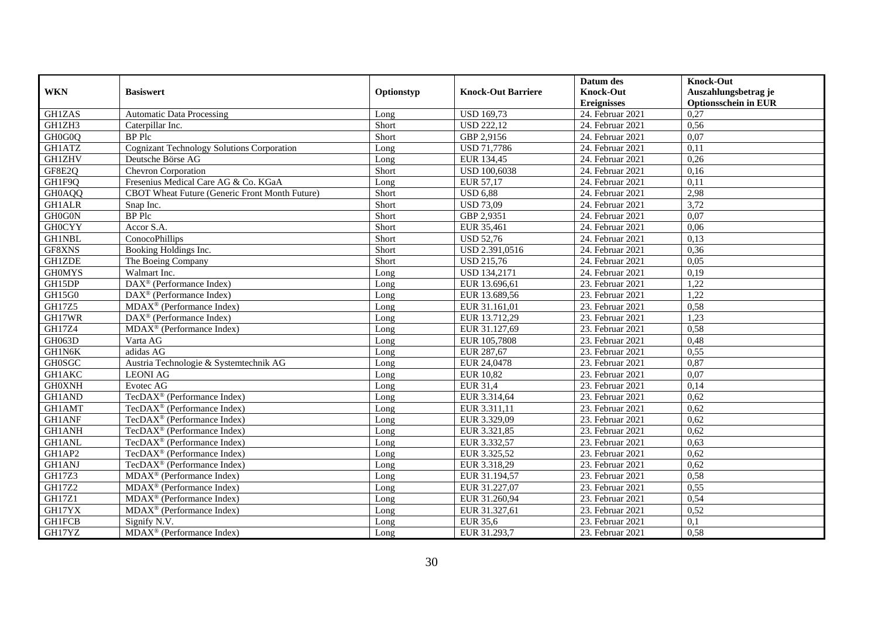| WKN | Basiswert | Optionstyp | Knock-Out Barriere | Datum des Knock-Out Ereignisses | Knock-Out Auszahlungsbetrag je Optionsschein in EUR |
|---|---|---|---|---|---|
| GH1ZAS | Automatic Data Processing | Long | USD 169,73 | 24. Februar 2021 | 0,27 |
| GH1ZH3 | Caterpillar Inc. | Short | USD 222,12 | 24. Februar 2021 | 0,56 |
| GH0G0Q | BP Plc | Short | GBP 2,9156 | 24. Februar 2021 | 0,07 |
| GH1ATZ | Cognizant Technology Solutions Corporation | Long | USD 71,7786 | 24. Februar 2021 | 0,11 |
| GH1ZHV | Deutsche Börse AG | Long | EUR 134,45 | 24. Februar 2021 | 0,26 |
| GF8E2Q | Chevron Corporation | Short | USD 100,6038 | 24. Februar 2021 | 0,16 |
| GH1F9Q | Fresenius Medical Care AG & Co. KGaA | Long | EUR 57,17 | 24. Februar 2021 | 0,11 |
| GH0AQQ | CBOT Wheat Future (Generic Front Month Future) | Short | USD 6,88 | 24. Februar 2021 | 2,98 |
| GH1ALR | Snap Inc. | Short | USD 73,09 | 24. Februar 2021 | 3,72 |
| GH0G0N | BP Plc | Short | GBP 2,9351 | 24. Februar 2021 | 0,07 |
| GH0CYY | Accor S.A. | Short | EUR 35,461 | 24. Februar 2021 | 0,06 |
| GH1NBL | ConocoPhillips | Short | USD 52,76 | 24. Februar 2021 | 0,13 |
| GF8XNS | Booking Holdings Inc. | Short | USD 2.391,0516 | 24. Februar 2021 | 0,36 |
| GH1ZDE | The Boeing Company | Short | USD 215,76 | 24. Februar 2021 | 0,05 |
| GH0MYS | Walmart Inc. | Long | USD 134,2171 | 24. Februar 2021 | 0,19 |
| GH15DP | DAX® (Performance Index) | Long | EUR 13.696,61 | 23. Februar 2021 | 1,22 |
| GH15G0 | DAX® (Performance Index) | Long | EUR 13.689,56 | 23. Februar 2021 | 1,22 |
| GH17Z5 | MDAX® (Performance Index) | Long | EUR 31.161,01 | 23. Februar 2021 | 0,58 |
| GH17WR | DAX® (Performance Index) | Long | EUR 13.712,29 | 23. Februar 2021 | 1,23 |
| GH17Z4 | MDAX® (Performance Index) | Long | EUR 31.127,69 | 23. Februar 2021 | 0,58 |
| GH063D | Varta AG | Long | EUR 105,7808 | 23. Februar 2021 | 0,48 |
| GH1N6K | adidas AG | Long | EUR 287,67 | 23. Februar 2021 | 0,55 |
| GH0SGC | Austria Technologie & Systemtechnik AG | Long | EUR 24,0478 | 23. Februar 2021 | 0,87 |
| GH1AKC | LEONI AG | Long | EUR 10,82 | 23. Februar 2021 | 0,07 |
| GH0XNH | Evotec AG | Long | EUR 31,4 | 23. Februar 2021 | 0,14 |
| GH1AND | TecDAX® (Performance Index) | Long | EUR 3.314,64 | 23. Februar 2021 | 0,62 |
| GH1AMT | TecDAX® (Performance Index) | Long | EUR 3.311,11 | 23. Februar 2021 | 0,62 |
| GH1ANF | TecDAX® (Performance Index) | Long | EUR 3.329,09 | 23. Februar 2021 | 0,62 |
| GH1ANH | TecDAX® (Performance Index) | Long | EUR 3.321,85 | 23. Februar 2021 | 0,62 |
| GH1ANL | TecDAX® (Performance Index) | Long | EUR 3.332,57 | 23. Februar 2021 | 0,63 |
| GH1AP2 | TecDAX® (Performance Index) | Long | EUR 3.325,52 | 23. Februar 2021 | 0,62 |
| GH1ANJ | TecDAX® (Performance Index) | Long | EUR 3.318,29 | 23. Februar 2021 | 0,62 |
| GH17Z3 | MDAX® (Performance Index) | Long | EUR 31.194,57 | 23. Februar 2021 | 0,58 |
| GH17Z2 | MDAX® (Performance Index) | Long | EUR 31.227,07 | 23. Februar 2021 | 0,55 |
| GH17Z1 | MDAX® (Performance Index) | Long | EUR 31.260,94 | 23. Februar 2021 | 0,54 |
| GH17YX | MDAX® (Performance Index) | Long | EUR 31.327,61 | 23. Februar 2021 | 0,52 |
| GH1FCB | Signify N.V. | Long | EUR 35,6 | 23. Februar 2021 | 0,1 |
| GH17YZ | MDAX® (Performance Index) | Long | EUR 31.293,7 | 23. Februar 2021 | 0,58 |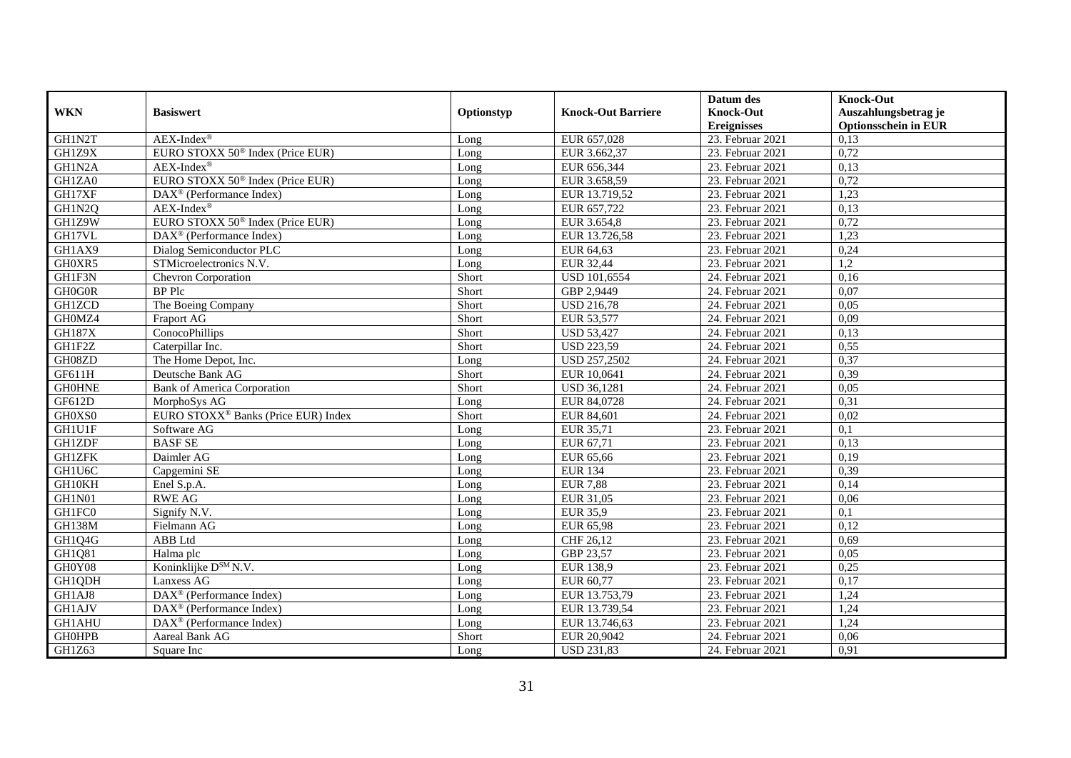| WKN | Basiswert | Optionstyp | Knock-Out Barriere | Datum des Knock-Out Ereignisses | Knock-Out Auszahlungsbetrag je Optionsschein in EUR |
|---|---|---|---|---|---|
| GH1N2T | AEX-Index® | Long | EUR 657,028 | 23. Februar 2021 | 0,13 |
| GH1Z9X | EURO STOXX 50® Index (Price EUR) | Long | EUR 3.662,37 | 23. Februar 2021 | 0,72 |
| GH1N2A | AEX-Index® | Long | EUR 656,344 | 23. Februar 2021 | 0,13 |
| GH1ZA0 | EURO STOXX 50® Index (Price EUR) | Long | EUR 3.658,59 | 23. Februar 2021 | 0,72 |
| GH17XF | DAX® (Performance Index) | Long | EUR 13.719,52 | 23. Februar 2021 | 1,23 |
| GH1N2Q | AEX-Index® | Long | EUR 657,722 | 23. Februar 2021 | 0,13 |
| GH1Z9W | EURO STOXX 50® Index (Price EUR) | Long | EUR 3.654,8 | 23. Februar 2021 | 0,72 |
| GH17VL | DAX® (Performance Index) | Long | EUR 13.726,58 | 23. Februar 2021 | 1,23 |
| GH1AX9 | Dialog Semiconductor PLC | Long | EUR 64,63 | 23. Februar 2021 | 0,24 |
| GH0XR5 | STMicroelectronics N.V. | Long | EUR 32,44 | 23. Februar 2021 | 1,2 |
| GH1F3N | Chevron Corporation | Short | USD 101,6554 | 24. Februar 2021 | 0,16 |
| GH0G0R | BP Plc | Short | GBP 2,9449 | 24. Februar 2021 | 0,07 |
| GH1ZCD | The Boeing Company | Short | USD 216,78 | 24. Februar 2021 | 0,05 |
| GH0MZ4 | Fraport AG | Short | EUR 53,577 | 24. Februar 2021 | 0,09 |
| GH187X | ConocoPhillips | Short | USD 53,427 | 24. Februar 2021 | 0,13 |
| GH1F2Z | Caterpillar Inc. | Short | USD 223,59 | 24. Februar 2021 | 0,55 |
| GH08ZD | The Home Depot, Inc. | Long | USD 257,2502 | 24. Februar 2021 | 0,37 |
| GF611H | Deutsche Bank AG | Short | EUR 10,0641 | 24. Februar 2021 | 0,39 |
| GH0HNE | Bank of America Corporation | Short | USD 36,1281 | 24. Februar 2021 | 0,05 |
| GF612D | MorphoSys AG | Long | EUR 84,0728 | 24. Februar 2021 | 0,31 |
| GH0XS0 | EURO STOXX® Banks (Price EUR) Index | Short | EUR 84,601 | 24. Februar 2021 | 0,02 |
| GH1U1F | Software AG | Long | EUR 35,71 | 23. Februar 2021 | 0,1 |
| GH1ZDF | BASF SE | Long | EUR 67,71 | 23. Februar 2021 | 0,13 |
| GH1ZFK | Daimler AG | Long | EUR 65,66 | 23. Februar 2021 | 0,19 |
| GH1U6C | Capgemini SE | Long | EUR 134 | 23. Februar 2021 | 0,39 |
| GH10KH | Enel S.p.A. | Long | EUR 7,88 | 23. Februar 2021 | 0,14 |
| GH1N01 | RWE AG | Long | EUR 31,05 | 23. Februar 2021 | 0,06 |
| GH1FC0 | Signify N.V. | Long | EUR 35,9 | 23. Februar 2021 | 0,1 |
| GH138M | Fielmann AG | Long | EUR 65,98 | 23. Februar 2021 | 0,12 |
| GH1Q4G | ABB Ltd | Long | CHF 26,12 | 23. Februar 2021 | 0,69 |
| GH1Q81 | Halma plc | Long | GBP 23,57 | 23. Februar 2021 | 0,05 |
| GH0Y08 | Koninklijke DSM N.V. | Long | EUR 138,9 | 23. Februar 2021 | 0,25 |
| GH1QDH | Lanxess AG | Long | EUR 60,77 | 23. Februar 2021 | 0,17 |
| GH1AJ8 | DAX® (Performance Index) | Long | EUR 13.753,79 | 23. Februar 2021 | 1,24 |
| GH1AJV | DAX® (Performance Index) | Long | EUR 13.739,54 | 23. Februar 2021 | 1,24 |
| GH1AHU | DAX® (Performance Index) | Long | EUR 13.746,63 | 23. Februar 2021 | 1,24 |
| GH0HPB | Aareal Bank AG | Short | EUR 20,9042 | 24. Februar 2021 | 0,06 |
| GH1Z63 | Square Inc | Long | USD 231,83 | 24. Februar 2021 | 0,91 |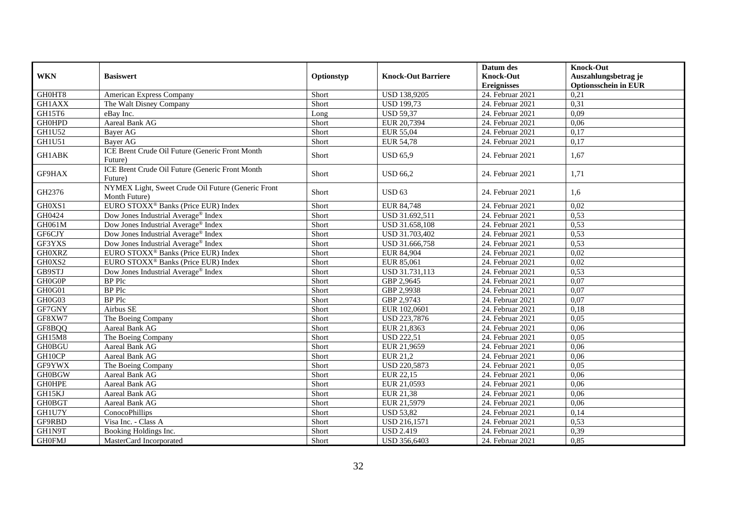| WKN | Basiswert | Optionstyp | Knock-Out Barriere | Datum des Knock-Out Ereignisses | Knock-Out Auszahlungsbetrag je Optionsschein in EUR |
|---|---|---|---|---|---|
| GH0HT8 | American Express Company | Short | USD 138,9205 | 24. Februar 2021 | 0,21 |
| GH1AXX | The Walt Disney Company | Short | USD 199,73 | 24. Februar 2021 | 0,31 |
| GH15T6 | eBay Inc. | Long | USD 59,37 | 24. Februar 2021 | 0,09 |
| GH0HPD | Aareal Bank AG | Short | EUR 20,7394 | 24. Februar 2021 | 0,06 |
| GH1U52 | Bayer AG | Short | EUR 55,04 | 24. Februar 2021 | 0,17 |
| GH1U51 | Bayer AG | Short | EUR 54,78 | 24. Februar 2021 | 0,17 |
| GH1ABK | ICE Brent Crude Oil Future (Generic Front Month Future) | Short | USD 65,9 | 24. Februar 2021 | 1,67 |
| GF9HAX | ICE Brent Crude Oil Future (Generic Front Month Future) | Short | USD 66,2 | 24. Februar 2021 | 1,71 |
| GH2376 | NYMEX Light, Sweet Crude Oil Future (Generic Front Month Future) | Short | USD 63 | 24. Februar 2021 | 1,6 |
| GH0XS1 | EURO STOXX® Banks (Price EUR) Index | Short | EUR 84,748 | 24. Februar 2021 | 0,02 |
| GH0424 | Dow Jones Industrial Average® Index | Short | USD 31.692,511 | 24. Februar 2021 | 0,53 |
| GH061M | Dow Jones Industrial Average® Index | Short | USD 31.658,108 | 24. Februar 2021 | 0,53 |
| GF6CJY | Dow Jones Industrial Average® Index | Short | USD 31.703,402 | 24. Februar 2021 | 0,53 |
| GF3YXS | Dow Jones Industrial Average® Index | Short | USD 31.666,758 | 24. Februar 2021 | 0,53 |
| GH0XRZ | EURO STOXX® Banks (Price EUR) Index | Short | EUR 84,904 | 24. Februar 2021 | 0,02 |
| GH0XS2 | EURO STOXX® Banks (Price EUR) Index | Short | EUR 85,061 | 24. Februar 2021 | 0,02 |
| GB9STJ | Dow Jones Industrial Average® Index | Short | USD 31.731,113 | 24. Februar 2021 | 0,53 |
| GH0G0P | BP Plc | Short | GBP 2,9645 | 24. Februar 2021 | 0,07 |
| GH0G01 | BP Plc | Short | GBP 2,9938 | 24. Februar 2021 | 0,07 |
| GH0G03 | BP Plc | Short | GBP 2,9743 | 24. Februar 2021 | 0,07 |
| GF7GNY | Airbus SE | Short | EUR 102,0601 | 24. Februar 2021 | 0,18 |
| GF8XW7 | The Boeing Company | Short | USD 223,7876 | 24. Februar 2021 | 0,05 |
| GF8BQQ | Aareal Bank AG | Short | EUR 21,8363 | 24. Februar 2021 | 0,06 |
| GH15M8 | The Boeing Company | Short | USD 222,51 | 24. Februar 2021 | 0,05 |
| GH0BGU | Aareal Bank AG | Short | EUR 21,9659 | 24. Februar 2021 | 0,06 |
| GH10CP | Aareal Bank AG | Short | EUR 21,2 | 24. Februar 2021 | 0,06 |
| GF9YWX | The Boeing Company | Short | USD 220,5873 | 24. Februar 2021 | 0,05 |
| GH0BGW | Aareal Bank AG | Short | EUR 22,15 | 24. Februar 2021 | 0,06 |
| GH0HPE | Aareal Bank AG | Short | EUR 21,0593 | 24. Februar 2021 | 0,06 |
| GH15KJ | Aareal Bank AG | Short | EUR 21,38 | 24. Februar 2021 | 0,06 |
| GH0BGT | Aareal Bank AG | Short | EUR 21,5979 | 24. Februar 2021 | 0,06 |
| GH1U7Y | ConocoPhillips | Short | USD 53,82 | 24. Februar 2021 | 0,14 |
| GF9RBD | Visa Inc. - Class A | Short | USD 216,1571 | 24. Februar 2021 | 0,53 |
| GH1N9T | Booking Holdings Inc. | Short | USD 2.419 | 24. Februar 2021 | 0,39 |
| GH0FMJ | MasterCard Incorporated | Short | USD 356,6403 | 24. Februar 2021 | 0,85 |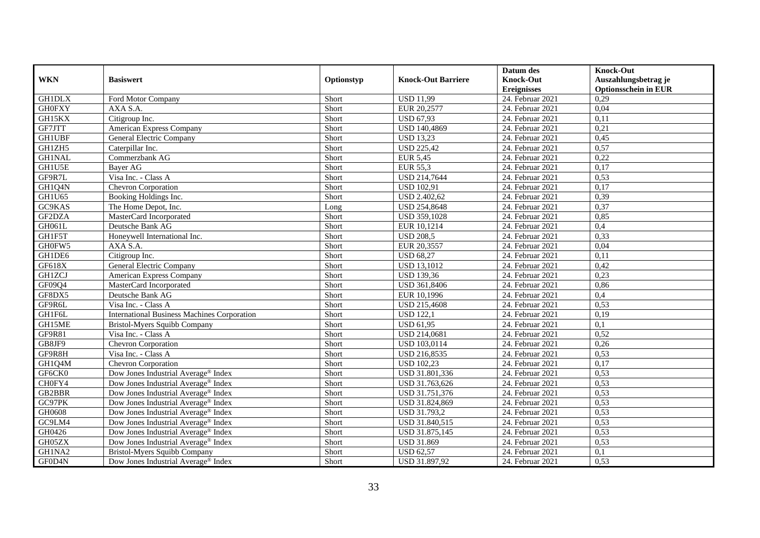| WKN | Basiswert | Optionstyp | Knock-Out Barriere | Datum des Knock-Out Ereignisses | Knock-Out Auszahlungsbetrag je Optionsschein in EUR |
|---|---|---|---|---|---|
| GH1DLX | Ford Motor Company | Short | USD 11,99 | 24. Februar 2021 | 0,29 |
| GH0FXY | AXA S.A. | Short | EUR 20,2577 | 24. Februar 2021 | 0,04 |
| GH15KX | Citigroup Inc. | Short | USD 67,93 | 24. Februar 2021 | 0,11 |
| GF7JTT | American Express Company | Short | USD 140,4869 | 24. Februar 2021 | 0,21 |
| GH1UBF | General Electric Company | Short | USD 13,23 | 24. Februar 2021 | 0,45 |
| GH1ZH5 | Caterpillar Inc. | Short | USD 225,42 | 24. Februar 2021 | 0,57 |
| GH1NAL | Commerzbank AG | Short | EUR 5,45 | 24. Februar 2021 | 0,22 |
| GH1U5E | Bayer AG | Short | EUR 55,3 | 24. Februar 2021 | 0,17 |
| GF9R7L | Visa Inc. - Class A | Short | USD 214,7644 | 24. Februar 2021 | 0,53 |
| GH1Q4N | Chevron Corporation | Short | USD 102,91 | 24. Februar 2021 | 0,17 |
| GH1U65 | Booking Holdings Inc. | Short | USD 2.402,62 | 24. Februar 2021 | 0,39 |
| GC9KAS | The Home Depot, Inc. | Long | USD 254,8648 | 24. Februar 2021 | 0,37 |
| GF2DZA | MasterCard Incorporated | Short | USD 359,1028 | 24. Februar 2021 | 0,85 |
| GH061L | Deutsche Bank AG | Short | EUR 10,1214 | 24. Februar 2021 | 0,4 |
| GH1F5T | Honeywell International Inc. | Short | USD 208,5 | 24. Februar 2021 | 0,33 |
| GH0FW5 | AXA S.A. | Short | EUR 20,3557 | 24. Februar 2021 | 0,04 |
| GH1DE6 | Citigroup Inc. | Short | USD 68,27 | 24. Februar 2021 | 0,11 |
| GF618X | General Electric Company | Short | USD 13,1012 | 24. Februar 2021 | 0,42 |
| GH1ZCJ | American Express Company | Short | USD 139,36 | 24. Februar 2021 | 0,23 |
| GF09Q4 | MasterCard Incorporated | Short | USD 361,8406 | 24. Februar 2021 | 0,86 |
| GF8DX5 | Deutsche Bank AG | Short | EUR 10,1996 | 24. Februar 2021 | 0,4 |
| GF9R6L | Visa Inc. - Class A | Short | USD 215,4608 | 24. Februar 2021 | 0,53 |
| GH1F6L | International Business Machines Corporation | Short | USD 122,1 | 24. Februar 2021 | 0,19 |
| GH15ME | Bristol-Myers Squibb Company | Short | USD 61,95 | 24. Februar 2021 | 0,1 |
| GF9R81 | Visa Inc. - Class A | Short | USD 214,0681 | 24. Februar 2021 | 0,52 |
| GB8JF9 | Chevron Corporation | Short | USD 103,0114 | 24. Februar 2021 | 0,26 |
| GF9R8H | Visa Inc. - Class A | Short | USD 216,8535 | 24. Februar 2021 | 0,53 |
| GH1Q4M | Chevron Corporation | Short | USD 102,23 | 24. Februar 2021 | 0,17 |
| GF6CK0 | Dow Jones Industrial Average® Index | Short | USD 31.801,336 | 24. Februar 2021 | 0,53 |
| CH0FY4 | Dow Jones Industrial Average® Index | Short | USD 31.763,626 | 24. Februar 2021 | 0,53 |
| GB2BBR | Dow Jones Industrial Average® Index | Short | USD 31.751,376 | 24. Februar 2021 | 0,53 |
| GC97PK | Dow Jones Industrial Average® Index | Short | USD 31.824,869 | 24. Februar 2021 | 0,53 |
| GH0608 | Dow Jones Industrial Average® Index | Short | USD 31.793,2 | 24. Februar 2021 | 0,53 |
| GC9LM4 | Dow Jones Industrial Average® Index | Short | USD 31.840,515 | 24. Februar 2021 | 0,53 |
| GH0426 | Dow Jones Industrial Average® Index | Short | USD 31.875,145 | 24. Februar 2021 | 0,53 |
| GH05ZX | Dow Jones Industrial Average® Index | Short | USD 31.869 | 24. Februar 2021 | 0,53 |
| GH1NA2 | Bristol-Myers Squibb Company | Short | USD 62,57 | 24. Februar 2021 | 0,1 |
| GF0D4N | Dow Jones Industrial Average® Index | Short | USD 31.897,92 | 24. Februar 2021 | 0,53 |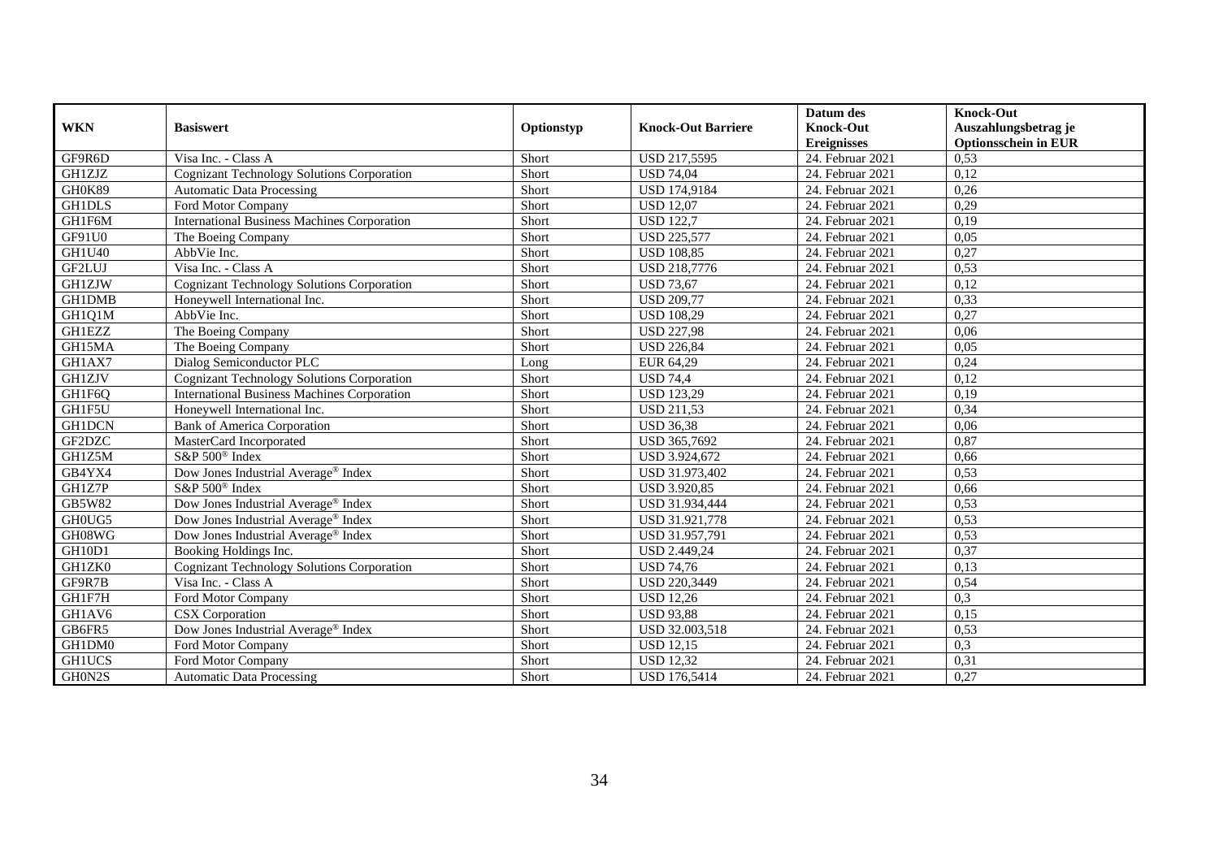| WKN | Basiswert | Optionstyp | Knock-Out Barriere | Datum des Knock-Out Ereignisses | Knock-Out Auszahlungsbetrag je Optionsschein in EUR |
|---|---|---|---|---|---|
| GF9R6D | Visa Inc. - Class A | Short | USD 217,5595 | 24. Februar 2021 | 0,53 |
| GH1ZJZ | Cognizant Technology Solutions Corporation | Short | USD 74,04 | 24. Februar 2021 | 0,12 |
| GH0K89 | Automatic Data Processing | Short | USD 174,9184 | 24. Februar 2021 | 0,26 |
| GH1DLS | Ford Motor Company | Short | USD 12,07 | 24. Februar 2021 | 0,29 |
| GH1F6M | International Business Machines Corporation | Short | USD 122,7 | 24. Februar 2021 | 0,19 |
| GF91U0 | The Boeing Company | Short | USD 225,577 | 24. Februar 2021 | 0,05 |
| GH1U40 | AbbVie Inc. | Short | USD 108,85 | 24. Februar 2021 | 0,27 |
| GF2LUJ | Visa Inc. - Class A | Short | USD 218,7776 | 24. Februar 2021 | 0,53 |
| GH1ZJW | Cognizant Technology Solutions Corporation | Short | USD 73,67 | 24. Februar 2021 | 0,12 |
| GH1DMB | Honeywell International Inc. | Short | USD 209,77 | 24. Februar 2021 | 0,33 |
| GH1Q1M | AbbVie Inc. | Short | USD 108,29 | 24. Februar 2021 | 0,27 |
| GH1EZZ | The Boeing Company | Short | USD 227,98 | 24. Februar 2021 | 0,06 |
| GH15MA | The Boeing Company | Short | USD 226,84 | 24. Februar 2021 | 0,05 |
| GH1AX7 | Dialog Semiconductor PLC | Long | EUR 64,29 | 24. Februar 2021 | 0,24 |
| GH1ZJV | Cognizant Technology Solutions Corporation | Short | USD 74,4 | 24. Februar 2021 | 0,12 |
| GH1F6Q | International Business Machines Corporation | Short | USD 123,29 | 24. Februar 2021 | 0,19 |
| GH1F5U | Honeywell International Inc. | Short | USD 211,53 | 24. Februar 2021 | 0,34 |
| GH1DCN | Bank of America Corporation | Short | USD 36,38 | 24. Februar 2021 | 0,06 |
| GF2DZC | MasterCard Incorporated | Short | USD 365,7692 | 24. Februar 2021 | 0,87 |
| GH1Z5M | S&P 500® Index | Short | USD 3.924,672 | 24. Februar 2021 | 0,66 |
| GB4YX4 | Dow Jones Industrial Average® Index | Short | USD 31.973,402 | 24. Februar 2021 | 0,53 |
| GH1Z7P | S&P 500® Index | Short | USD 3.920,85 | 24. Februar 2021 | 0,66 |
| GB5W82 | Dow Jones Industrial Average® Index | Short | USD 31.934,444 | 24. Februar 2021 | 0,53 |
| GH0UG5 | Dow Jones Industrial Average® Index | Short | USD 31.921,778 | 24. Februar 2021 | 0,53 |
| GH08WG | Dow Jones Industrial Average® Index | Short | USD 31.957,791 | 24. Februar 2021 | 0,53 |
| GH10D1 | Booking Holdings Inc. | Short | USD 2.449,24 | 24. Februar 2021 | 0,37 |
| GH1ZK0 | Cognizant Technology Solutions Corporation | Short | USD 74,76 | 24. Februar 2021 | 0,13 |
| GF9R7B | Visa Inc. - Class A | Short | USD 220,3449 | 24. Februar 2021 | 0,54 |
| GH1F7H | Ford Motor Company | Short | USD 12,26 | 24. Februar 2021 | 0,3 |
| GH1AV6 | CSX Corporation | Short | USD 93,88 | 24. Februar 2021 | 0,15 |
| GB6FR5 | Dow Jones Industrial Average® Index | Short | USD 32.003,518 | 24. Februar 2021 | 0,53 |
| GH1DM0 | Ford Motor Company | Short | USD 12,15 | 24. Februar 2021 | 0,3 |
| GH1UCS | Ford Motor Company | Short | USD 12,32 | 24. Februar 2021 | 0,31 |
| GH0N2S | Automatic Data Processing | Short | USD 176,5414 | 24. Februar 2021 | 0,27 |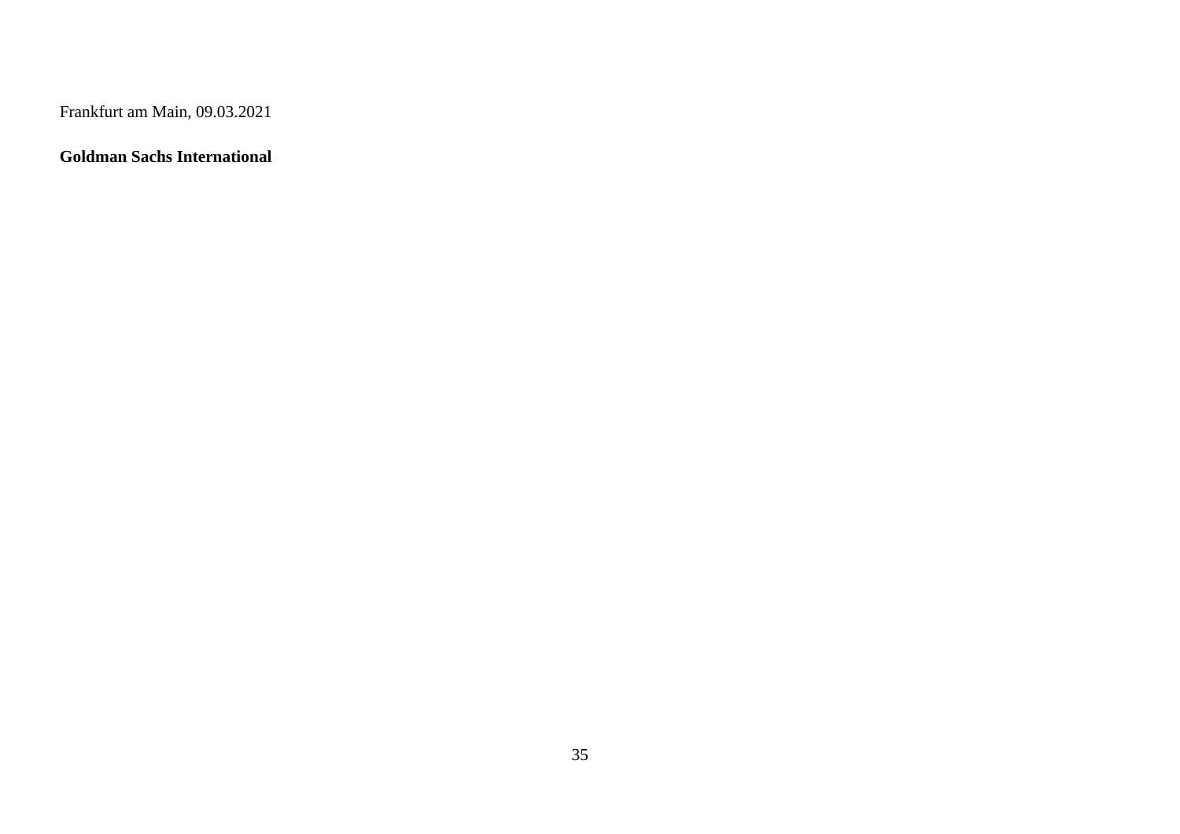Frankfurt am Main, 09.03.2021

**Goldman Sachs International**